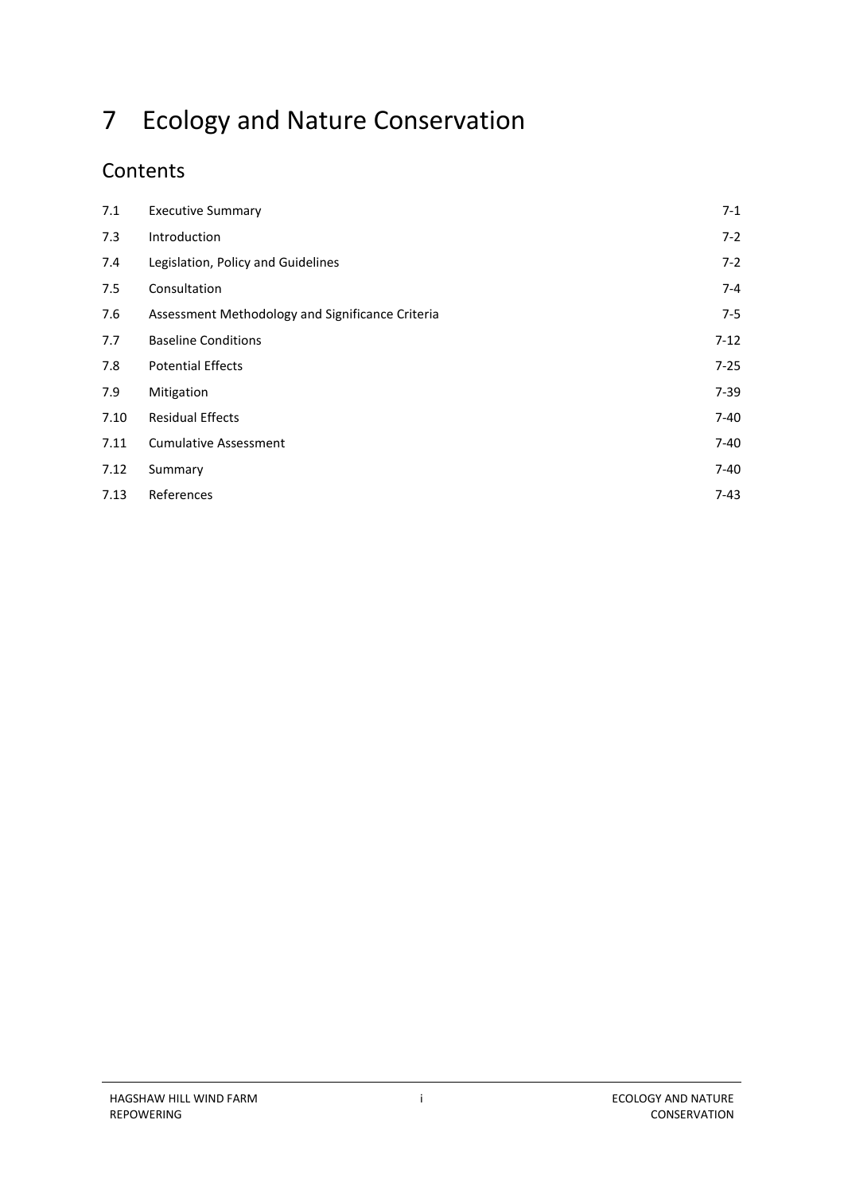# 7 Ecology and Nature Conservation

## Contents

| | | |
|---|---|---|
| 7.1 | Executive Summary | 7-1 |
| 7.3 | Introduction | 7-2 |
| 7.4 | Legislation, Policy and Guidelines | 7-2 |
| 7.5 | Consultation | 7-4 |
| 7.6 | Assessment Methodology and Significance Criteria | 7-5 |
| 7.7 | Baseline Conditions | 7-12 |
| 7.8 | Potential Effects | 7-25 |
| 7.9 | Mitigation | 7-39 |
| 7.10 | Residual Effects | 7-40 |
| 7.11 | Cumulative Assessment | 7-40 |
| 7.12 | Summary | 7-40 |
| 7.13 | References | 7-43 |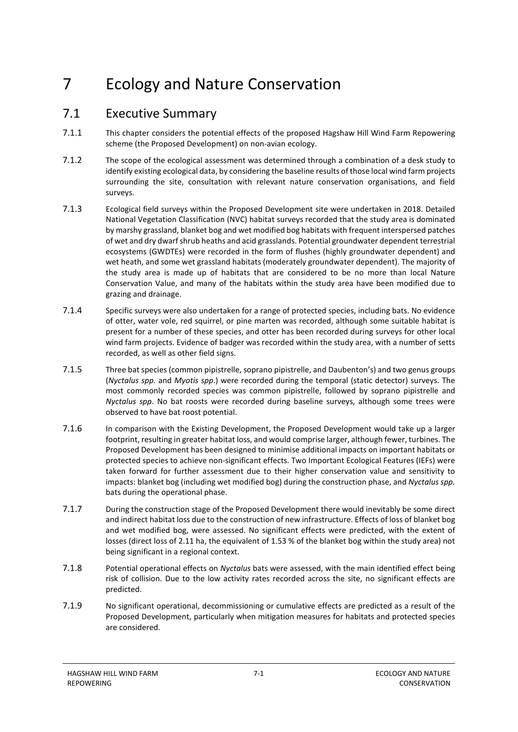# 7 Ecology and Nature Conservation

## 7.1 Executive Summary

7.1.1 This chapter considers the potential effects of the proposed Hagshaw Hill Wind Farm Repowering scheme (the Proposed Development) on non-avian ecology.

7.1.2 The scope of the ecological assessment was determined through a combination of a desk study to identify existing ecological data, by considering the baseline results of those local wind farm projects surrounding the site, consultation with relevant nature conservation organisations, and field surveys.

7.1.3 Ecological field surveys within the Proposed Development site were undertaken in 2018. Detailed National Vegetation Classification (NVC) habitat surveys recorded that the study area is dominated by marshy grassland, blanket bog and wet modified bog habitats with frequent interspersed patches of wet and dry dwarf shrub heaths and acid grasslands. Potential groundwater dependent terrestrial ecosystems (GWDTEs) were recorded in the form of flushes (highly groundwater dependent) and wet heath, and some wet grassland habitats (moderately groundwater dependent). The majority of the study area is made up of habitats that are considered to be no more than local Nature Conservation Value, and many of the habitats within the study area have been modified due to grazing and drainage.

7.1.4 Specific surveys were also undertaken for a range of protected species, including bats. No evidence of otter, water vole, red squirrel, or pine marten was recorded, although some suitable habitat is present for a number of these species, and otter has been recorded during surveys for other local wind farm projects. Evidence of badger was recorded within the study area, with a number of setts recorded, as well as other field signs.

7.1.5 Three bat species (common pipistrelle, soprano pipistrelle, and Daubenton's) and two genus groups (*Nyctalus spp.* and *Myotis spp*.) were recorded during the temporal (static detector) surveys. The most commonly recorded species was common pipistrelle, followed by soprano pipistrelle and *Nyctalus spp*. No bat roosts were recorded during baseline surveys, although some trees were observed to have bat roost potential.

7.1.6 In comparison with the Existing Development, the Proposed Development would take up a larger footprint, resulting in greater habitat loss, and would comprise larger, although fewer, turbines. The Proposed Development has been designed to minimise additional impacts on important habitats or protected species to achieve non-significant effects. Two Important Ecological Features (IEFs) were taken forward for further assessment due to their higher conservation value and sensitivity to impacts: blanket bog (including wet modified bog) during the construction phase, and *Nyctalus spp.* bats during the operational phase.

7.1.7 During the construction stage of the Proposed Development there would inevitably be some direct and indirect habitat loss due to the construction of new infrastructure. Effects of loss of blanket bog and wet modified bog, were assessed. No significant effects were predicted, with the extent of losses (direct loss of 2.11 ha, the equivalent of 1.53 % of the blanket bog within the study area) not being significant in a regional context.

7.1.8 Potential operational effects on *Nyctalus* bats were assessed, with the main identified effect being risk of collision. Due to the low activity rates recorded across the site, no significant effects are predicted.

7.1.9 No significant operational, decommissioning or cumulative effects are predicted as a result of the Proposed Development, particularly when mitigation measures for habitats and protected species are considered.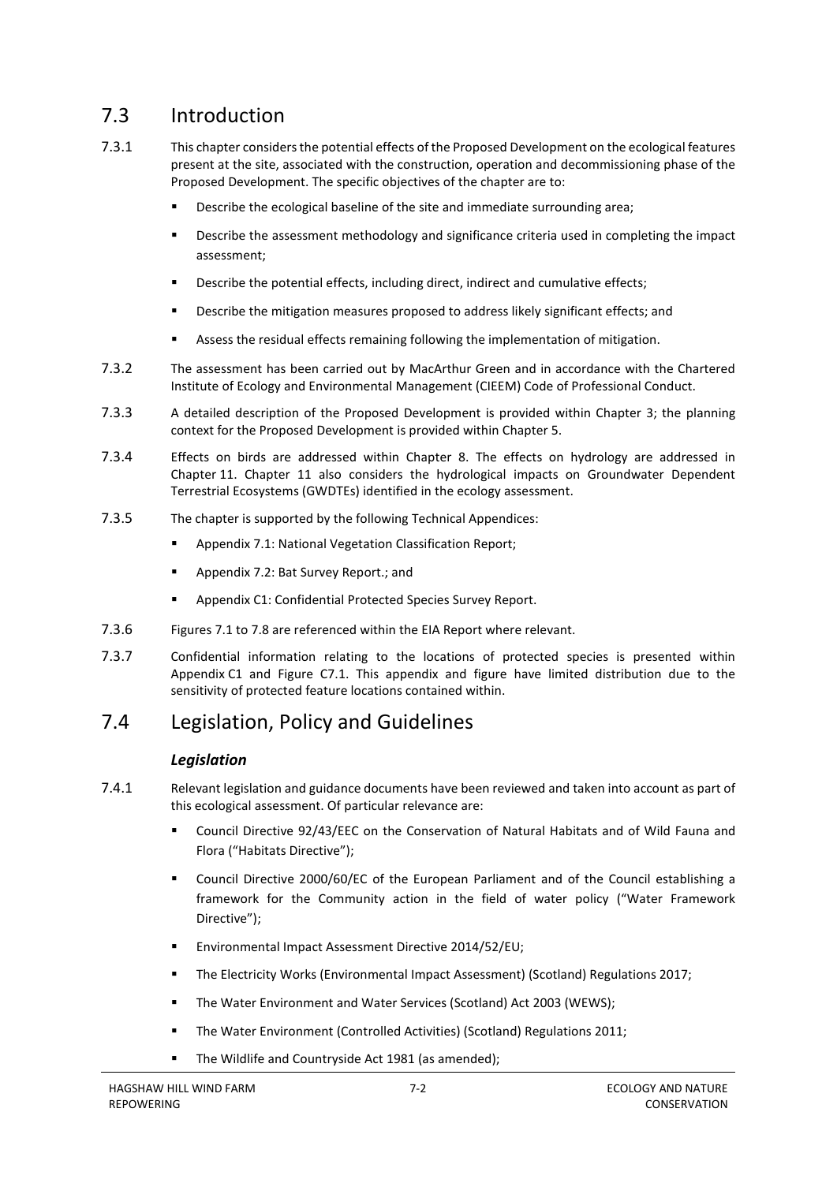## 7.3 Introduction

7.3.1 This chapter considers the potential effects of the Proposed Development on the ecological features present at the site, associated with the construction, operation and decommissioning phase of the Proposed Development. The specific objectives of the chapter are to:

- Describe the ecological baseline of the site and immediate surrounding area;
- Describe the assessment methodology and significance criteria used in completing the impact assessment;
- Describe the potential effects, including direct, indirect and cumulative effects;
- Describe the mitigation measures proposed to address likely significant effects; and
- Assess the residual effects remaining following the implementation of mitigation.

7.3.2 The assessment has been carried out by MacArthur Green and in accordance with the Chartered Institute of Ecology and Environmental Management (CIEEM) Code of Professional Conduct.

7.3.3 A detailed description of the Proposed Development is provided within Chapter 3; the planning context for the Proposed Development is provided within Chapter 5.

7.3.4 Effects on birds are addressed within Chapter 8. The effects on hydrology are addressed in Chapter 11. Chapter 11 also considers the hydrological impacts on Groundwater Dependent Terrestrial Ecosystems (GWDTEs) identified in the ecology assessment.

7.3.5 The chapter is supported by the following Technical Appendices:

- Appendix 7.1: National Vegetation Classification Report;
- Appendix 7.2: Bat Survey Report.; and
- Appendix C1: Confidential Protected Species Survey Report.

7.3.6 Figures 7.1 to 7.8 are referenced within the EIA Report where relevant.

7.3.7 Confidential information relating to the locations of protected species is presented within Appendix C1 and Figure C7.1. This appendix and figure have limited distribution due to the sensitivity of protected feature locations contained within.

## 7.4 Legislation, Policy and Guidelines

### *Legislation*

7.4.1 Relevant legislation and guidance documents have been reviewed and taken into account as part of this ecological assessment. Of particular relevance are:

- Council Directive 92/43/EEC on the Conservation of Natural Habitats and of Wild Fauna and Flora ("Habitats Directive");
- Council Directive 2000/60/EC of the European Parliament and of the Council establishing a framework for the Community action in the field of water policy ("Water Framework Directive");
- Environmental Impact Assessment Directive 2014/52/EU;
- The Electricity Works (Environmental Impact Assessment) (Scotland) Regulations 2017;
- The Water Environment and Water Services (Scotland) Act 2003 (WEWS);
- The Water Environment (Controlled Activities) (Scotland) Regulations 2011;
- The Wildlife and Countryside Act 1981 (as amended);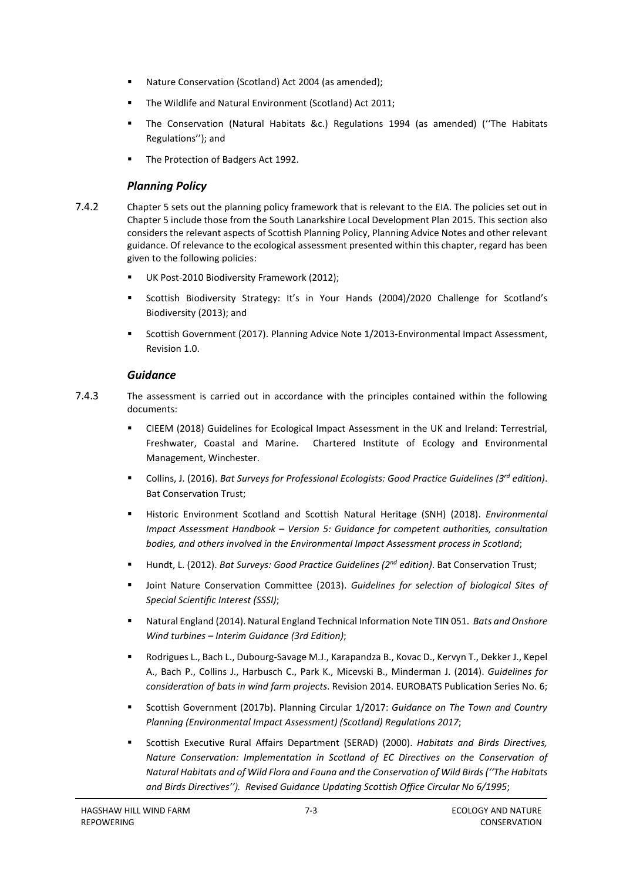- Nature Conservation (Scotland) Act 2004 (as amended);
- The Wildlife and Natural Environment (Scotland) Act 2011;
- The Conservation (Natural Habitats &c.) Regulations 1994 (as amended) (''The Habitats Regulations''); and
- The Protection of Badgers Act 1992.

### *Planning Policy*

7.4.2 Chapter 5 sets out the planning policy framework that is relevant to the EIA. The policies set out in Chapter 5 include those from the South Lanarkshire Local Development Plan 2015. This section also considers the relevant aspects of Scottish Planning Policy, Planning Advice Notes and other relevant guidance. Of relevance to the ecological assessment presented within this chapter, regard has been given to the following policies:

- UK Post-2010 Biodiversity Framework (2012);
- Scottish Biodiversity Strategy: It's in Your Hands (2004)/2020 Challenge for Scotland's Biodiversity (2013); and
- Scottish Government (2017). Planning Advice Note 1/2013-Environmental Impact Assessment, Revision 1.0.

### *Guidance*

7.4.3 The assessment is carried out in accordance with the principles contained within the following documents:

- CIEEM (2018) Guidelines for Ecological Impact Assessment in the UK and Ireland: Terrestrial, Freshwater, Coastal and Marine. Chartered Institute of Ecology and Environmental Management, Winchester.
- Collins, J. (2016). *Bat Surveys for Professional Ecologists: Good Practice Guidelines (3rd edition)*. Bat Conservation Trust;
- Historic Environment Scotland and Scottish Natural Heritage (SNH) (2018). *Environmental Impact Assessment Handbook – Version 5: Guidance for competent authorities, consultation bodies, and others involved in the Environmental Impact Assessment process in Scotland*;
- Hundt, L. (2012). *Bat Surveys: Good Practice Guidelines (2nd edition)*. Bat Conservation Trust;
- Joint Nature Conservation Committee (2013). *Guidelines for selection of biological Sites of Special Scientific Interest (SSSI)*;
- Natural England (2014). Natural England Technical Information Note TIN 051. *Bats and Onshore Wind turbines – Interim Guidance (3rd Edition)*;
- Rodrigues L., Bach L., Dubourg-Savage M.J., Karapandza B., Kovac D., Kervyn T., Dekker J., Kepel A., Bach P., Collins J., Harbusch C., Park K., Micevski B., Minderman J. (2014). *Guidelines for consideration of bats in wind farm projects*. Revision 2014. EUROBATS Publication Series No. 6;
- Scottish Government (2017b). Planning Circular 1/2017: *Guidance on The Town and Country Planning (Environmental Impact Assessment) (Scotland) Regulations 2017*;
- Scottish Executive Rural Affairs Department (SERAD) (2000). *Habitats and Birds Directives, Nature Conservation: Implementation in Scotland of EC Directives on the Conservation of Natural Habitats and of Wild Flora and Fauna and the Conservation of Wild Birds (''The Habitats and Birds Directives''). Revised Guidance Updating Scottish Office Circular No 6/1995*;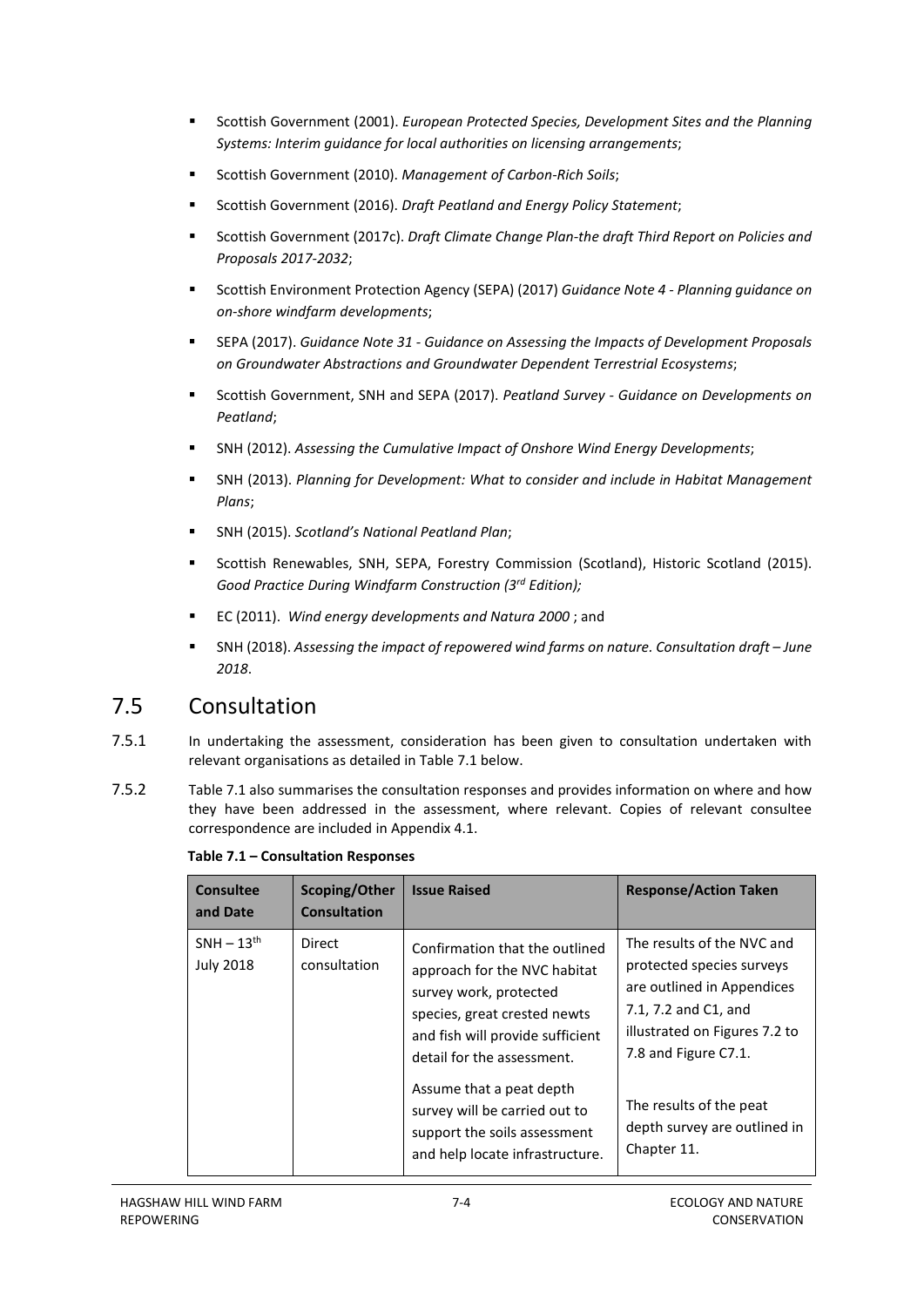- Scottish Government (2001). *European Protected Species, Development Sites and the Planning Systems: Interim guidance for local authorities on licensing arrangements*;
- Scottish Government (2010). *Management of Carbon-Rich Soils*;
- Scottish Government (2016). *Draft Peatland and Energy Policy Statement*;
- Scottish Government (2017c). *Draft Climate Change Plan-the draft Third Report on Policies and Proposals 2017-2032*;
- Scottish Environment Protection Agency (SEPA) (2017) *Guidance Note 4 - Planning guidance on on-shore windfarm developments*;
- SEPA (2017). *Guidance Note 31 - Guidance on Assessing the Impacts of Development Proposals on Groundwater Abstractions and Groundwater Dependent Terrestrial Ecosystems*;
- Scottish Government, SNH and SEPA (2017). *Peatland Survey - Guidance on Developments on Peatland*;
- SNH (2012). *Assessing the Cumulative Impact of Onshore Wind Energy Developments*;
- SNH (2013). *Planning for Development: What to consider and include in Habitat Management Plans*;
- SNH (2015). *Scotland's National Peatland Plan*;
- Scottish Renewables, SNH, SEPA, Forestry Commission (Scotland), Historic Scotland (2015). *Good Practice During Windfarm Construction (3rd Edition);*
- EC (2011). *Wind energy developments and Natura 2000* ; and
- SNH (2018). *Assessing the impact of repowered wind farms on nature. Consultation draft – June 2018*.

## 7.5 Consultation

7.5.1 In undertaking the assessment, consideration has been given to consultation undertaken with relevant organisations as detailed in Table 7.1 below.

7.5.2 Table 7.1 also summarises the consultation responses and provides information on where and how they have been addressed in the assessment, where relevant. Copies of relevant consultee correspondence are included in Appendix 4.1.

**Table 7.1 – Consultation Responses**

| Consultee and Date | Scoping/Other Consultation | Issue Raised | Response/Action Taken |
| --- | --- | --- | --- |
| SNH – 13th July 2018 | Direct consultation | Confirmation that the outlined approach for the NVC habitat survey work, protected species, great crested newts and fish will provide sufficient detail for the assessment. | The results of the NVC and protected species surveys are outlined in Appendices 7.1, 7.2 and C1, and illustrated on Figures 7.2 to 7.8 and Figure C7.1. |
| | | Assume that a peat depth survey will be carried out to support the soils assessment and help locate infrastructure. | The results of the peat depth survey are outlined in Chapter 11. |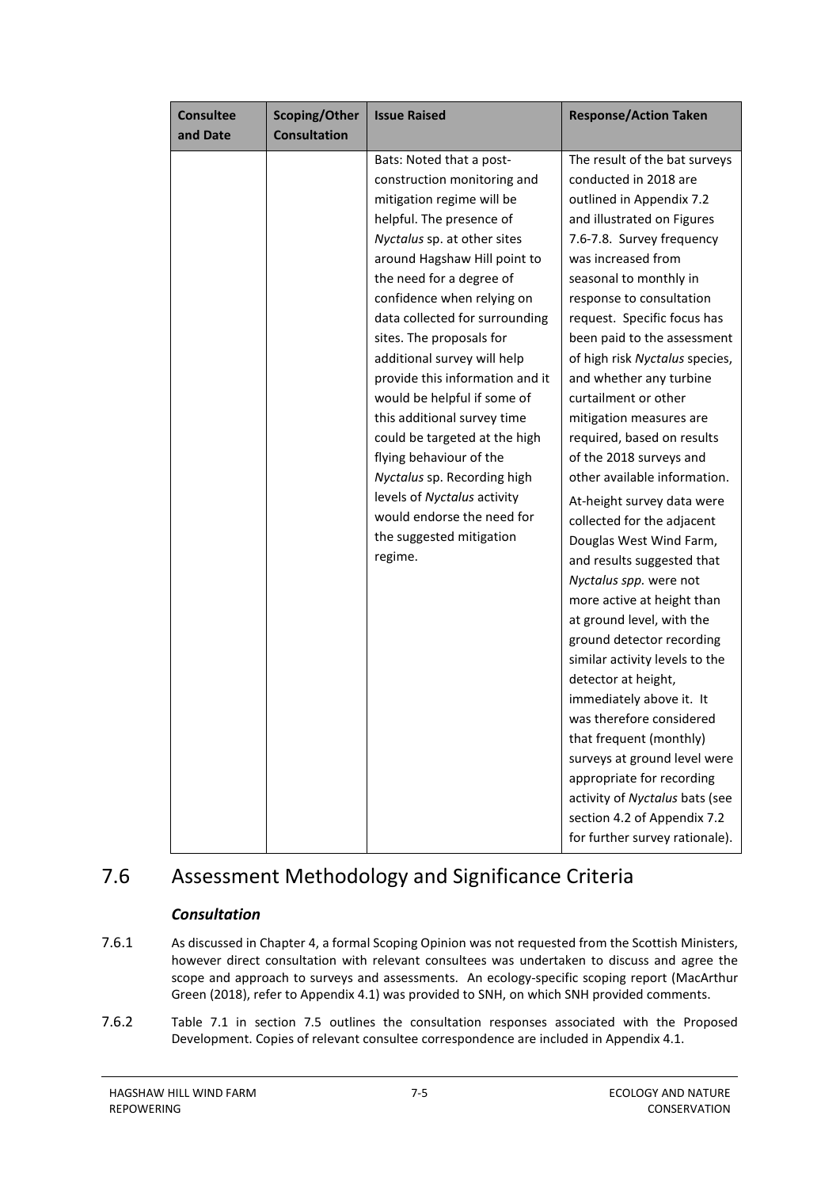| Consultee and Date | Scoping/Other Consultation | Issue Raised | Response/Action Taken |
|---|---|---|---|
| | | Bats: Noted that a post-construction monitoring and mitigation regime will be helpful. The presence of *Nyctalus* sp. at other sites around Hagshaw Hill point to the need for a degree of confidence when relying on data collected for surrounding sites. The proposals for additional survey will help provide this information and it would be helpful if some of this additional survey time could be targeted at the high flying behaviour of the *Nyctalus* sp. Recording high levels of *Nyctalus* activity would endorse the need for the suggested mitigation regime. | The result of the bat surveys conducted in 2018 are outlined in Appendix 7.2 and illustrated on Figures 7.6-7.8. Survey frequency was increased from seasonal to monthly in response to consultation request. Specific focus has been paid to the assessment of high risk *Nyctalus* species, and whether any turbine curtailment or other mitigation measures are required, based on results of the 2018 surveys and other available information. At-height survey data were collected for the adjacent Douglas West Wind Farm, and results suggested that *Nyctalus spp.* were not more active at height than at ground level, with the ground detector recording similar activity levels to the detector at height, immediately above it. It was therefore considered that frequent (monthly) surveys at ground level were appropriate for recording activity of *Nyctalus* bats (see section 4.2 of Appendix 7.2 for further survey rationale). |

# 7.6 Assessment Methodology and Significance Criteria

### *Consultation*

7.6.1 As discussed in Chapter 4, a formal Scoping Opinion was not requested from the Scottish Ministers, however direct consultation with relevant consultees was undertaken to discuss and agree the scope and approach to surveys and assessments. An ecology-specific scoping report (MacArthur Green (2018), refer to Appendix 4.1) was provided to SNH, on which SNH provided comments.

7.6.2 Table 7.1 in section 7.5 outlines the consultation responses associated with the Proposed Development. Copies of relevant consultee correspondence are included in Appendix 4.1.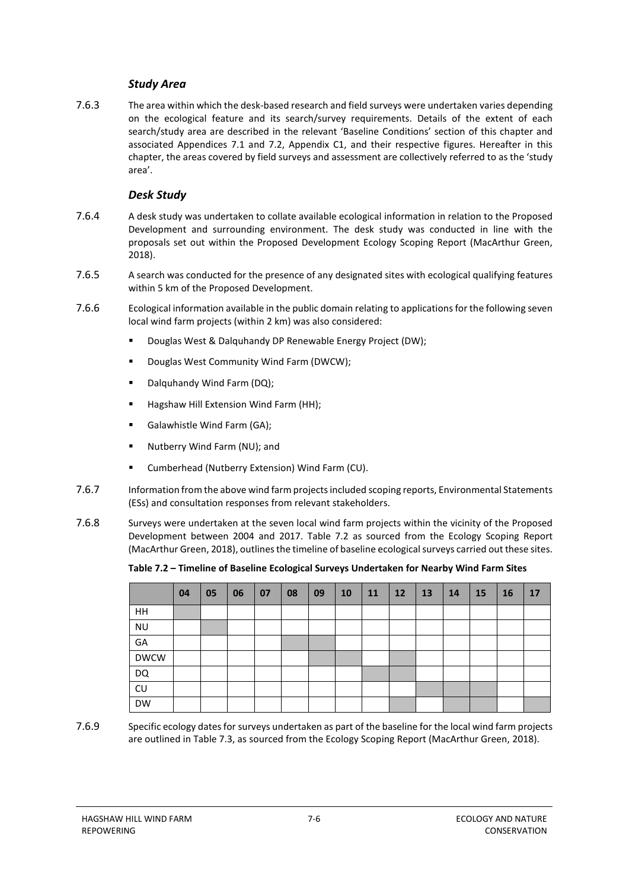### *Study Area*

7.6.3 The area within which the desk-based research and field surveys were undertaken varies depending on the ecological feature and its search/survey requirements. Details of the extent of each search/study area are described in the relevant 'Baseline Conditions' section of this chapter and associated Appendices 7.1 and 7.2, Appendix C1, and their respective figures. Hereafter in this chapter, the areas covered by field surveys and assessment are collectively referred to as the 'study area'.

### *Desk Study*

7.6.4 A desk study was undertaken to collate available ecological information in relation to the Proposed Development and surrounding environment. The desk study was conducted in line with the proposals set out within the Proposed Development Ecology Scoping Report (MacArthur Green, 2018).

7.6.5 A search was conducted for the presence of any designated sites with ecological qualifying features within 5 km of the Proposed Development.

7.6.6 Ecological information available in the public domain relating to applications for the following seven local wind farm projects (within 2 km) was also considered:

- Douglas West & Dalquhandy DP Renewable Energy Project (DW);
- Douglas West Community Wind Farm (DWCW);
- Dalquhandy Wind Farm (DQ);
- Hagshaw Hill Extension Wind Farm (HH);
- Galawhistle Wind Farm (GA);
- Nutberry Wind Farm (NU); and
- Cumberhead (Nutberry Extension) Wind Farm (CU).

7.6.7 Information from the above wind farm projects included scoping reports, Environmental Statements (ESs) and consultation responses from relevant stakeholders.

7.6.8 Surveys were undertaken at the seven local wind farm projects within the vicinity of the Proposed Development between 2004 and 2017. Table 7.2 as sourced from the Ecology Scoping Report (MacArthur Green, 2018), outlines the timeline of baseline ecological surveys carried out these sites.

**Table 7.2 – Timeline of Baseline Ecological Surveys Undertaken for Nearby Wind Farm Sites**

| | 04 | 05 | 06 | 07 | 08 | 09 | 10 | 11 | 12 | 13 | 14 | 15 | 16 | 17 |
|---|---|---|---|---|---|---|---|---|---|---|---|---|---|---|
| HH | ■ | | | | | | | | | | | | | |
| NU | | ■ | | | | | | | | | | | | |
| GA | | | | | ■ | ■ | | | | | | | | |
| DWCW | | | | | | ■ | ■ | | ■ | | | | | |
| DQ | | | | | | | | ■ | ■ | | | | | |
| CU | | | | | | | | | | ■ | ■ | ■ | | |
| DW | | | | | | | | | ■ | | ■ | ■ | | ■ |

7.6.9 Specific ecology dates for surveys undertaken as part of the baseline for the local wind farm projects are outlined in Table 7.3, as sourced from the Ecology Scoping Report (MacArthur Green, 2018).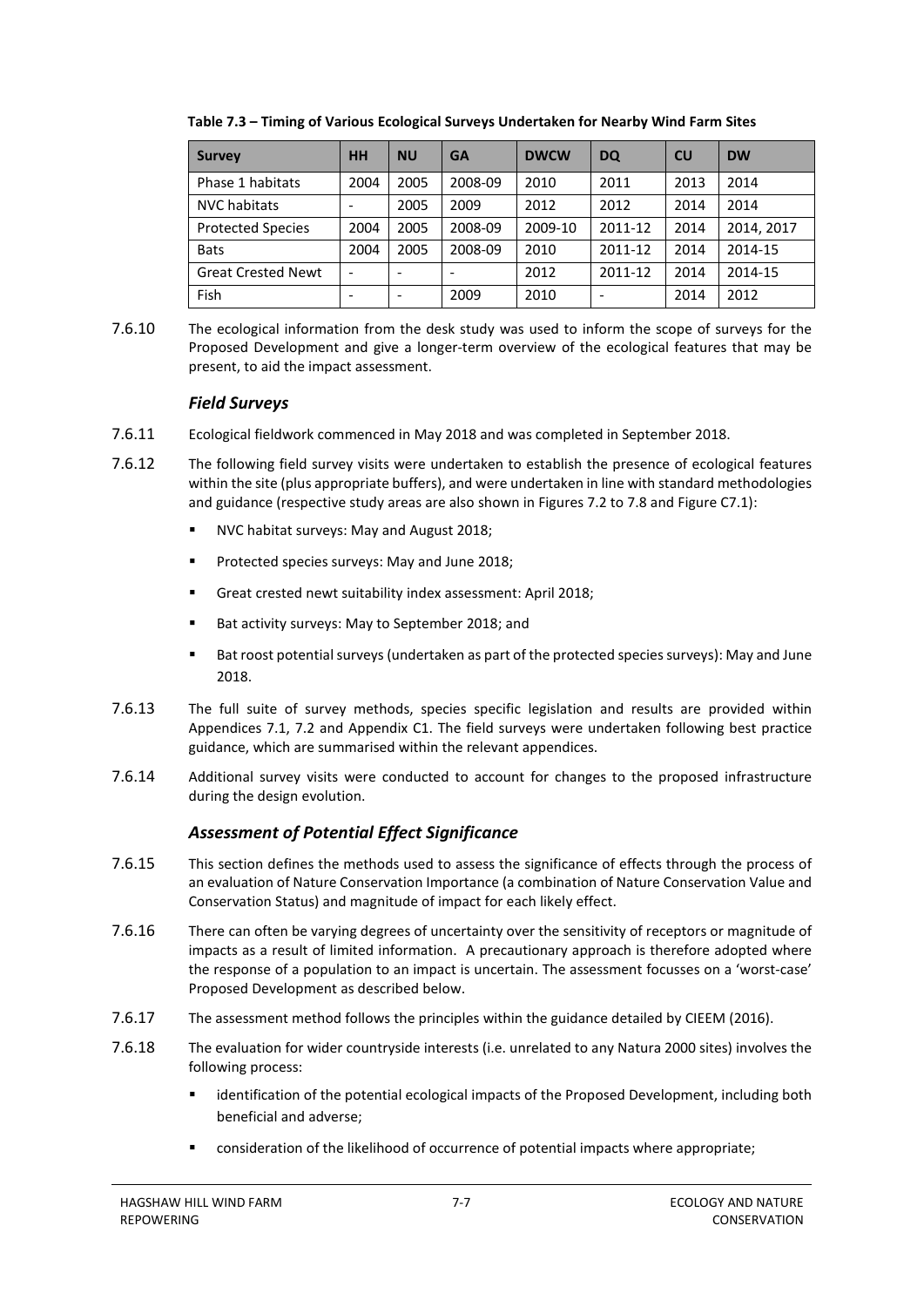**Table 7.3 – Timing of Various Ecological Surveys Undertaken for Nearby Wind Farm Sites**

| Survey | HH | NU | GA | DWCW | DQ | CU | DW |
|---|---|---|---|---|---|---|---|
| Phase 1 habitats | 2004 | 2005 | 2008-09 | 2010 | 2011 | 2013 | 2014 |
| NVC habitats | - | 2005 | 2009 | 2012 | 2012 | 2014 | 2014 |
| Protected Species | 2004 | 2005 | 2008-09 | 2009-10 | 2011-12 | 2014 | 2014, 2017 |
| Bats | 2004 | 2005 | 2008-09 | 2010 | 2011-12 | 2014 | 2014-15 |
| Great Crested Newt | - | - | - | 2012 | 2011-12 | 2014 | 2014-15 |
| Fish | - | - | 2009 | 2010 | - | 2014 | 2012 |

7.6.10 The ecological information from the desk study was used to inform the scope of surveys for the Proposed Development and give a longer-term overview of the ecological features that may be present, to aid the impact assessment.

### *Field Surveys*

7.6.11 Ecological fieldwork commenced in May 2018 and was completed in September 2018.

7.6.12 The following field survey visits were undertaken to establish the presence of ecological features within the site (plus appropriate buffers), and were undertaken in line with standard methodologies and guidance (respective study areas are also shown in Figures 7.2 to 7.8 and Figure C7.1):

- NVC habitat surveys: May and August 2018;
- Protected species surveys: May and June 2018;
- Great crested newt suitability index assessment: April 2018;
- Bat activity surveys: May to September 2018; and
- Bat roost potential surveys (undertaken as part of the protected species surveys): May and June 2018.

7.6.13 The full suite of survey methods, species specific legislation and results are provided within Appendices 7.1, 7.2 and Appendix C1. The field surveys were undertaken following best practice guidance, which are summarised within the relevant appendices.

7.6.14 Additional survey visits were conducted to account for changes to the proposed infrastructure during the design evolution.

### *Assessment of Potential Effect Significance*

7.6.15 This section defines the methods used to assess the significance of effects through the process of an evaluation of Nature Conservation Importance (a combination of Nature Conservation Value and Conservation Status) and magnitude of impact for each likely effect.

7.6.16 There can often be varying degrees of uncertainty over the sensitivity of receptors or magnitude of impacts as a result of limited information. A precautionary approach is therefore adopted where the response of a population to an impact is uncertain. The assessment focusses on a 'worst-case' Proposed Development as described below.

7.6.17 The assessment method follows the principles within the guidance detailed by CIEEM (2016).

7.6.18 The evaluation for wider countryside interests (i.e. unrelated to any Natura 2000 sites) involves the following process:

- identification of the potential ecological impacts of the Proposed Development, including both beneficial and adverse;
- consideration of the likelihood of occurrence of potential impacts where appropriate;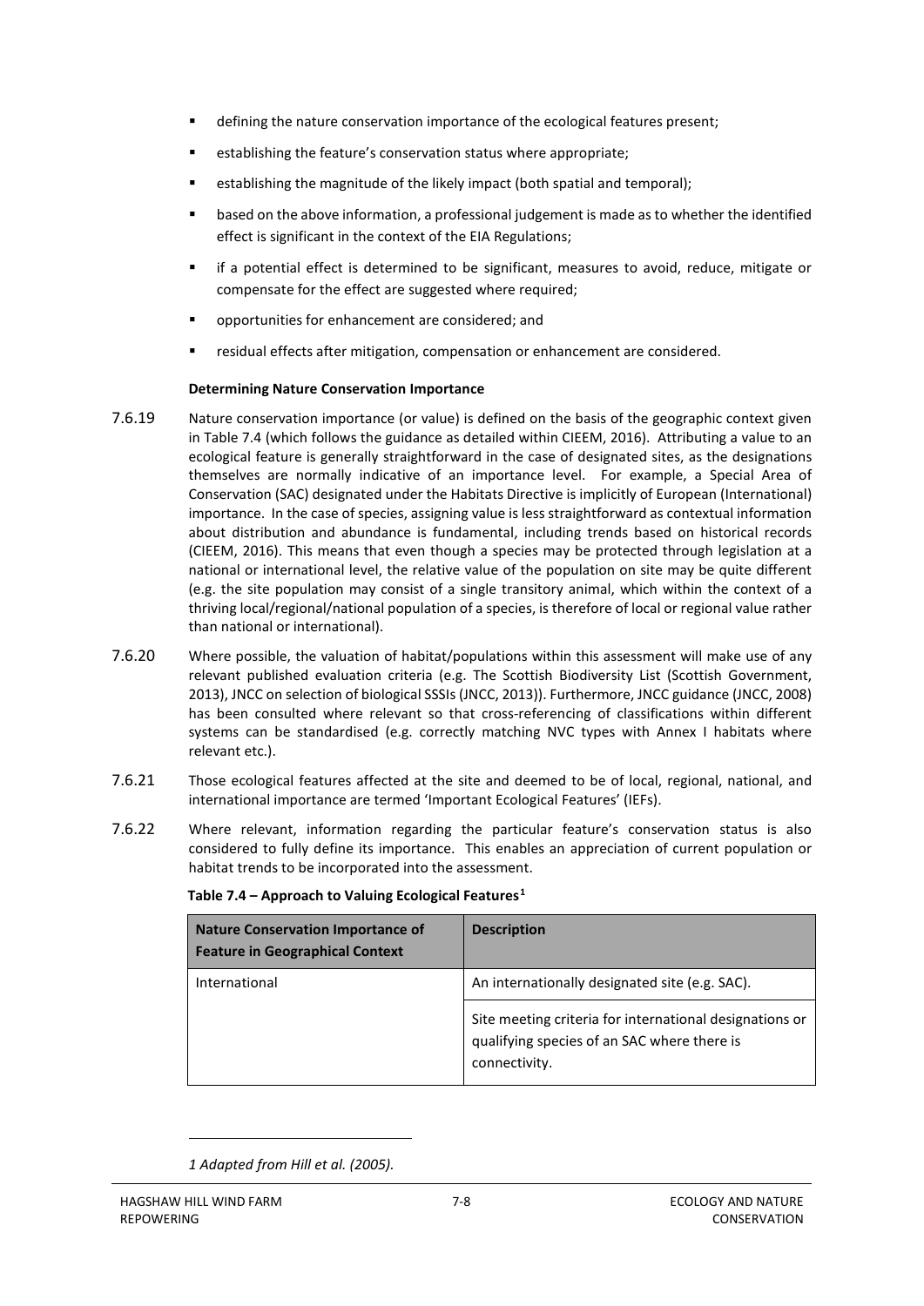- defining the nature conservation importance of the ecological features present;
- establishing the feature's conservation status where appropriate;
- establishing the magnitude of the likely impact (both spatial and temporal);
- based on the above information, a professional judgement is made as to whether the identified effect is significant in the context of the EIA Regulations;
- if a potential effect is determined to be significant, measures to avoid, reduce, mitigate or compensate for the effect are suggested where required;
- opportunities for enhancement are considered; and
- residual effects after mitigation, compensation or enhancement are considered.

**Determining Nature Conservation Importance**

7.6.19 Nature conservation importance (or value) is defined on the basis of the geographic context given in Table 7.4 (which follows the guidance as detailed within CIEEM, 2016). Attributing a value to an ecological feature is generally straightforward in the case of designated sites, as the designations themselves are normally indicative of an importance level. For example, a Special Area of Conservation (SAC) designated under the Habitats Directive is implicitly of European (International) importance. In the case of species, assigning value is less straightforward as contextual information about distribution and abundance is fundamental, including trends based on historical records (CIEEM, 2016). This means that even though a species may be protected through legislation at a national or international level, the relative value of the population on site may be quite different (e.g. the site population may consist of a single transitory animal, which within the context of a thriving local/regional/national population of a species, is therefore of local or regional value rather than national or international).

7.6.20 Where possible, the valuation of habitat/populations within this assessment will make use of any relevant published evaluation criteria (e.g. The Scottish Biodiversity List (Scottish Government, 2013), JNCC on selection of biological SSSIs (JNCC, 2013)). Furthermore, JNCC guidance (JNCC, 2008) has been consulted where relevant so that cross-referencing of classifications within different systems can be standardised (e.g. correctly matching NVC types with Annex I habitats where relevant etc.).

7.6.21 Those ecological features affected at the site and deemed to be of local, regional, national, and international importance are termed 'Important Ecological Features' (IEFs).

7.6.22 Where relevant, information regarding the particular feature's conservation status is also considered to fully define its importance. This enables an appreciation of current population or habitat trends to be incorporated into the assessment.

**Table 7.4 – Approach to Valuing Ecological Features[1]**

| Nature Conservation Importance of Feature in Geographical Context | Description |
|---|---|
| International | An internationally designated site (e.g. SAC). |
| | Site meeting criteria for international designations or qualifying species of an SAC where there is connectivity. |

*1 Adapted from Hill et al. (2005).*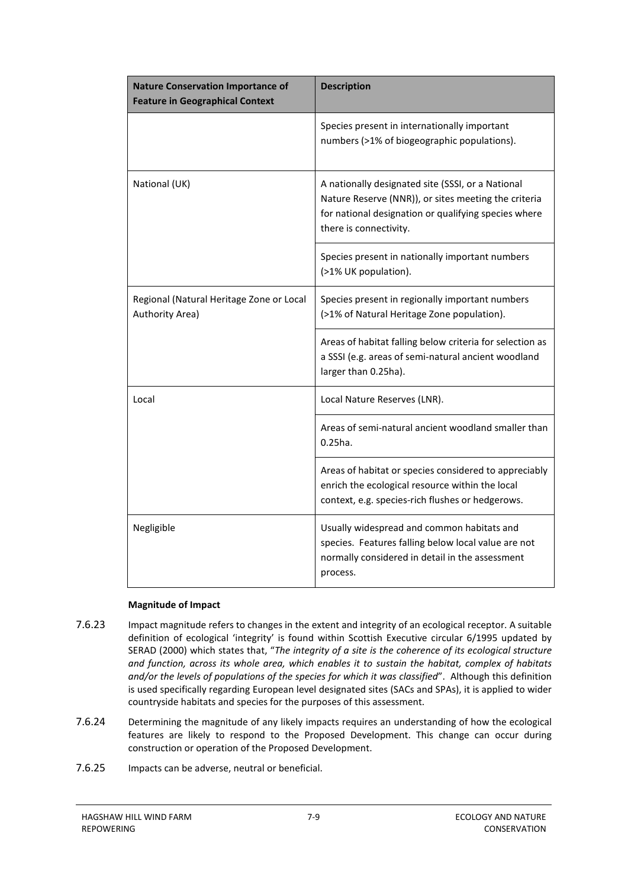| Nature Conservation Importance of Feature in Geographical Context | Description |
|---|---|
| | Species present in internationally important numbers (>1% of biogeographic populations). |
| National (UK) | A nationally designated site (SSSI, or a National Nature Reserve (NNR)), or sites meeting the criteria for national designation or qualifying species where there is connectivity. |
| | Species present in nationally important numbers (>1% UK population). |
| Regional (Natural Heritage Zone or Local Authority Area) | Species present in regionally important numbers (>1% of Natural Heritage Zone population). |
| | Areas of habitat falling below criteria for selection as a SSSI (e.g. areas of semi-natural ancient woodland larger than 0.25ha). |
| Local | Local Nature Reserves (LNR). |
| | Areas of semi-natural ancient woodland smaller than 0.25ha. |
| | Areas of habitat or species considered to appreciably enrich the ecological resource within the local context, e.g. species-rich flushes or hedgerows. |
| Negligible | Usually widespread and common habitats and species. Features falling below local value are not normally considered in detail in the assessment process. |

**Magnitude of Impact**

7.6.23 Impact magnitude refers to changes in the extent and integrity of an ecological receptor. A suitable definition of ecological 'integrity' is found within Scottish Executive circular 6/1995 updated by SERAD (2000) which states that, "*The integrity of a site is the coherence of its ecological structure and function, across its whole area, which enables it to sustain the habitat, complex of habitats and/or the levels of populations of the species for which it was classified*". Although this definition is used specifically regarding European level designated sites (SACs and SPAs), it is applied to wider countryside habitats and species for the purposes of this assessment.

7.6.24 Determining the magnitude of any likely impacts requires an understanding of how the ecological features are likely to respond to the Proposed Development. This change can occur during construction or operation of the Proposed Development.

7.6.25 Impacts can be adverse, neutral or beneficial.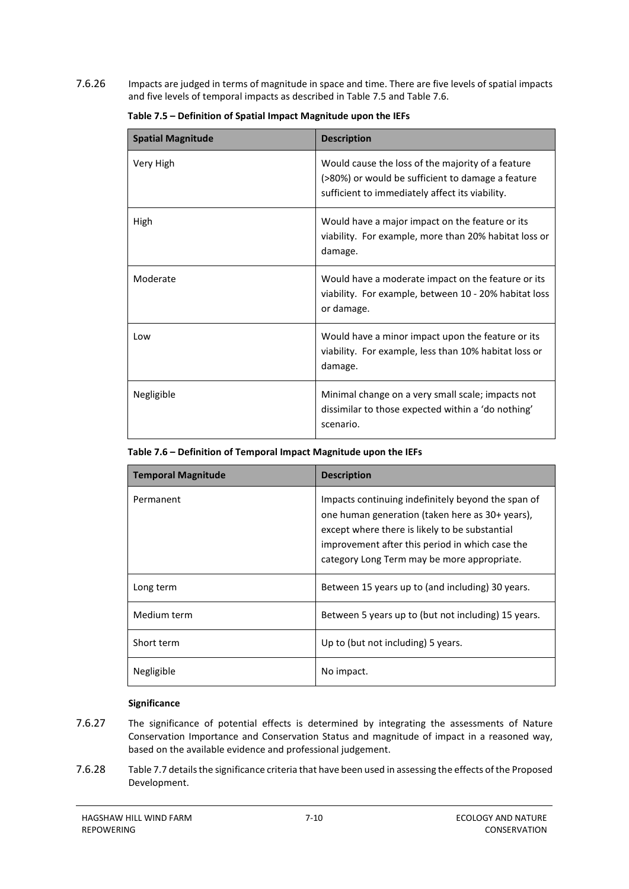7.6.26 Impacts are judged in terms of magnitude in space and time. There are five levels of spatial impacts and five levels of temporal impacts as described in Table 7.5 and Table 7.6.

**Table 7.5 – Definition of Spatial Impact Magnitude upon the IEFs**

| Spatial Magnitude | Description |
|---|---|
| Very High | Would cause the loss of the majority of a feature (>80%) or would be sufficient to damage a feature sufficient to immediately affect its viability. |
| High | Would have a major impact on the feature or its viability. For example, more than 20% habitat loss or damage. |
| Moderate | Would have a moderate impact on the feature or its viability. For example, between 10 - 20% habitat loss or damage. |
| Low | Would have a minor impact upon the feature or its viability. For example, less than 10% habitat loss or damage. |
| Negligible | Minimal change on a very small scale; impacts not dissimilar to those expected within a 'do nothing' scenario. |

**Table 7.6 – Definition of Temporal Impact Magnitude upon the IEFs**

| Temporal Magnitude | Description |
|---|---|
| Permanent | Impacts continuing indefinitely beyond the span of one human generation (taken here as 30+ years), except where there is likely to be substantial improvement after this period in which case the category Long Term may be more appropriate. |
| Long term | Between 15 years up to (and including) 30 years. |
| Medium term | Between 5 years up to (but not including) 15 years. |
| Short term | Up to (but not including) 5 years. |
| Negligible | No impact. |

**Significance**

7.6.27 The significance of potential effects is determined by integrating the assessments of Nature Conservation Importance and Conservation Status and magnitude of impact in a reasoned way, based on the available evidence and professional judgement.

7.6.28 Table 7.7 details the significance criteria that have been used in assessing the effects of the Proposed Development.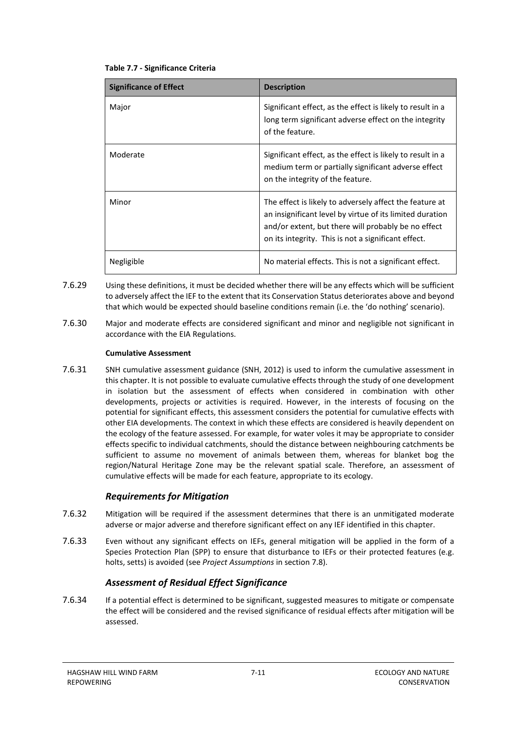**Table 7.7 - Significance Criteria**

| Significance of Effect | Description |
|---|---|
| Major | Significant effect, as the effect is likely to result in a long term significant adverse effect on the integrity of the feature. |
| Moderate | Significant effect, as the effect is likely to result in a medium term or partially significant adverse effect on the integrity of the feature. |
| Minor | The effect is likely to adversely affect the feature at an insignificant level by virtue of its limited duration and/or extent, but there will probably be no effect on its integrity. This is not a significant effect. |
| Negligible | No material effects. This is not a significant effect. |

7.6.29 Using these definitions, it must be decided whether there will be any effects which will be sufficient to adversely affect the IEF to the extent that its Conservation Status deteriorates above and beyond that which would be expected should baseline conditions remain (i.e. the 'do nothing' scenario).

7.6.30 Major and moderate effects are considered significant and minor and negligible not significant in accordance with the EIA Regulations.

**Cumulative Assessment**

7.6.31 SNH cumulative assessment guidance (SNH, 2012) is used to inform the cumulative assessment in this chapter. It is not possible to evaluate cumulative effects through the study of one development in isolation but the assessment of effects when considered in combination with other developments, projects or activities is required. However, in the interests of focusing on the potential for significant effects, this assessment considers the potential for cumulative effects with other EIA developments. The context in which these effects are considered is heavily dependent on the ecology of the feature assessed. For example, for water voles it may be appropriate to consider effects specific to individual catchments, should the distance between neighbouring catchments be sufficient to assume no movement of animals between them, whereas for blanket bog the region/Natural Heritage Zone may be the relevant spatial scale. Therefore, an assessment of cumulative effects will be made for each feature, appropriate to its ecology.

### *Requirements for Mitigation*

7.6.32 Mitigation will be required if the assessment determines that there is an unmitigated moderate adverse or major adverse and therefore significant effect on any IEF identified in this chapter.

7.6.33 Even without any significant effects on IEFs, general mitigation will be applied in the form of a Species Protection Plan (SPP) to ensure that disturbance to IEFs or their protected features (e.g. holts, setts) is avoided (see *Project Assumptions* in section 7.8).

### *Assessment of Residual Effect Significance*

7.6.34 If a potential effect is determined to be significant, suggested measures to mitigate or compensate the effect will be considered and the revised significance of residual effects after mitigation will be assessed.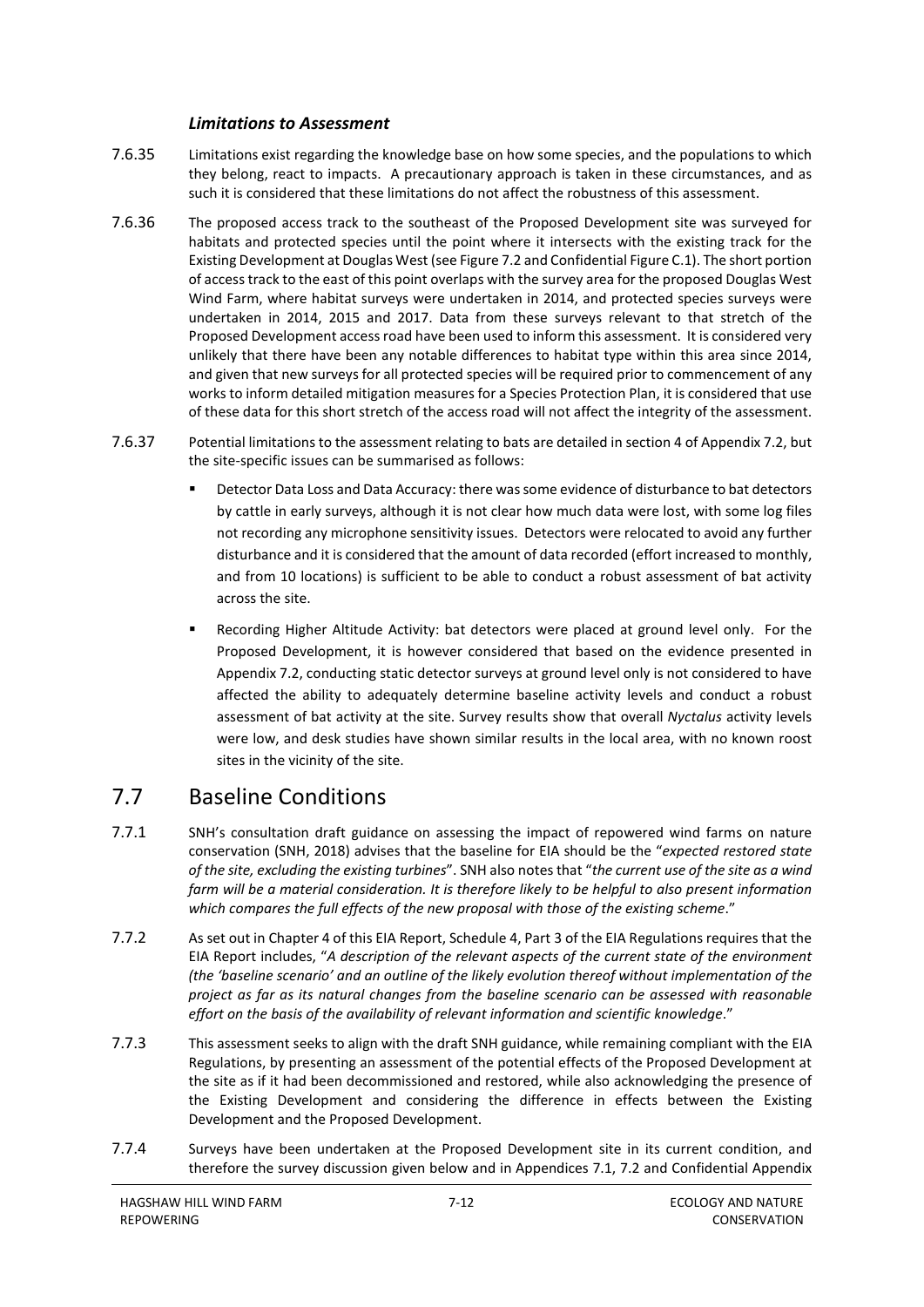### *Limitations to Assessment*

7.6.35 Limitations exist regarding the knowledge base on how some species, and the populations to which they belong, react to impacts. A precautionary approach is taken in these circumstances, and as such it is considered that these limitations do not affect the robustness of this assessment.

7.6.36 The proposed access track to the southeast of the Proposed Development site was surveyed for habitats and protected species until the point where it intersects with the existing track for the Existing Development at Douglas West (see Figure 7.2 and Confidential Figure C.1). The short portion of access track to the east of this point overlaps with the survey area for the proposed Douglas West Wind Farm, where habitat surveys were undertaken in 2014, and protected species surveys were undertaken in 2014, 2015 and 2017. Data from these surveys relevant to that stretch of the Proposed Development access road have been used to inform this assessment. It is considered very unlikely that there have been any notable differences to habitat type within this area since 2014, and given that new surveys for all protected species will be required prior to commencement of any works to inform detailed mitigation measures for a Species Protection Plan, it is considered that use of these data for this short stretch of the access road will not affect the integrity of the assessment.

7.6.37 Potential limitations to the assessment relating to bats are detailed in section 4 of Appendix 7.2, but the site-specific issues can be summarised as follows:

- Detector Data Loss and Data Accuracy: there was some evidence of disturbance to bat detectors by cattle in early surveys, although it is not clear how much data were lost, with some log files not recording any microphone sensitivity issues. Detectors were relocated to avoid any further disturbance and it is considered that the amount of data recorded (effort increased to monthly, and from 10 locations) is sufficient to be able to conduct a robust assessment of bat activity across the site.
- Recording Higher Altitude Activity: bat detectors were placed at ground level only. For the Proposed Development, it is however considered that based on the evidence presented in Appendix 7.2, conducting static detector surveys at ground level only is not considered to have affected the ability to adequately determine baseline activity levels and conduct a robust assessment of bat activity at the site. Survey results show that overall *Nyctalus* activity levels were low, and desk studies have shown similar results in the local area, with no known roost sites in the vicinity of the site.

## 7.7 Baseline Conditions

7.7.1 SNH's consultation draft guidance on assessing the impact of repowered wind farms on nature conservation (SNH, 2018) advises that the baseline for EIA should be the "*expected restored state of the site, excluding the existing turbines*". SNH also notes that "*the current use of the site as a wind farm will be a material consideration. It is therefore likely to be helpful to also present information which compares the full effects of the new proposal with those of the existing scheme*."

7.7.2 As set out in Chapter 4 of this EIA Report, Schedule 4, Part 3 of the EIA Regulations requires that the EIA Report includes, "*A description of the relevant aspects of the current state of the environment (the 'baseline scenario' and an outline of the likely evolution thereof without implementation of the project as far as its natural changes from the baseline scenario can be assessed with reasonable effort on the basis of the availability of relevant information and scientific knowledge*."

7.7.3 This assessment seeks to align with the draft SNH guidance, while remaining compliant with the EIA Regulations, by presenting an assessment of the potential effects of the Proposed Development at the site as if it had been decommissioned and restored, while also acknowledging the presence of the Existing Development and considering the difference in effects between the Existing Development and the Proposed Development.

7.7.4 Surveys have been undertaken at the Proposed Development site in its current condition, and therefore the survey discussion given below and in Appendices 7.1, 7.2 and Confidential Appendix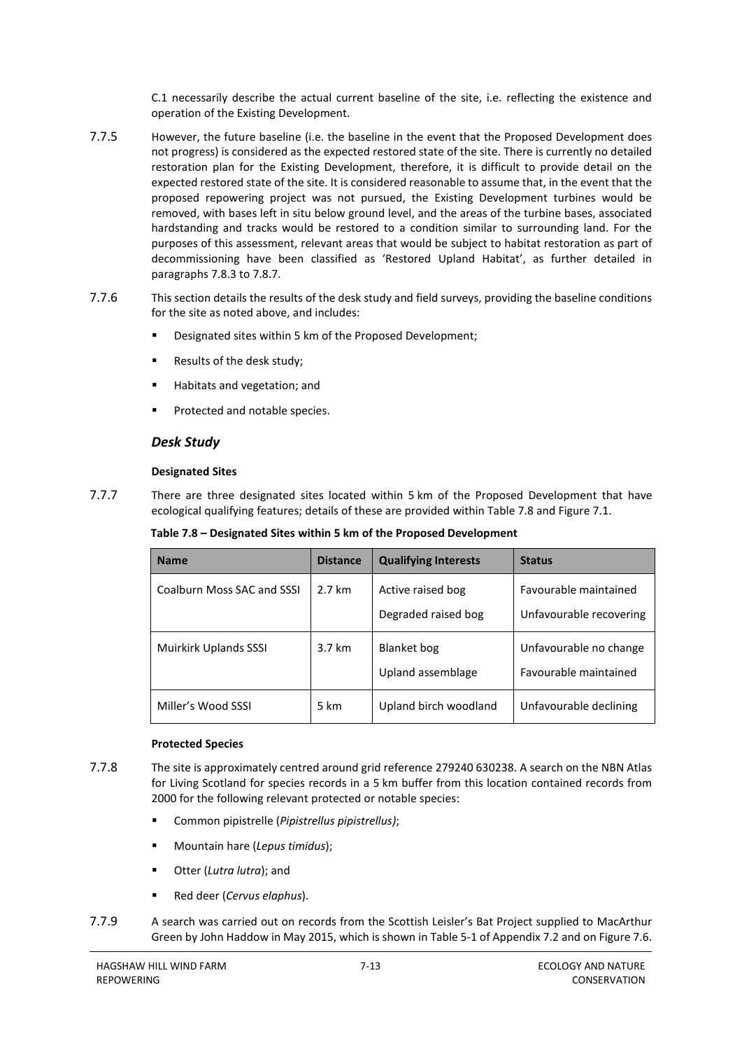C.1 necessarily describe the actual current baseline of the site, i.e. reflecting the existence and operation of the Existing Development.

7.7.5 However, the future baseline (i.e. the baseline in the event that the Proposed Development does not progress) is considered as the expected restored state of the site. There is currently no detailed restoration plan for the Existing Development, therefore, it is difficult to provide detail on the expected restored state of the site. It is considered reasonable to assume that, in the event that the proposed repowering project was not pursued, the Existing Development turbines would be removed, with bases left in situ below ground level, and the areas of the turbine bases, associated hardstanding and tracks would be restored to a condition similar to surrounding land. For the purposes of this assessment, relevant areas that would be subject to habitat restoration as part of decommissioning have been classified as 'Restored Upland Habitat', as further detailed in paragraphs 7.8.3 to 7.8.7.

7.7.6 This section details the results of the desk study and field surveys, providing the baseline conditions for the site as noted above, and includes:

- Designated sites within 5 km of the Proposed Development;
- Results of the desk study;
- Habitats and vegetation; and
- Protected and notable species.

### *Desk Study*

#### Designated Sites

7.7.7 There are three designated sites located within 5 km of the Proposed Development that have ecological qualifying features; details of these are provided within Table 7.8 and Figure 7.1.

**Table 7.8 – Designated Sites within 5 km of the Proposed Development**

| Name | Distance | Qualifying Interests | Status |
|---|---|---|---|
| Coalburn Moss SAC and SSSI | 2.7 km | Active raised bog<br>Degraded raised bog | Favourable maintained<br>Unfavourable recovering |
| Muirkirk Uplands SSSI | 3.7 km | Blanket bog<br>Upland assemblage | Unfavourable no change<br>Favourable maintained |
| Miller's Wood SSSI | 5 km | Upland birch woodland | Unfavourable declining |

#### Protected Species

7.7.8 The site is approximately centred around grid reference 279240 630238. A search on the NBN Atlas for Living Scotland for species records in a 5 km buffer from this location contained records from 2000 for the following relevant protected or notable species:

- Common pipistrelle (*Pipistrellus pipistrellus)*;
- Mountain hare (*Lepus timidus*);
- Otter (*Lutra lutra*); and
- Red deer (*Cervus elaphus*).

7.7.9 A search was carried out on records from the Scottish Leisler's Bat Project supplied to MacArthur Green by John Haddow in May 2015, which is shown in Table 5-1 of Appendix 7.2 and on Figure 7.6.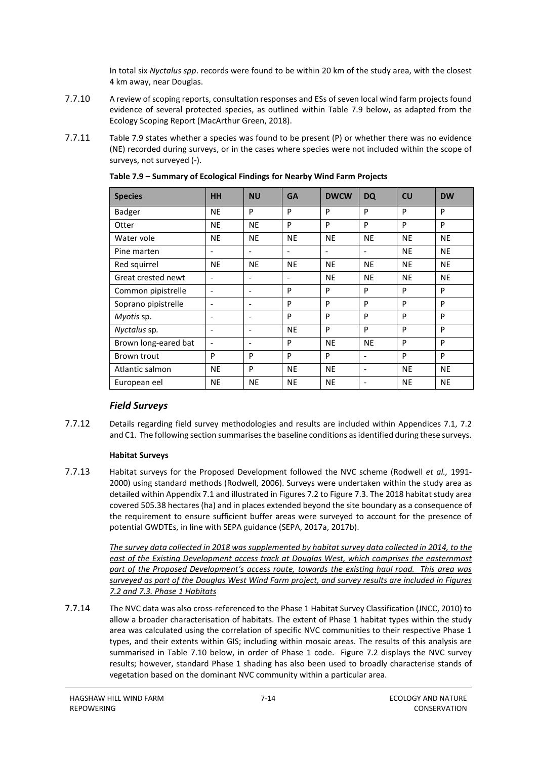In total six *Nyctalus spp*. records were found to be within 20 km of the study area, with the closest 4 km away, near Douglas.

7.7.10 A review of scoping reports, consultation responses and ESs of seven local wind farm projects found evidence of several protected species, as outlined within Table 7.9 below, as adapted from the Ecology Scoping Report (MacArthur Green, 2018).

7.7.11 Table 7.9 states whether a species was found to be present (P) or whether there was no evidence (NE) recorded during surveys, or in the cases where species were not included within the scope of surveys, not surveyed (-).

**Table 7.9 – Summary of Ecological Findings for Nearby Wind Farm Projects**

| Species | HH | NU | GA | DWCW | DQ | CU | DW |
|---|---|---|---|---|---|---|---|
| Badger | NE | P | P | P | P | P | P |
| Otter | NE | NE | P | P | P | P | P |
| Water vole | NE | NE | NE | NE | NE | NE | NE |
| Pine marten | - | - | - | - | - | NE | NE |
| Red squirrel | NE | NE | NE | NE | NE | NE | NE |
| Great crested newt | - | - | - | NE | NE | NE | NE |
| Common pipistrelle | - | - | P | P | P | P | P |
| Soprano pipistrelle | - | - | P | P | P | P | P |
| *Myotis* sp. | - | - | P | P | P | P | P |
| *Nyctalus* sp. | - | - | NE | P | P | P | P |
| Brown long-eared bat | - | - | P | NE | NE | P | P |
| Brown trout | P | P | P | P | - | P | P |
| Atlantic salmon | NE | P | NE | NE | - | NE | NE |
| European eel | NE | NE | NE | NE | - | NE | NE |

### *Field Surveys*

7.7.12 Details regarding field survey methodologies and results are included within Appendices 7.1, 7.2 and C1. The following section summarises the baseline conditions as identified during these surveys.

#### **Habitat Surveys**

7.7.13 Habitat surveys for the Proposed Development followed the NVC scheme (Rodwell *et al.,* 1991-2000) using standard methods (Rodwell, 2006). Surveys were undertaken within the study area as detailed within Appendix 7.1 and illustrated in Figures 7.2 to Figure 7.3. The 2018 habitat study area covered 505.38 hectares (ha) and in places extended beyond the site boundary as a consequence of the requirement to ensure sufficient buffer areas were surveyed to account for the presence of potential GWDTEs, in line with SEPA guidance (SEPA, 2017a, 2017b).

<u>*The survey data collected in 2018 was supplemented by habitat survey data collected in 2014, to the east of the Existing Development access track at Douglas West, which comprises the easternmost part of the Proposed Development's access route, towards the existing haul road. This area was surveyed as part of the Douglas West Wind Farm project, and survey results are included in Figures 7.2 and 7.3. Phase 1 Habitats*</u>

7.7.14 The NVC data was also cross-referenced to the Phase 1 Habitat Survey Classification (JNCC, 2010) to allow a broader characterisation of habitats. The extent of Phase 1 habitat types within the study area was calculated using the correlation of specific NVC communities to their respective Phase 1 types, and their extents within GIS; including within mosaic areas. The results of this analysis are summarised in Table 7.10 below, in order of Phase 1 code. Figure 7.2 displays the NVC survey results; however, standard Phase 1 shading has also been used to broadly characterise stands of vegetation based on the dominant NVC community within a particular area.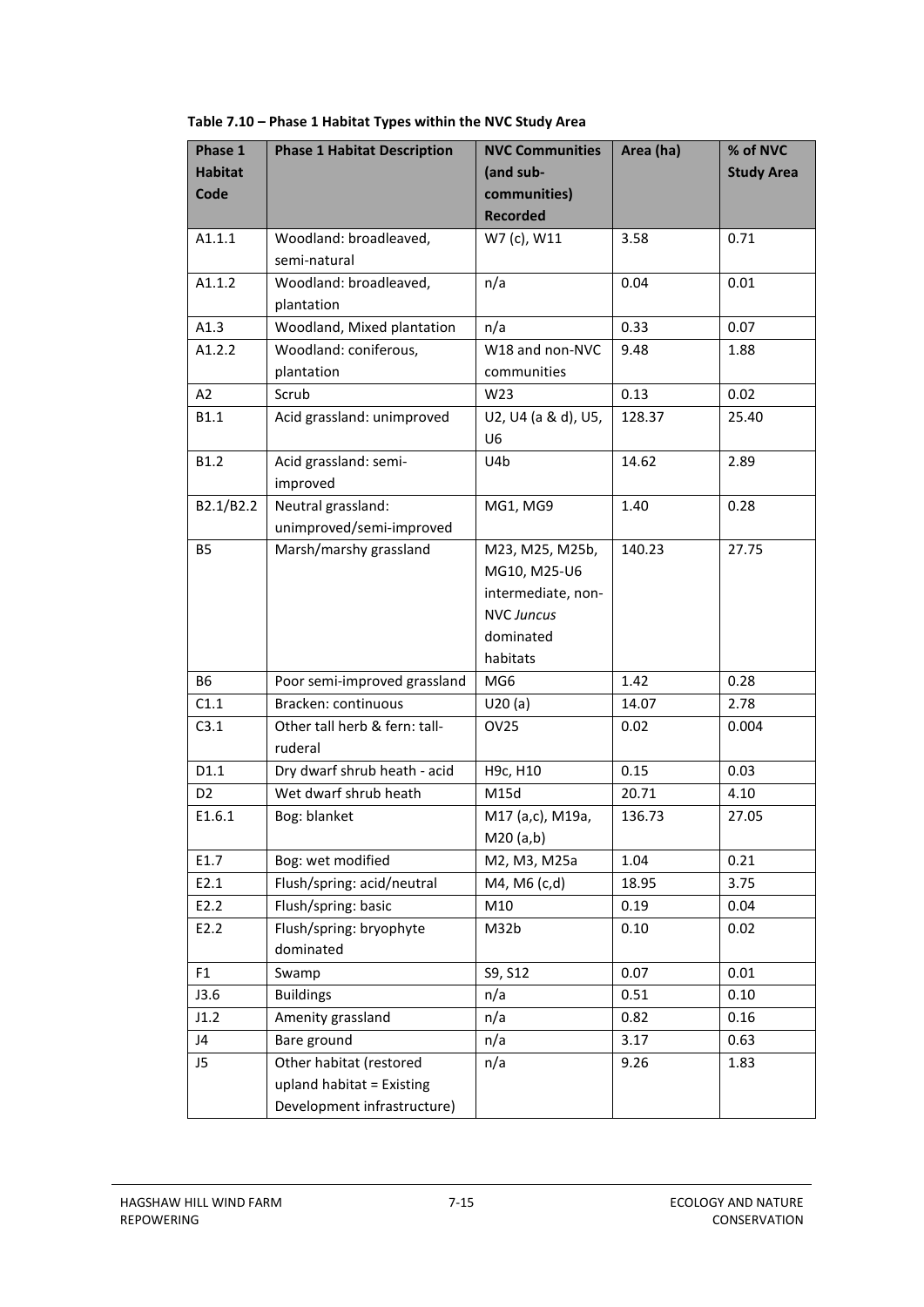**Table 7.10 – Phase 1 Habitat Types within the NVC Study Area**

| Phase 1 Habitat Code | Phase 1 Habitat Description | NVC Communities (and sub-communities) Recorded | Area (ha) | % of NVC Study Area |
|---|---|---|---|---|
| A1.1.1 | Woodland: broadleaved, semi-natural | W7 (c), W11 | 3.58 | 0.71 |
| A1.1.2 | Woodland: broadleaved, plantation | n/a | 0.04 | 0.01 |
| A1.3 | Woodland, Mixed plantation | n/a | 0.33 | 0.07 |
| A1.2.2 | Woodland: coniferous, plantation | W18 and non-NVC communities | 9.48 | 1.88 |
| A2 | Scrub | W23 | 0.13 | 0.02 |
| B1.1 | Acid grassland: unimproved | U2, U4 (a & d), U5, U6 | 128.37 | 25.40 |
| B1.2 | Acid grassland: semi-improved | U4b | 14.62 | 2.89 |
| B2.1/B2.2 | Neutral grassland: unimproved/semi-improved | MG1, MG9 | 1.40 | 0.28 |
| B5 | Marsh/marshy grassland | M23, M25, M25b, MG10, M25-U6 intermediate, non-NVC *Juncus* dominated habitats | 140.23 | 27.75 |
| B6 | Poor semi-improved grassland | MG6 | 1.42 | 0.28 |
| C1.1 | Bracken: continuous | U20 (a) | 14.07 | 2.78 |
| C3.1 | Other tall herb & fern: tall-ruderal | OV25 | 0.02 | 0.004 |
| D1.1 | Dry dwarf shrub heath - acid | H9c, H10 | 0.15 | 0.03 |
| D2 | Wet dwarf shrub heath | M15d | 20.71 | 4.10 |
| E1.6.1 | Bog: blanket | M17 (a,c), M19a, M20 (a,b) | 136.73 | 27.05 |
| E1.7 | Bog: wet modified | M2, M3, M25a | 1.04 | 0.21 |
| E2.1 | Flush/spring: acid/neutral | M4, M6 (c,d) | 18.95 | 3.75 |
| E2.2 | Flush/spring: basic | M10 | 0.19 | 0.04 |
| E2.2 | Flush/spring: bryophyte dominated | M32b | 0.10 | 0.02 |
| F1 | Swamp | S9, S12 | 0.07 | 0.01 |
| J3.6 | Buildings | n/a | 0.51 | 0.10 |
| J1.2 | Amenity grassland | n/a | 0.82 | 0.16 |
| J4 | Bare ground | n/a | 3.17 | 0.63 |
| J5 | Other habitat (restored upland habitat = Existing Development infrastructure) | n/a | 9.26 | 1.83 |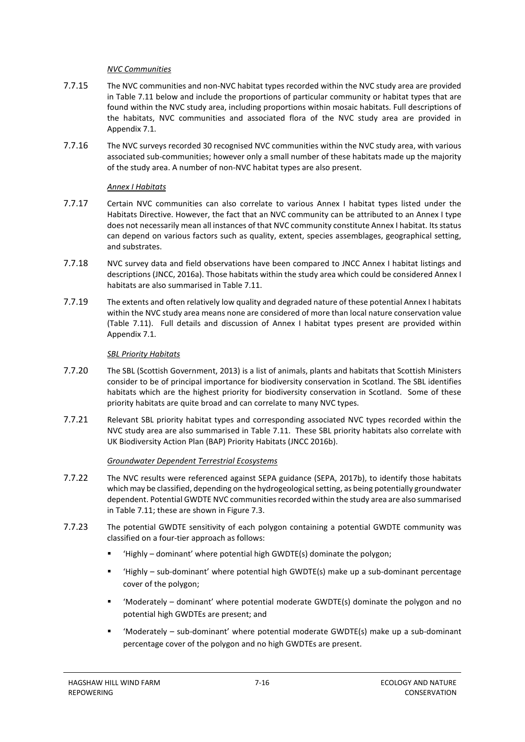*NVC Communities*

7.7.15 The NVC communities and non-NVC habitat types recorded within the NVC study area are provided in Table 7.11 below and include the proportions of particular community or habitat types that are found within the NVC study area, including proportions within mosaic habitats. Full descriptions of the habitats, NVC communities and associated flora of the NVC study area are provided in Appendix 7.1.

7.7.16 The NVC surveys recorded 30 recognised NVC communities within the NVC study area, with various associated sub-communities; however only a small number of these habitats made up the majority of the study area. A number of non-NVC habitat types are also present.

*Annex I Habitats*

7.7.17 Certain NVC communities can also correlate to various Annex I habitat types listed under the Habitats Directive. However, the fact that an NVC community can be attributed to an Annex I type does not necessarily mean all instances of that NVC community constitute Annex I habitat. Its status can depend on various factors such as quality, extent, species assemblages, geographical setting, and substrates.

7.7.18 NVC survey data and field observations have been compared to JNCC Annex I habitat listings and descriptions (JNCC, 2016a). Those habitats within the study area which could be considered Annex I habitats are also summarised in Table 7.11.

7.7.19 The extents and often relatively low quality and degraded nature of these potential Annex I habitats within the NVC study area means none are considered of more than local nature conservation value (Table 7.11). Full details and discussion of Annex I habitat types present are provided within Appendix 7.1.

*SBL Priority Habitats*

7.7.20 The SBL (Scottish Government, 2013) is a list of animals, plants and habitats that Scottish Ministers consider to be of principal importance for biodiversity conservation in Scotland. The SBL identifies habitats which are the highest priority for biodiversity conservation in Scotland. Some of these priority habitats are quite broad and can correlate to many NVC types.

7.7.21 Relevant SBL priority habitat types and corresponding associated NVC types recorded within the NVC study area are also summarised in Table 7.11. These SBL priority habitats also correlate with UK Biodiversity Action Plan (BAP) Priority Habitats (JNCC 2016b).

*Groundwater Dependent Terrestrial Ecosystems*

7.7.22 The NVC results were referenced against SEPA guidance (SEPA, 2017b), to identify those habitats which may be classified, depending on the hydrogeological setting, as being potentially groundwater dependent. Potential GWDTE NVC communities recorded within the study area are also summarised in Table 7.11; these are shown in Figure 7.3.

7.7.23 The potential GWDTE sensitivity of each polygon containing a potential GWDTE community was classified on a four-tier approach as follows:

- 'Highly – dominant' where potential high GWDTE(s) dominate the polygon;
- 'Highly – sub-dominant' where potential high GWDTE(s) make up a sub-dominant percentage cover of the polygon;
- 'Moderately – dominant' where potential moderate GWDTE(s) dominate the polygon and no potential high GWDTEs are present; and
- 'Moderately – sub-dominant' where potential moderate GWDTE(s) make up a sub-dominant percentage cover of the polygon and no high GWDTEs are present.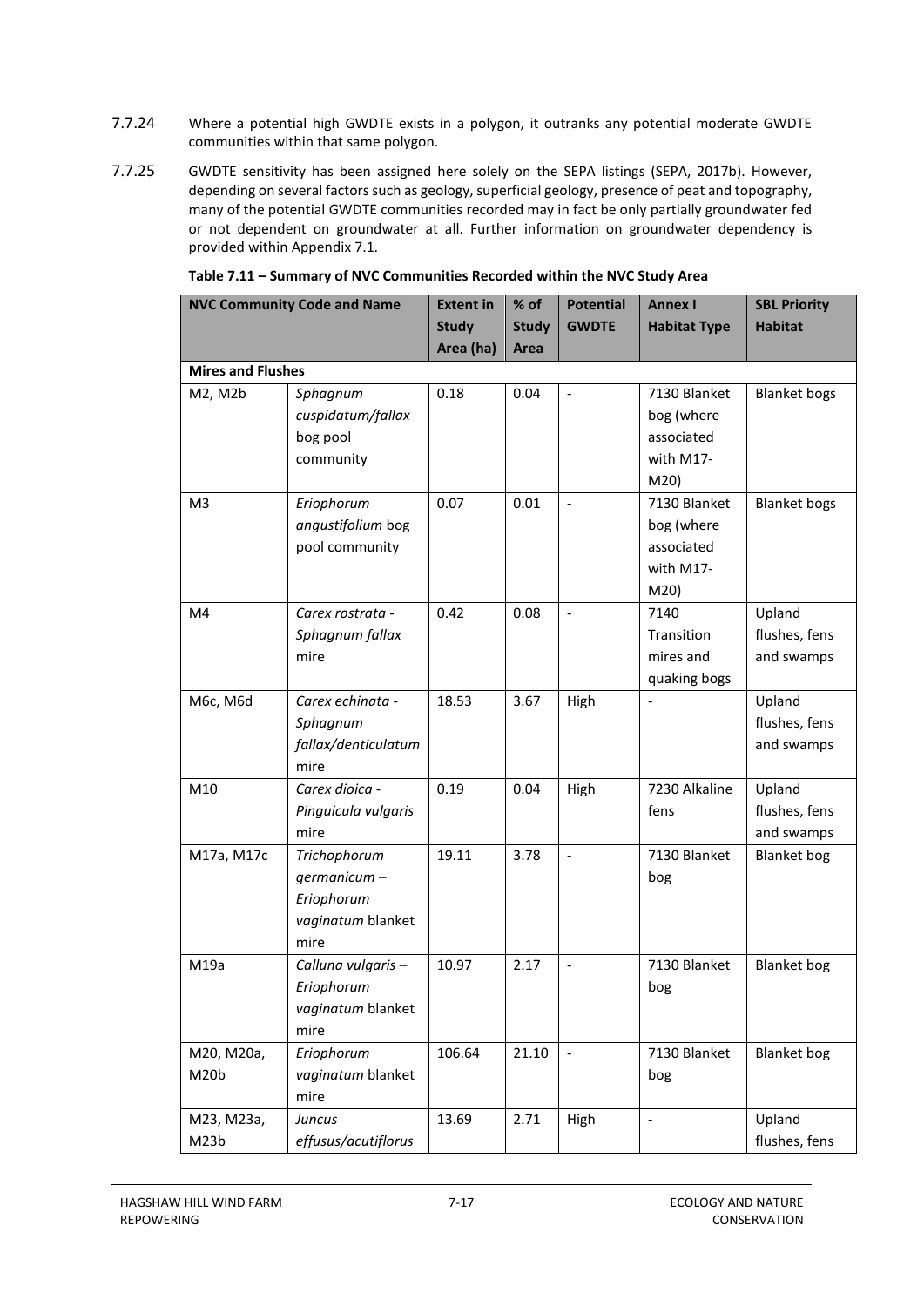7.7.24 Where a potential high GWDTE exists in a polygon, it outranks any potential moderate GWDTE communities within that same polygon.

7.7.25 GWDTE sensitivity has been assigned here solely on the SEPA listings (SEPA, 2017b). However, depending on several factors such as geology, superficial geology, presence of peat and topography, many of the potential GWDTE communities recorded may in fact be only partially groundwater fed or not dependent on groundwater at all. Further information on groundwater dependency is provided within Appendix 7.1.

**Table 7.11 – Summary of NVC Communities Recorded within the NVC Study Area**

| NVC Community Code and Name | | Extent in Study Area (ha) | % of Study Area | Potential GWDTE | Annex I Habitat Type | SBL Priority Habitat |
|---|---|---|---|---|---|---|
| **Mires and Flushes** | | | | | | |
| M2, M2b | *Sphagnum cuspidatum/fallax* bog pool community | 0.18 | 0.04 | - | 7130 Blanket bog (where associated with M17-M20) | Blanket bogs |
| M3 | *Eriophorum angustifolium* bog pool community | 0.07 | 0.01 | - | 7130 Blanket bog (where associated with M17-M20) | Blanket bogs |
| M4 | *Carex rostrata - Sphagnum fallax* mire | 0.42 | 0.08 | - | 7140 Transition mires and quaking bogs | Upland flushes, fens and swamps |
| M6c, M6d | *Carex echinata - Sphagnum fallax/denticulatum* mire | 18.53 | 3.67 | High | - | Upland flushes, fens and swamps |
| M10 | *Carex dioica - Pinguicula vulgaris* mire | 0.19 | 0.04 | High | 7230 Alkaline fens | Upland flushes, fens and swamps |
| M17a, M17c | *Trichophorum germanicum – Eriophorum vaginatum* blanket mire | 19.11 | 3.78 | - | 7130 Blanket bog | Blanket bog |
| M19a | *Calluna vulgaris – Eriophorum vaginatum* blanket mire | 10.97 | 2.17 | - | 7130 Blanket bog | Blanket bog |
| M20, M20a, M20b | *Eriophorum vaginatum* blanket mire | 106.64 | 21.10 | - | 7130 Blanket bog | Blanket bog |
| M23, M23a, M23b | *Juncus effusus/acutiflorus* | 13.69 | 2.71 | High | - | Upland flushes, fens |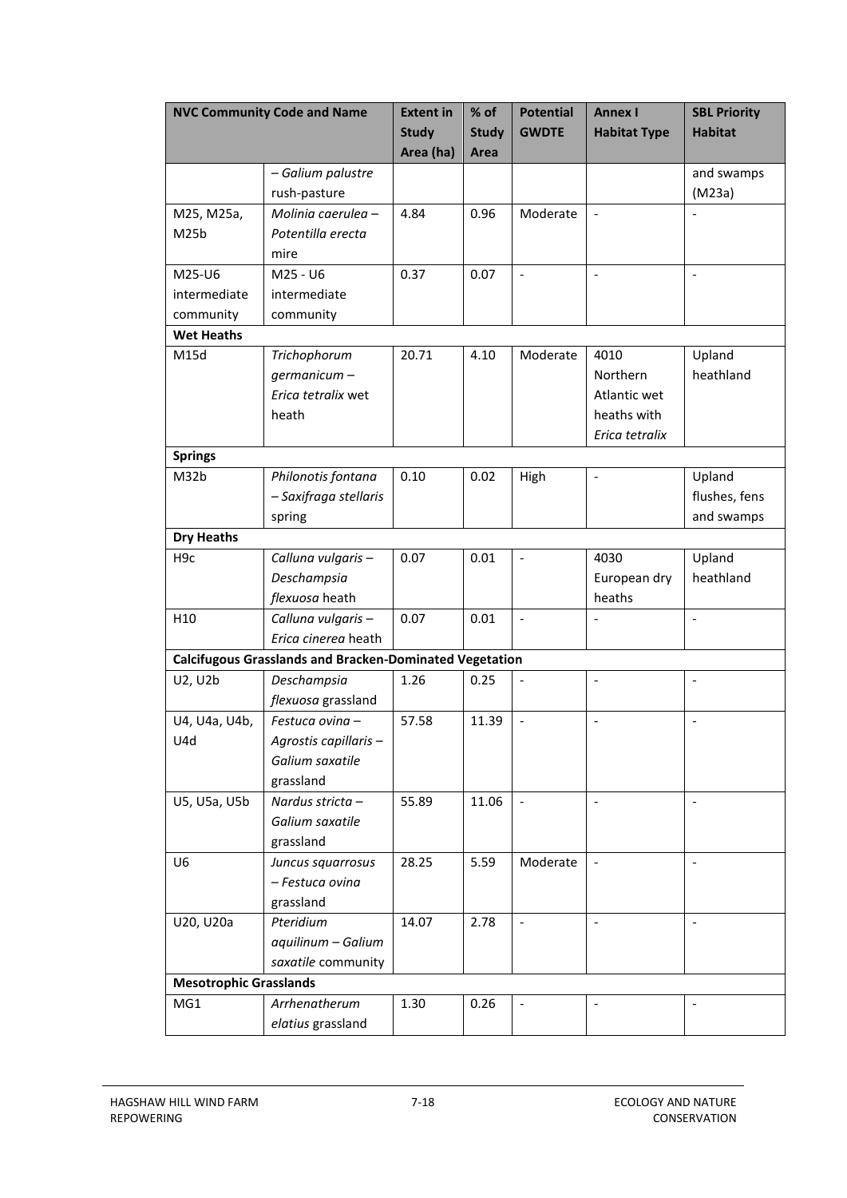| NVC Community Code and Name | | Extent in Study Area (ha) | % of Study Area | Potential GWDTE | Annex I Habitat Type | SBL Priority Habitat |
|---|---|---|---|---|---|---|
| | – *Galium palustre* rush-pasture | | | | | and swamps (M23a) |
| M25, M25a, M25b | *Molinia caerulea* – *Potentilla erecta* mire | 4.84 | 0.96 | Moderate | - | - |
| M25-U6 intermediate community | M25 - U6 intermediate community | 0.37 | 0.07 | - | - | - |
| **Wet Heaths** | | | | | | |
| M15d | *Trichophorum germanicum* – *Erica tetralix* wet heath | 20.71 | 4.10 | Moderate | 4010 Northern Atlantic wet heaths with *Erica tetralix* | Upland heathland |
| **Springs** | | | | | | |
| M32b | *Philonotis fontana* – *Saxifraga stellaris* spring | 0.10 | 0.02 | High | - | Upland flushes, fens and swamps |
| **Dry Heaths** | | | | | | |
| H9c | *Calluna vulgaris* – *Deschampsia flexuosa* heath | 0.07 | 0.01 | - | 4030 European dry heaths | Upland heathland |
| H10 | *Calluna vulgaris* – *Erica cinerea* heath | 0.07 | 0.01 | - | - | - |
| **Calcifugous Grasslands and Bracken-Dominated Vegetation** | | | | | | |
| U2, U2b | *Deschampsia flexuosa* grassland | 1.26 | 0.25 | - | - | - |
| U4, U4a, U4b, U4d | *Festuca ovina* – *Agrostis capillaris* – *Galium saxatile* grassland | 57.58 | 11.39 | - | - | - |
| U5, U5a, U5b | *Nardus stricta* – *Galium saxatile* grassland | 55.89 | 11.06 | - | - | - |
| U6 | *Juncus squarrosus* – *Festuca ovina* grassland | 28.25 | 5.59 | Moderate | - | - |
| U20, U20a | *Pteridium aquilinum* – *Galium saxatile* community | 14.07 | 2.78 | - | - | - |
| **Mesotrophic Grasslands** | | | | | | |
| MG1 | *Arrhenatherum elatius* grassland | 1.30 | 0.26 | - | - | - |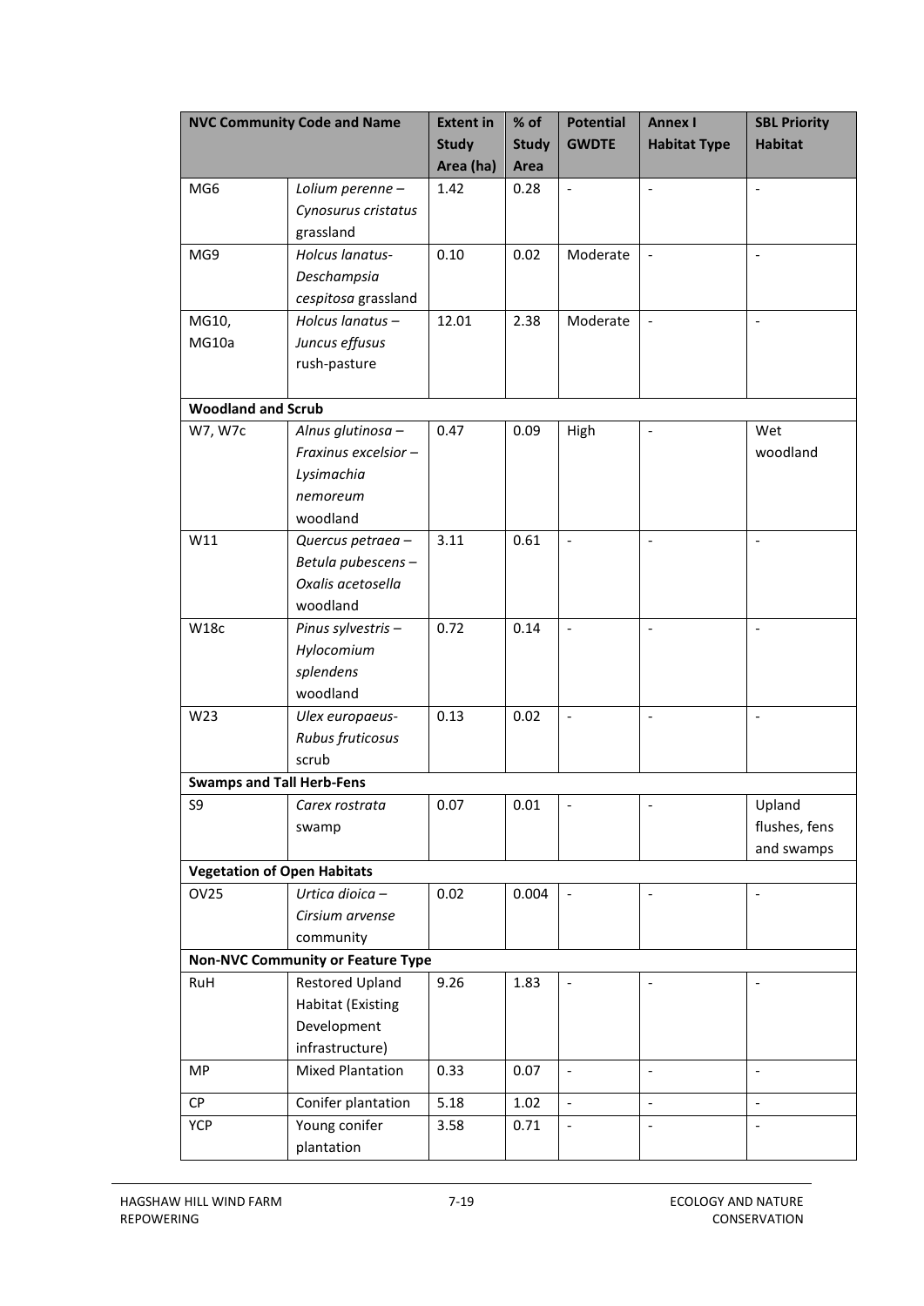| NVC Community Code and Name | | Extent in Study Area (ha) | % of Study Area | Potential GWDTE | Annex I Habitat Type | SBL Priority Habitat |
|---|---|---|---|---|---|---|
| MG6 | *Lolium perenne – Cynosurus cristatus* grassland | 1.42 | 0.28 | - | - | - |
| MG9 | *Holcus lanatus- Deschampsia cespitosa* grassland | 0.10 | 0.02 | Moderate | - | - |
| MG10, MG10a | *Holcus lanatus – Juncus effusus* rush-pasture | 12.01 | 2.38 | Moderate | - | - |
| **Woodland and Scrub** | | | | | | |
| W7, W7c | *Alnus glutinosa – Fraxinus excelsior – Lysimachia nemoreum* woodland | 0.47 | 0.09 | High | - | Wet woodland |
| W11 | *Quercus petraea – Betula pubescens – Oxalis acetosella* woodland | 3.11 | 0.61 | - | - | - |
| W18c | *Pinus sylvestris – Hylocomium splendens* woodland | 0.72 | 0.14 | - | - | - |
| W23 | *Ulex europaeus- Rubus fruticosus* scrub | 0.13 | 0.02 | - | - | - |
| **Swamps and Tall Herb-Fens** | | | | | | |
| S9 | *Carex rostrata* swamp | 0.07 | 0.01 | - | - | Upland flushes, fens and swamps |
| **Vegetation of Open Habitats** | | | | | | |
| OV25 | *Urtica dioica – Cirsium arvense* community | 0.02 | 0.004 | - | - | - |
| **Non-NVC Community or Feature Type** | | | | | | |
| RuH | Restored Upland Habitat (Existing Development infrastructure) | 9.26 | 1.83 | - | - | - |
| MP | Mixed Plantation | 0.33 | 0.07 | - | - | - |
| CP | Conifer plantation | 5.18 | 1.02 | - | - | - |
| YCP | Young conifer plantation | 3.58 | 0.71 | - | - | - |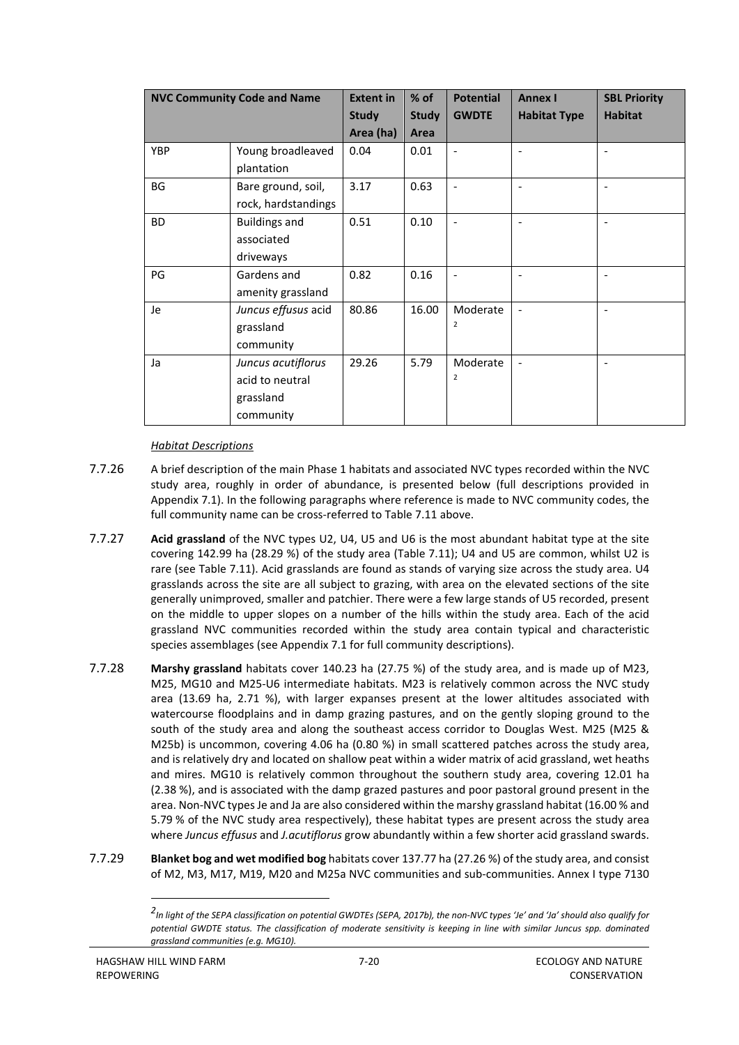| NVC Community Code and Name | | Extent in Study Area (ha) | % of Study Area | Potential GWDTE | Annex I Habitat Type | SBL Priority Habitat |
|---|---|---|---|---|---|---|
| YBP | Young broadleaved plantation | 0.04 | 0.01 | - | - | - |
| BG | Bare ground, soil, rock, hardstandings | 3.17 | 0.63 | - | - | - |
| BD | Buildings and associated driveways | 0.51 | 0.10 | - | - | - |
| PG | Gardens and amenity grassland | 0.82 | 0.16 | - | - | - |
| Je | *Juncus effusus* acid grassland community | 80.86 | 16.00 | Moderate [2] | - | - |
| Ja | *Juncus acutiflorus* acid to neutral grassland community | 29.26 | 5.79 | Moderate [2] | - | - |

*Habitat Descriptions*

7.7.26 A brief description of the main Phase 1 habitats and associated NVC types recorded within the NVC study area, roughly in order of abundance, is presented below (full descriptions provided in Appendix 7.1). In the following paragraphs where reference is made to NVC community codes, the full community name can be cross-referred to Table 7.11 above.

7.7.27 **Acid grassland** of the NVC types U2, U4, U5 and U6 is the most abundant habitat type at the site covering 142.99 ha (28.29 %) of the study area (Table 7.11); U4 and U5 are common, whilst U2 is rare (see Table 7.11). Acid grasslands are found as stands of varying size across the study area. U4 grasslands across the site are all subject to grazing, with area on the elevated sections of the site generally unimproved, smaller and patchier. There were a few large stands of U5 recorded, present on the middle to upper slopes on a number of the hills within the study area. Each of the acid grassland NVC communities recorded within the study area contain typical and characteristic species assemblages (see Appendix 7.1 for full community descriptions).

7.7.28 **Marshy grassland** habitats cover 140.23 ha (27.75 %) of the study area, and is made up of M23, M25, MG10 and M25-U6 intermediate habitats. M23 is relatively common across the NVC study area (13.69 ha, 2.71 %), with larger expanses present at the lower altitudes associated with watercourse floodplains and in damp grazing pastures, and on the gently sloping ground to the south of the study area and along the southeast access corridor to Douglas West. M25 (M25 & M25b) is uncommon, covering 4.06 ha (0.80 %) in small scattered patches across the study area, and is relatively dry and located on shallow peat within a wider matrix of acid grassland, wet heaths and mires. MG10 is relatively common throughout the southern study area, covering 12.01 ha (2.38 %), and is associated with the damp grazed pastures and poor pastoral ground present in the area. Non-NVC types Je and Ja are also considered within the marshy grassland habitat (16.00 % and 5.79 % of the NVC study area respectively), these habitat types are present across the study area where *Juncus effusus* and *J.acutiflorus* grow abundantly within a few shorter acid grassland swards.

7.7.29 **Blanket bog and wet modified bog** habitats cover 137.77 ha (27.26 %) of the study area, and consist of M2, M3, M17, M19, M20 and M25a NVC communities and sub-communities. Annex I type 7130

[2] *In light of the SEPA classification on potential GWDTEs (SEPA, 2017b), the non-NVC types 'Je' and 'Ja' should also qualify for potential GWDTE status. The classification of moderate sensitivity is keeping in line with similar Juncus spp. dominated grassland communities (e.g. MG10).*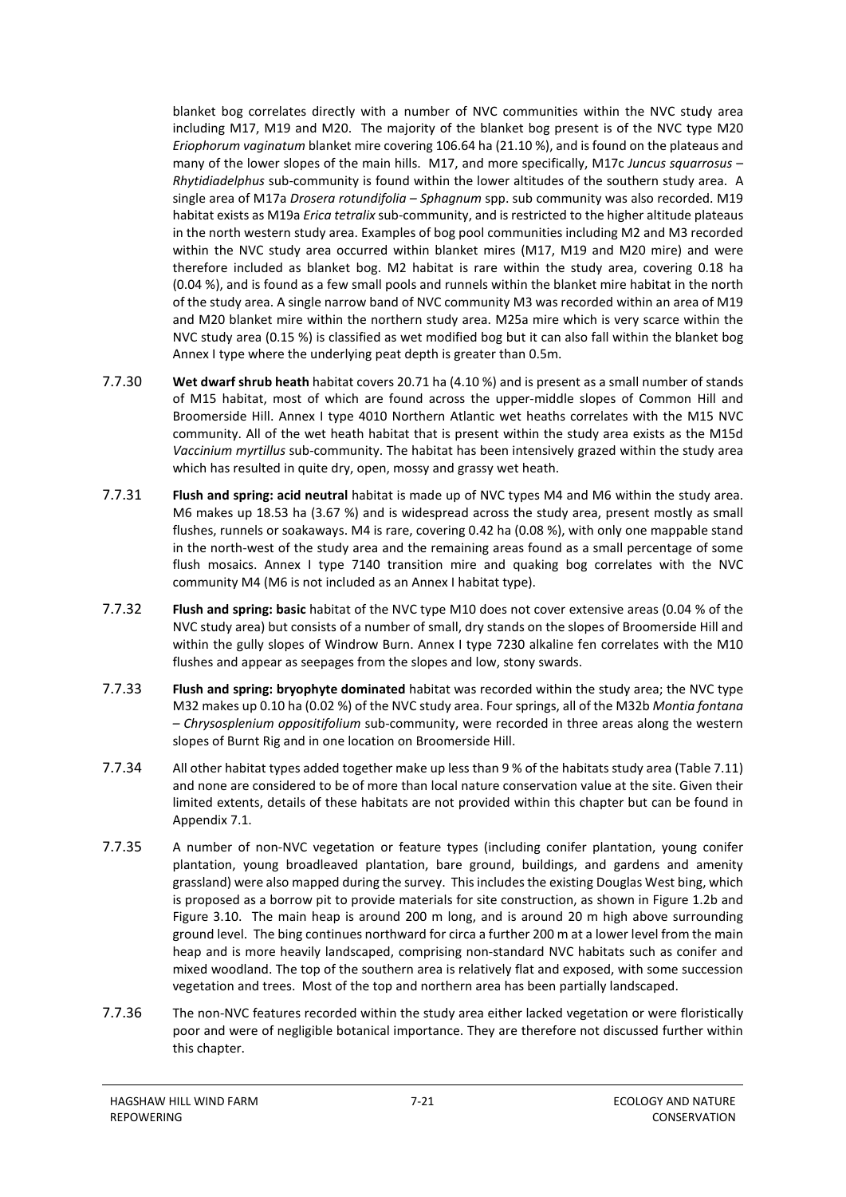blanket bog correlates directly with a number of NVC communities within the NVC study area including M17, M19 and M20. The majority of the blanket bog present is of the NVC type M20 *Eriophorum vaginatum* blanket mire covering 106.64 ha (21.10 %), and is found on the plateaus and many of the lower slopes of the main hills. M17, and more specifically, M17c *Juncus squarrosus – Rhytidiadelphus* sub-community is found within the lower altitudes of the southern study area. A single area of M17a *Drosera rotundifolia – Sphagnum* spp. sub community was also recorded. M19 habitat exists as M19a *Erica tetralix* sub-community, and is restricted to the higher altitude plateaus in the north western study area. Examples of bog pool communities including M2 and M3 recorded within the NVC study area occurred within blanket mires (M17, M19 and M20 mire) and were therefore included as blanket bog. M2 habitat is rare within the study area, covering 0.18 ha (0.04 %), and is found as a few small pools and runnels within the blanket mire habitat in the north of the study area. A single narrow band of NVC community M3 was recorded within an area of M19 and M20 blanket mire within the northern study area. M25a mire which is very scarce within the NVC study area (0.15 %) is classified as wet modified bog but it can also fall within the blanket bog Annex I type where the underlying peat depth is greater than 0.5m.

7.7.30 **Wet dwarf shrub heath** habitat covers 20.71 ha (4.10 %) and is present as a small number of stands of M15 habitat, most of which are found across the upper-middle slopes of Common Hill and Broomerside Hill. Annex I type 4010 Northern Atlantic wet heaths correlates with the M15 NVC community. All of the wet heath habitat that is present within the study area exists as the M15d *Vaccinium myrtillus* sub-community. The habitat has been intensively grazed within the study area which has resulted in quite dry, open, mossy and grassy wet heath.

7.7.31 **Flush and spring: acid neutral** habitat is made up of NVC types M4 and M6 within the study area. M6 makes up 18.53 ha (3.67 %) and is widespread across the study area, present mostly as small flushes, runnels or soakaways. M4 is rare, covering 0.42 ha (0.08 %), with only one mappable stand in the north-west of the study area and the remaining areas found as a small percentage of some flush mosaics. Annex I type 7140 transition mire and quaking bog correlates with the NVC community M4 (M6 is not included as an Annex I habitat type).

7.7.32 **Flush and spring: basic** habitat of the NVC type M10 does not cover extensive areas (0.04 % of the NVC study area) but consists of a number of small, dry stands on the slopes of Broomerside Hill and within the gully slopes of Windrow Burn. Annex I type 7230 alkaline fen correlates with the M10 flushes and appear as seepages from the slopes and low, stony swards.

7.7.33 **Flush and spring: bryophyte dominated** habitat was recorded within the study area; the NVC type M32 makes up 0.10 ha (0.02 %) of the NVC study area. Four springs, all of the M32b *Montia fontana – Chrysosplenium oppositifolium* sub-community, were recorded in three areas along the western slopes of Burnt Rig and in one location on Broomerside Hill.

7.7.34 All other habitat types added together make up less than 9 % of the habitats study area (Table 7.11) and none are considered to be of more than local nature conservation value at the site. Given their limited extents, details of these habitats are not provided within this chapter but can be found in Appendix 7.1.

7.7.35 A number of non-NVC vegetation or feature types (including conifer plantation, young conifer plantation, young broadleaved plantation, bare ground, buildings, and gardens and amenity grassland) were also mapped during the survey. This includes the existing Douglas West bing, which is proposed as a borrow pit to provide materials for site construction, as shown in Figure 1.2b and Figure 3.10. The main heap is around 200 m long, and is around 20 m high above surrounding ground level. The bing continues northward for circa a further 200 m at a lower level from the main heap and is more heavily landscaped, comprising non-standard NVC habitats such as conifer and mixed woodland. The top of the southern area is relatively flat and exposed, with some succession vegetation and trees. Most of the top and northern area has been partially landscaped.

7.7.36 The non-NVC features recorded within the study area either lacked vegetation or were floristically poor and were of negligible botanical importance. They are therefore not discussed further within this chapter.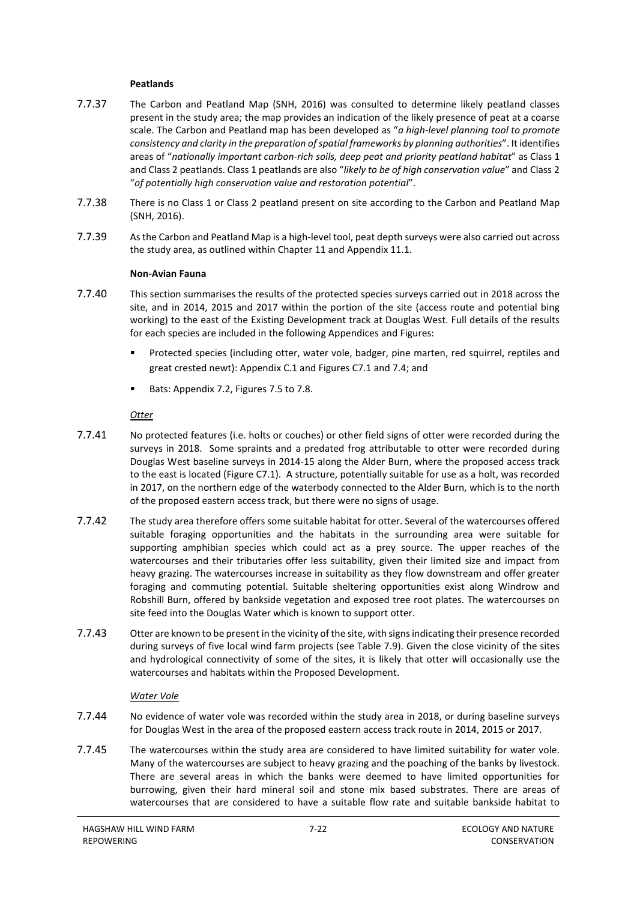**Peatlands**

7.7.37 The Carbon and Peatland Map (SNH, 2016) was consulted to determine likely peatland classes present in the study area; the map provides an indication of the likely presence of peat at a coarse scale. The Carbon and Peatland map has been developed as "*a high-level planning tool to promote consistency and clarity in the preparation of spatial frameworks by planning authorities*". It identifies areas of "*nationally important carbon-rich soils, deep peat and priority peatland habitat*" as Class 1 and Class 2 peatlands. Class 1 peatlands are also "*likely to be of high conservation value*" and Class 2 "*of potentially high conservation value and restoration potential*".

7.7.38 There is no Class 1 or Class 2 peatland present on site according to the Carbon and Peatland Map (SNH, 2016).

7.7.39 As the Carbon and Peatland Map is a high-level tool, peat depth surveys were also carried out across the study area, as outlined within Chapter 11 and Appendix 11.1.

**Non-Avian Fauna**

7.7.40 This section summarises the results of the protected species surveys carried out in 2018 across the site, and in 2014, 2015 and 2017 within the portion of the site (access route and potential bing working) to the east of the Existing Development track at Douglas West. Full details of the results for each species are included in the following Appendices and Figures:

- Protected species (including otter, water vole, badger, pine marten, red squirrel, reptiles and great crested newt): Appendix C.1 and Figures C7.1 and 7.4; and
- Bats: Appendix 7.2, Figures 7.5 to 7.8.

*Otter*

7.7.41 No protected features (i.e. holts or couches) or other field signs of otter were recorded during the surveys in 2018. Some spraints and a predated frog attributable to otter were recorded during Douglas West baseline surveys in 2014-15 along the Alder Burn, where the proposed access track to the east is located (Figure C7.1). A structure, potentially suitable for use as a holt, was recorded in 2017, on the northern edge of the waterbody connected to the Alder Burn, which is to the north of the proposed eastern access track, but there were no signs of usage.

7.7.42 The study area therefore offers some suitable habitat for otter. Several of the watercourses offered suitable foraging opportunities and the habitats in the surrounding area were suitable for supporting amphibian species which could act as a prey source. The upper reaches of the watercourses and their tributaries offer less suitability, given their limited size and impact from heavy grazing. The watercourses increase in suitability as they flow downstream and offer greater foraging and commuting potential. Suitable sheltering opportunities exist along Windrow and Robshill Burn, offered by bankside vegetation and exposed tree root plates. The watercourses on site feed into the Douglas Water which is known to support otter.

7.7.43 Otter are known to be present in the vicinity of the site, with signs indicating their presence recorded during surveys of five local wind farm projects (see Table 7.9). Given the close vicinity of the sites and hydrological connectivity of some of the sites, it is likely that otter will occasionally use the watercourses and habitats within the Proposed Development.

*Water Vole*

7.7.44 No evidence of water vole was recorded within the study area in 2018, or during baseline surveys for Douglas West in the area of the proposed eastern access track route in 2014, 2015 or 2017.

7.7.45 The watercourses within the study area are considered to have limited suitability for water vole. Many of the watercourses are subject to heavy grazing and the poaching of the banks by livestock. There are several areas in which the banks were deemed to have limited opportunities for burrowing, given their hard mineral soil and stone mix based substrates. There are areas of watercourses that are considered to have a suitable flow rate and suitable bankside habitat to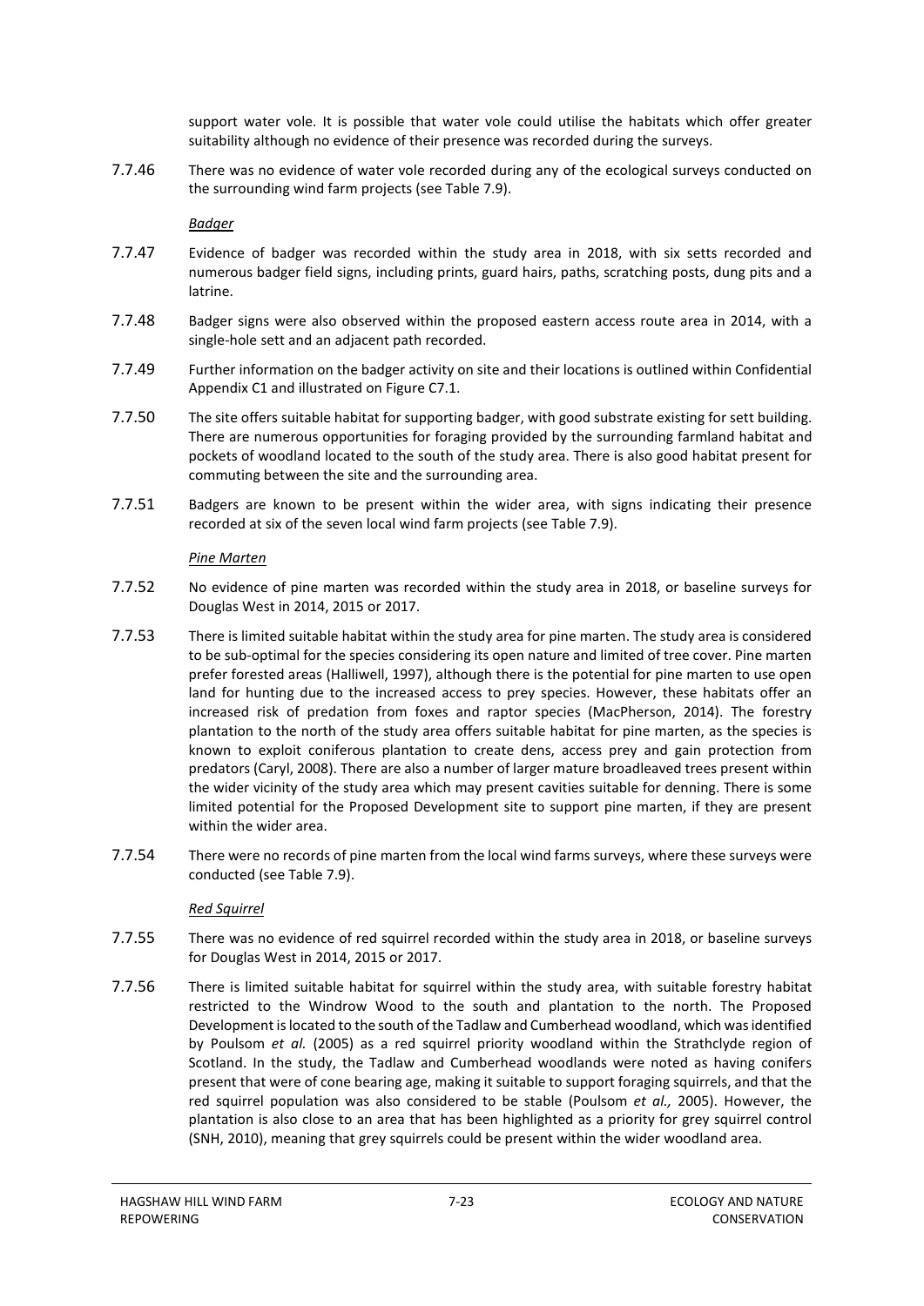support water vole. It is possible that water vole could utilise the habitats which offer greater suitability although no evidence of their presence was recorded during the surveys.

7.7.46 There was no evidence of water vole recorded during any of the ecological surveys conducted on the surrounding wind farm projects (see Table 7.9).

*Badger*

7.7.47 Evidence of badger was recorded within the study area in 2018, with six setts recorded and numerous badger field signs, including prints, guard hairs, paths, scratching posts, dung pits and a latrine.

7.7.48 Badger signs were also observed within the proposed eastern access route area in 2014, with a single-hole sett and an adjacent path recorded.

7.7.49 Further information on the badger activity on site and their locations is outlined within Confidential Appendix C1 and illustrated on Figure C7.1.

7.7.50 The site offers suitable habitat for supporting badger, with good substrate existing for sett building. There are numerous opportunities for foraging provided by the surrounding farmland habitat and pockets of woodland located to the south of the study area. There is also good habitat present for commuting between the site and the surrounding area.

7.7.51 Badgers are known to be present within the wider area, with signs indicating their presence recorded at six of the seven local wind farm projects (see Table 7.9).

*Pine Marten*

7.7.52 No evidence of pine marten was recorded within the study area in 2018, or baseline surveys for Douglas West in 2014, 2015 or 2017.

7.7.53 There is limited suitable habitat within the study area for pine marten. The study area is considered to be sub-optimal for the species considering its open nature and limited of tree cover. Pine marten prefer forested areas (Halliwell, 1997), although there is the potential for pine marten to use open land for hunting due to the increased access to prey species. However, these habitats offer an increased risk of predation from foxes and raptor species (MacPherson, 2014). The forestry plantation to the north of the study area offers suitable habitat for pine marten, as the species is known to exploit coniferous plantation to create dens, access prey and gain protection from predators (Caryl, 2008). There are also a number of larger mature broadleaved trees present within the wider vicinity of the study area which may present cavities suitable for denning. There is some limited potential for the Proposed Development site to support pine marten, if they are present within the wider area.

7.7.54 There were no records of pine marten from the local wind farms surveys, where these surveys were conducted (see Table 7.9).

*Red Squirrel*

7.7.55 There was no evidence of red squirrel recorded within the study area in 2018, or baseline surveys for Douglas West in 2014, 2015 or 2017.

7.7.56 There is limited suitable habitat for squirrel within the study area, with suitable forestry habitat restricted to the Windrow Wood to the south and plantation to the north. The Proposed Development is located to the south of the Tadlaw and Cumberhead woodland, which was identified by Poulsom *et al.* (2005) as a red squirrel priority woodland within the Strathclyde region of Scotland. In the study, the Tadlaw and Cumberhead woodlands were noted as having conifers present that were of cone bearing age, making it suitable to support foraging squirrels, and that the red squirrel population was also considered to be stable (Poulsom *et al.,* 2005). However, the plantation is also close to an area that has been highlighted as a priority for grey squirrel control (SNH, 2010), meaning that grey squirrels could be present within the wider woodland area.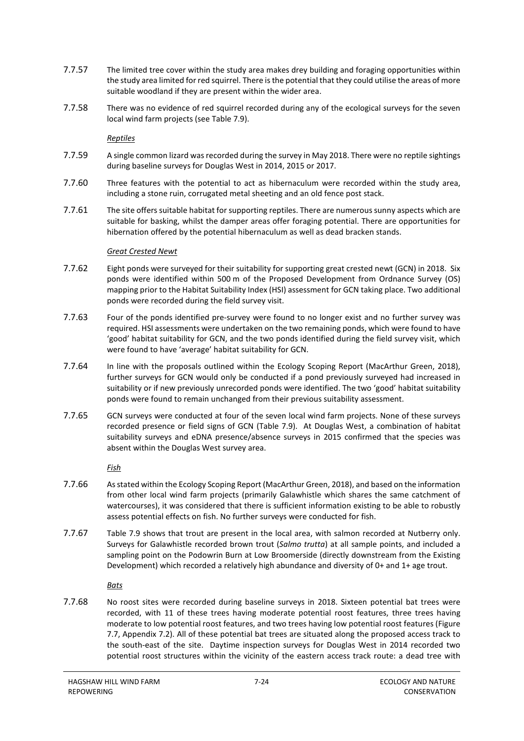7.7.57 The limited tree cover within the study area makes drey building and foraging opportunities within the study area limited for red squirrel. There is the potential that they could utilise the areas of more suitable woodland if they are present within the wider area.

7.7.58 There was no evidence of red squirrel recorded during any of the ecological surveys for the seven local wind farm projects (see Table 7.9).

*Reptiles*

7.7.59 A single common lizard was recorded during the survey in May 2018. There were no reptile sightings during baseline surveys for Douglas West in 2014, 2015 or 2017.

7.7.60 Three features with the potential to act as hibernaculum were recorded within the study area, including a stone ruin, corrugated metal sheeting and an old fence post stack.

7.7.61 The site offers suitable habitat for supporting reptiles. There are numerous sunny aspects which are suitable for basking, whilst the damper areas offer foraging potential. There are opportunities for hibernation offered by the potential hibernaculum as well as dead bracken stands.

*Great Crested Newt*

7.7.62 Eight ponds were surveyed for their suitability for supporting great crested newt (GCN) in 2018. Six ponds were identified within 500 m of the Proposed Development from Ordnance Survey (OS) mapping prior to the Habitat Suitability Index (HSI) assessment for GCN taking place. Two additional ponds were recorded during the field survey visit.

7.7.63 Four of the ponds identified pre-survey were found to no longer exist and no further survey was required. HSI assessments were undertaken on the two remaining ponds, which were found to have 'good' habitat suitability for GCN, and the two ponds identified during the field survey visit, which were found to have 'average' habitat suitability for GCN.

7.7.64 In line with the proposals outlined within the Ecology Scoping Report (MacArthur Green, 2018), further surveys for GCN would only be conducted if a pond previously surveyed had increased in suitability or if new previously unrecorded ponds were identified. The two 'good' habitat suitability ponds were found to remain unchanged from their previous suitability assessment.

7.7.65 GCN surveys were conducted at four of the seven local wind farm projects. None of these surveys recorded presence or field signs of GCN (Table 7.9). At Douglas West, a combination of habitat suitability surveys and eDNA presence/absence surveys in 2015 confirmed that the species was absent within the Douglas West survey area.

*Fish*

7.7.66 As stated within the Ecology Scoping Report (MacArthur Green, 2018), and based on the information from other local wind farm projects (primarily Galawhistle which shares the same catchment of watercourses), it was considered that there is sufficient information existing to be able to robustly assess potential effects on fish. No further surveys were conducted for fish.

7.7.67 Table 7.9 shows that trout are present in the local area, with salmon recorded at Nutberry only. Surveys for Galawhistle recorded brown trout (*Salmo trutta*) at all sample points, and included a sampling point on the Podowrin Burn at Low Broomerside (directly downstream from the Existing Development) which recorded a relatively high abundance and diversity of 0+ and 1+ age trout.

*Bats*

7.7.68 No roost sites were recorded during baseline surveys in 2018. Sixteen potential bat trees were recorded, with 11 of these trees having moderate potential roost features, three trees having moderate to low potential roost features, and two trees having low potential roost features (Figure 7.7, Appendix 7.2). All of these potential bat trees are situated along the proposed access track to the south-east of the site. Daytime inspection surveys for Douglas West in 2014 recorded two potential roost structures within the vicinity of the eastern access track route: a dead tree with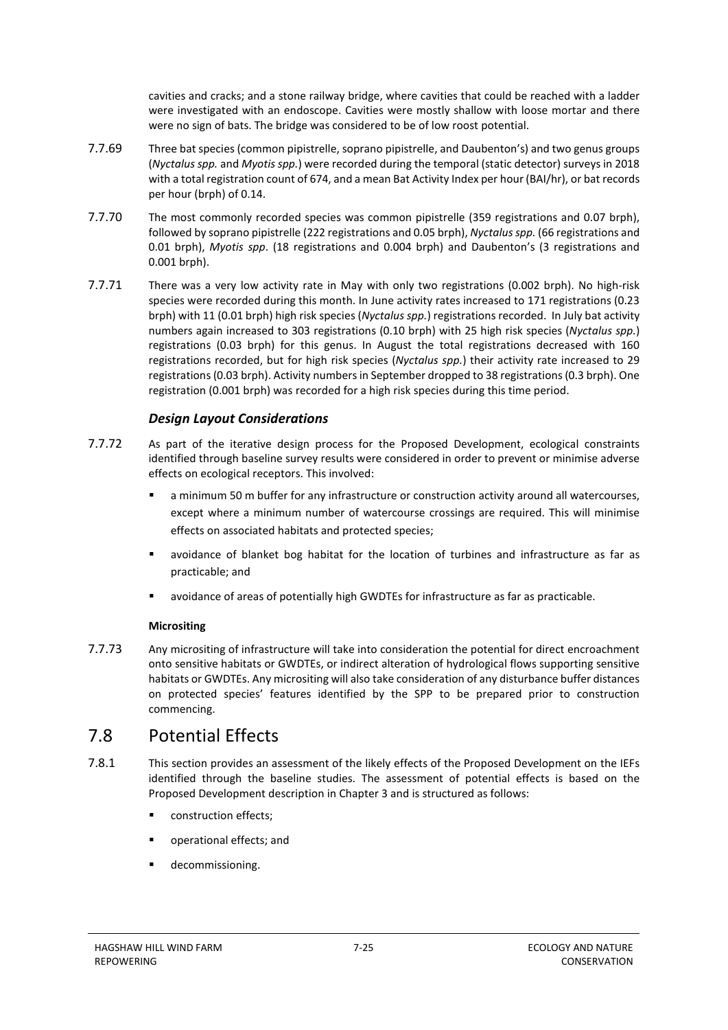cavities and cracks; and a stone railway bridge, where cavities that could be reached with a ladder were investigated with an endoscope. Cavities were mostly shallow with loose mortar and there were no sign of bats. The bridge was considered to be of low roost potential.

7.7.69 Three bat species (common pipistrelle, soprano pipistrelle, and Daubenton's) and two genus groups (*Nyctalus spp.* and *Myotis spp.*) were recorded during the temporal (static detector) surveys in 2018 with a total registration count of 674, and a mean Bat Activity Index per hour (BAI/hr), or bat records per hour (brph) of 0.14.

7.7.70 The most commonly recorded species was common pipistrelle (359 registrations and 0.07 brph), followed by soprano pipistrelle (222 registrations and 0.05 brph), *Nyctalus spp.* (66 registrations and 0.01 brph), *Myotis spp*. (18 registrations and 0.004 brph) and Daubenton's (3 registrations and 0.001 brph).

7.7.71 There was a very low activity rate in May with only two registrations (0.002 brph). No high-risk species were recorded during this month. In June activity rates increased to 171 registrations (0.23 brph) with 11 (0.01 brph) high risk species (*Nyctalus spp.*) registrations recorded. In July bat activity numbers again increased to 303 registrations (0.10 brph) with 25 high risk species (*Nyctalus spp.*) registrations (0.03 brph) for this genus. In August the total registrations decreased with 160 registrations recorded, but for high risk species (*Nyctalus spp.*) their activity rate increased to 29 registrations (0.03 brph). Activity numbers in September dropped to 38 registrations (0.3 brph). One registration (0.001 brph) was recorded for a high risk species during this time period.

### *Design Layout Considerations*

7.7.72 As part of the iterative design process for the Proposed Development, ecological constraints identified through baseline survey results were considered in order to prevent or minimise adverse effects on ecological receptors. This involved:

- a minimum 50 m buffer for any infrastructure or construction activity around all watercourses, except where a minimum number of watercourse crossings are required. This will minimise effects on associated habitats and protected species;
- avoidance of blanket bog habitat for the location of turbines and infrastructure as far as practicable; and
- avoidance of areas of potentially high GWDTEs for infrastructure as far as practicable.

#### **Micrositing**

7.7.73 Any micrositing of infrastructure will take into consideration the potential for direct encroachment onto sensitive habitats or GWDTEs, or indirect alteration of hydrological flows supporting sensitive habitats or GWDTEs. Any micrositing will also take consideration of any disturbance buffer distances on protected species' features identified by the SPP to be prepared prior to construction commencing.

## 7.8 Potential Effects

7.8.1 This section provides an assessment of the likely effects of the Proposed Development on the IEFs identified through the baseline studies. The assessment of potential effects is based on the Proposed Development description in Chapter 3 and is structured as follows:

- construction effects;
- operational effects; and
- decommissioning.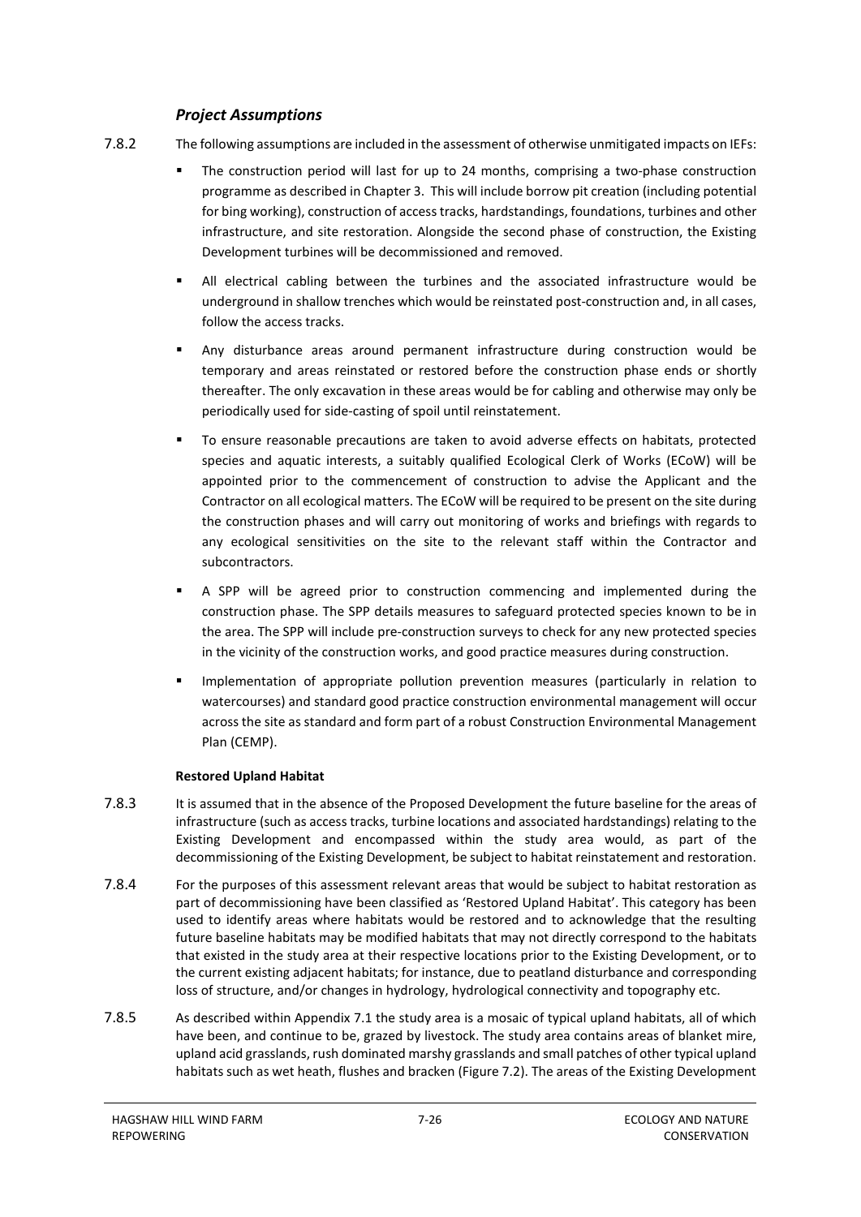### *Project Assumptions*

7.8.2 The following assumptions are included in the assessment of otherwise unmitigated impacts on IEFs:

- The construction period will last for up to 24 months, comprising a two-phase construction programme as described in Chapter 3. This will include borrow pit creation (including potential for bing working), construction of access tracks, hardstandings, foundations, turbines and other infrastructure, and site restoration. Alongside the second phase of construction, the Existing Development turbines will be decommissioned and removed.
- All electrical cabling between the turbines and the associated infrastructure would be underground in shallow trenches which would be reinstated post-construction and, in all cases, follow the access tracks.
- Any disturbance areas around permanent infrastructure during construction would be temporary and areas reinstated or restored before the construction phase ends or shortly thereafter. The only excavation in these areas would be for cabling and otherwise may only be periodically used for side-casting of spoil until reinstatement.
- To ensure reasonable precautions are taken to avoid adverse effects on habitats, protected species and aquatic interests, a suitably qualified Ecological Clerk of Works (ECoW) will be appointed prior to the commencement of construction to advise the Applicant and the Contractor on all ecological matters. The ECoW will be required to be present on the site during the construction phases and will carry out monitoring of works and briefings with regards to any ecological sensitivities on the site to the relevant staff within the Contractor and subcontractors.
- A SPP will be agreed prior to construction commencing and implemented during the construction phase. The SPP details measures to safeguard protected species known to be in the area. The SPP will include pre-construction surveys to check for any new protected species in the vicinity of the construction works, and good practice measures during construction.
- Implementation of appropriate pollution prevention measures (particularly in relation to watercourses) and standard good practice construction environmental management will occur across the site as standard and form part of a robust Construction Environmental Management Plan (CEMP).

**Restored Upland Habitat**

7.8.3 It is assumed that in the absence of the Proposed Development the future baseline for the areas of infrastructure (such as access tracks, turbine locations and associated hardstandings) relating to the Existing Development and encompassed within the study area would, as part of the decommissioning of the Existing Development, be subject to habitat reinstatement and restoration.

7.8.4 For the purposes of this assessment relevant areas that would be subject to habitat restoration as part of decommissioning have been classified as 'Restored Upland Habitat'. This category has been used to identify areas where habitats would be restored and to acknowledge that the resulting future baseline habitats may be modified habitats that may not directly correspond to the habitats that existed in the study area at their respective locations prior to the Existing Development, or to the current existing adjacent habitats; for instance, due to peatland disturbance and corresponding loss of structure, and/or changes in hydrology, hydrological connectivity and topography etc.

7.8.5 As described within Appendix 7.1 the study area is a mosaic of typical upland habitats, all of which have been, and continue to be, grazed by livestock. The study area contains areas of blanket mire, upland acid grasslands, rush dominated marshy grasslands and small patches of other typical upland habitats such as wet heath, flushes and bracken (Figure 7.2). The areas of the Existing Development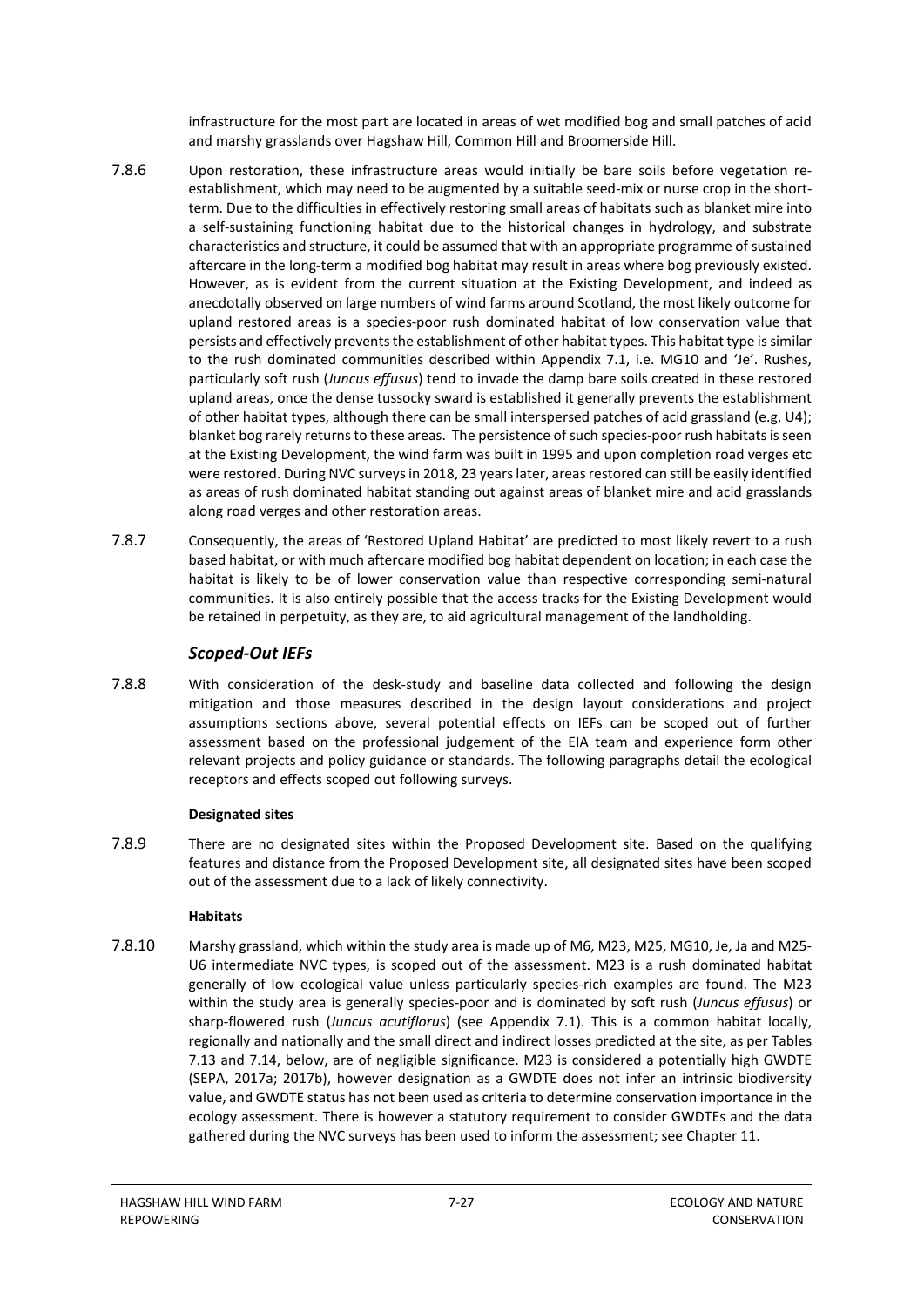infrastructure for the most part are located in areas of wet modified bog and small patches of acid and marshy grasslands over Hagshaw Hill, Common Hill and Broomerside Hill.

7.8.6 Upon restoration, these infrastructure areas would initially be bare soils before vegetation re-establishment, which may need to be augmented by a suitable seed-mix or nurse crop in the short-term. Due to the difficulties in effectively restoring small areas of habitats such as blanket mire into a self-sustaining functioning habitat due to the historical changes in hydrology, and substrate characteristics and structure, it could be assumed that with an appropriate programme of sustained aftercare in the long-term a modified bog habitat may result in areas where bog previously existed. However, as is evident from the current situation at the Existing Development, and indeed as anecdotally observed on large numbers of wind farms around Scotland, the most likely outcome for upland restored areas is a species-poor rush dominated habitat of low conservation value that persists and effectively prevents the establishment of other habitat types. This habitat type is similar to the rush dominated communities described within Appendix 7.1, i.e. MG10 and 'Je'. Rushes, particularly soft rush (*Juncus effusus*) tend to invade the damp bare soils created in these restored upland areas, once the dense tussocky sward is established it generally prevents the establishment of other habitat types, although there can be small interspersed patches of acid grassland (e.g. U4); blanket bog rarely returns to these areas. The persistence of such species-poor rush habitats is seen at the Existing Development, the wind farm was built in 1995 and upon completion road verges etc were restored. During NVC surveys in 2018, 23 years later, areas restored can still be easily identified as areas of rush dominated habitat standing out against areas of blanket mire and acid grasslands along road verges and other restoration areas.

7.8.7 Consequently, the areas of 'Restored Upland Habitat' are predicted to most likely revert to a rush based habitat, or with much aftercare modified bog habitat dependent on location; in each case the habitat is likely to be of lower conservation value than respective corresponding semi-natural communities. It is also entirely possible that the access tracks for the Existing Development would be retained in perpetuity, as they are, to aid agricultural management of the landholding.

### *Scoped-Out IEFs*

7.8.8 With consideration of the desk-study and baseline data collected and following the design mitigation and those measures described in the design layout considerations and project assumptions sections above, several potential effects on IEFs can be scoped out of further assessment based on the professional judgement of the EIA team and experience form other relevant projects and policy guidance or standards. The following paragraphs detail the ecological receptors and effects scoped out following surveys.

**Designated sites**

7.8.9 There are no designated sites within the Proposed Development site. Based on the qualifying features and distance from the Proposed Development site, all designated sites have been scoped out of the assessment due to a lack of likely connectivity.

**Habitats**

7.8.10 Marshy grassland, which within the study area is made up of M6, M23, M25, MG10, Je, Ja and M25-U6 intermediate NVC types, is scoped out of the assessment. M23 is a rush dominated habitat generally of low ecological value unless particularly species-rich examples are found. The M23 within the study area is generally species-poor and is dominated by soft rush (*Juncus effusus*) or sharp-flowered rush (*Juncus acutiflorus*) (see Appendix 7.1). This is a common habitat locally, regionally and nationally and the small direct and indirect losses predicted at the site, as per Tables 7.13 and 7.14, below, are of negligible significance. M23 is considered a potentially high GWDTE (SEPA, 2017a; 2017b), however designation as a GWDTE does not infer an intrinsic biodiversity value, and GWDTE status has not been used as criteria to determine conservation importance in the ecology assessment. There is however a statutory requirement to consider GWDTEs and the data gathered during the NVC surveys has been used to inform the assessment; see Chapter 11.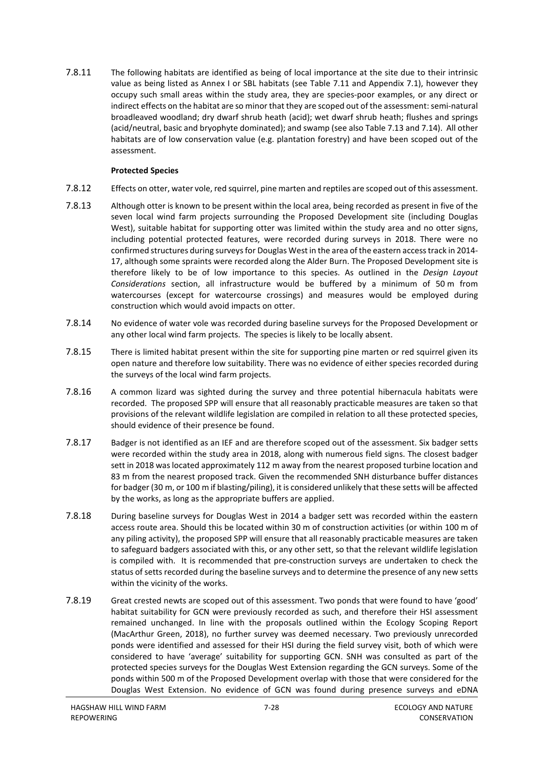7.8.11 The following habitats are identified as being of local importance at the site due to their intrinsic value as being listed as Annex I or SBL habitats (see Table 7.11 and Appendix 7.1), however they occupy such small areas within the study area, they are species-poor examples, or any direct or indirect effects on the habitat are so minor that they are scoped out of the assessment: semi-natural broadleaved woodland; dry dwarf shrub heath (acid); wet dwarf shrub heath; flushes and springs (acid/neutral, basic and bryophyte dominated); and swamp (see also Table 7.13 and 7.14). All other habitats are of low conservation value (e.g. plantation forestry) and have been scoped out of the assessment.

**Protected Species**

7.8.12 Effects on otter, water vole, red squirrel, pine marten and reptiles are scoped out of this assessment.

7.8.13 Although otter is known to be present within the local area, being recorded as present in five of the seven local wind farm projects surrounding the Proposed Development site (including Douglas West), suitable habitat for supporting otter was limited within the study area and no otter signs, including potential protected features, were recorded during surveys in 2018. There were no confirmed structures during surveys for Douglas West in the area of the eastern access track in 2014-17, although some spraints were recorded along the Alder Burn. The Proposed Development site is therefore likely to be of low importance to this species. As outlined in the *Design Layout Considerations* section, all infrastructure would be buffered by a minimum of 50 m from watercourses (except for watercourse crossings) and measures would be employed during construction which would avoid impacts on otter.

7.8.14 No evidence of water vole was recorded during baseline surveys for the Proposed Development or any other local wind farm projects. The species is likely to be locally absent.

7.8.15 There is limited habitat present within the site for supporting pine marten or red squirrel given its open nature and therefore low suitability. There was no evidence of either species recorded during the surveys of the local wind farm projects.

7.8.16 A common lizard was sighted during the survey and three potential hibernacula habitats were recorded. The proposed SPP will ensure that all reasonably practicable measures are taken so that provisions of the relevant wildlife legislation are compiled in relation to all these protected species, should evidence of their presence be found.

7.8.17 Badger is not identified as an IEF and are therefore scoped out of the assessment. Six badger setts were recorded within the study area in 2018, along with numerous field signs. The closest badger sett in 2018 was located approximately 112 m away from the nearest proposed turbine location and 83 m from the nearest proposed track. Given the recommended SNH disturbance buffer distances for badger (30 m, or 100 m if blasting/piling), it is considered unlikely that these setts will be affected by the works, as long as the appropriate buffers are applied.

7.8.18 During baseline surveys for Douglas West in 2014 a badger sett was recorded within the eastern access route area. Should this be located within 30 m of construction activities (or within 100 m of any piling activity), the proposed SPP will ensure that all reasonably practicable measures are taken to safeguard badgers associated with this, or any other sett, so that the relevant wildlife legislation is compiled with. It is recommended that pre-construction surveys are undertaken to check the status of setts recorded during the baseline surveys and to determine the presence of any new setts within the vicinity of the works.

7.8.19 Great crested newts are scoped out of this assessment. Two ponds that were found to have 'good' habitat suitability for GCN were previously recorded as such, and therefore their HSI assessment remained unchanged. In line with the proposals outlined within the Ecology Scoping Report (MacArthur Green, 2018), no further survey was deemed necessary. Two previously unrecorded ponds were identified and assessed for their HSI during the field survey visit, both of which were considered to have 'average' suitability for supporting GCN. SNH was consulted as part of the protected species surveys for the Douglas West Extension regarding the GCN surveys. Some of the ponds within 500 m of the Proposed Development overlap with those that were considered for the Douglas West Extension. No evidence of GCN was found during presence surveys and eDNA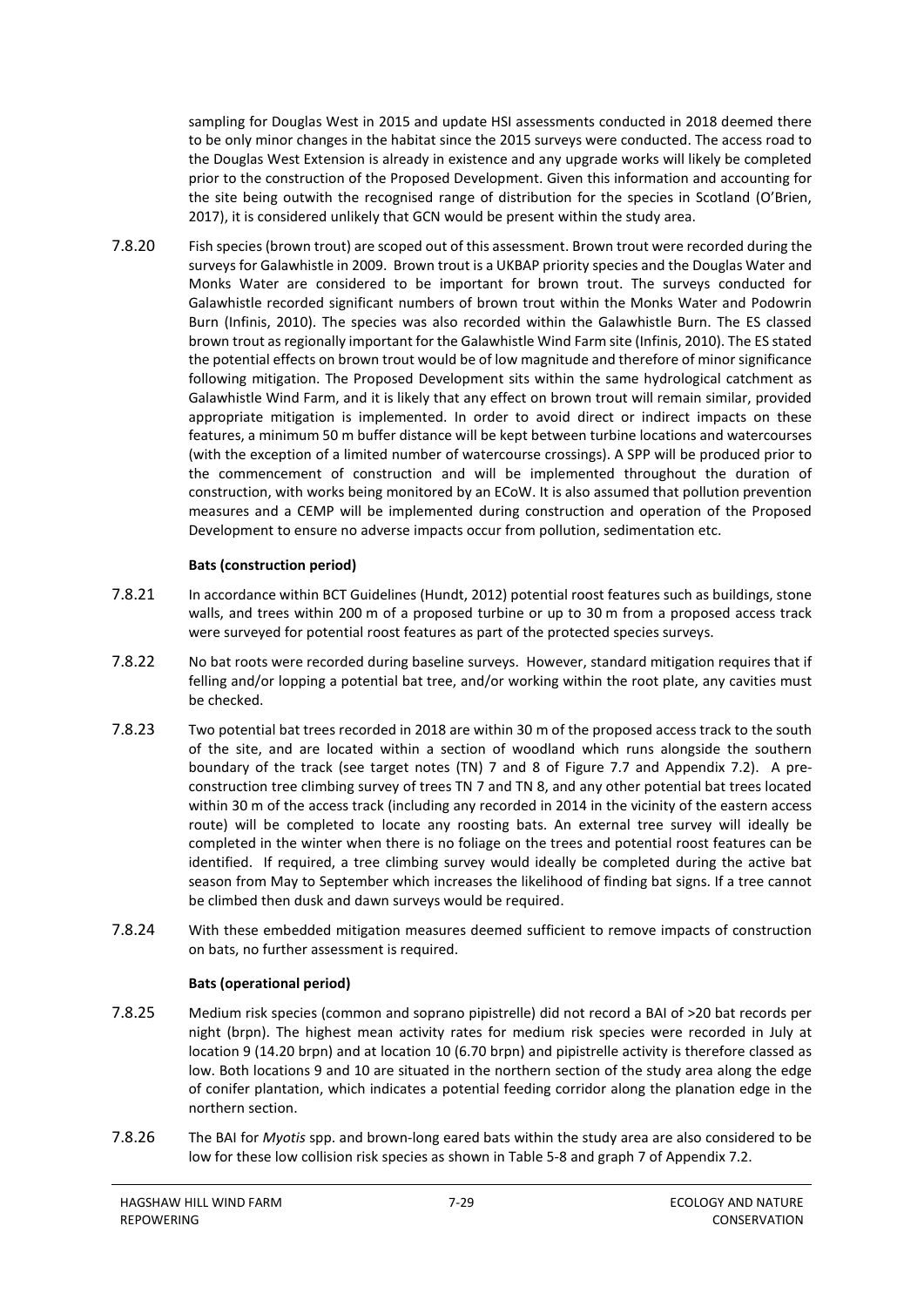sampling for Douglas West in 2015 and update HSI assessments conducted in 2018 deemed there to be only minor changes in the habitat since the 2015 surveys were conducted. The access road to the Douglas West Extension is already in existence and any upgrade works will likely be completed prior to the construction of the Proposed Development. Given this information and accounting for the site being outwith the recognised range of distribution for the species in Scotland (O'Brien, 2017), it is considered unlikely that GCN would be present within the study area.

7.8.20 Fish species (brown trout) are scoped out of this assessment. Brown trout were recorded during the surveys for Galawhistle in 2009. Brown trout is a UKBAP priority species and the Douglas Water and Monks Water are considered to be important for brown trout. The surveys conducted for Galawhistle recorded significant numbers of brown trout within the Monks Water and Podowrin Burn (Infinis, 2010). The species was also recorded within the Galawhistle Burn. The ES classed brown trout as regionally important for the Galawhistle Wind Farm site (Infinis, 2010). The ES stated the potential effects on brown trout would be of low magnitude and therefore of minor significance following mitigation. The Proposed Development sits within the same hydrological catchment as Galawhistle Wind Farm, and it is likely that any effect on brown trout will remain similar, provided appropriate mitigation is implemented. In order to avoid direct or indirect impacts on these features, a minimum 50 m buffer distance will be kept between turbine locations and watercourses (with the exception of a limited number of watercourse crossings). A SPP will be produced prior to the commencement of construction and will be implemented throughout the duration of construction, with works being monitored by an ECoW. It is also assumed that pollution prevention measures and a CEMP will be implemented during construction and operation of the Proposed Development to ensure no adverse impacts occur from pollution, sedimentation etc.

**Bats (construction period)**

7.8.21 In accordance within BCT Guidelines (Hundt, 2012) potential roost features such as buildings, stone walls, and trees within 200 m of a proposed turbine or up to 30 m from a proposed access track were surveyed for potential roost features as part of the protected species surveys.

7.8.22 No bat roots were recorded during baseline surveys. However, standard mitigation requires that if felling and/or lopping a potential bat tree, and/or working within the root plate, any cavities must be checked.

7.8.23 Two potential bat trees recorded in 2018 are within 30 m of the proposed access track to the south of the site, and are located within a section of woodland which runs alongside the southern boundary of the track (see target notes (TN) 7 and 8 of Figure 7.7 and Appendix 7.2). A pre-construction tree climbing survey of trees TN 7 and TN 8, and any other potential bat trees located within 30 m of the access track (including any recorded in 2014 in the vicinity of the eastern access route) will be completed to locate any roosting bats. An external tree survey will ideally be completed in the winter when there is no foliage on the trees and potential roost features can be identified. If required, a tree climbing survey would ideally be completed during the active bat season from May to September which increases the likelihood of finding bat signs. If a tree cannot be climbed then dusk and dawn surveys would be required.

7.8.24 With these embedded mitigation measures deemed sufficient to remove impacts of construction on bats, no further assessment is required.

**Bats (operational period)**

7.8.25 Medium risk species (common and soprano pipistrelle) did not record a BAI of >20 bat records per night (brpn). The highest mean activity rates for medium risk species were recorded in July at location 9 (14.20 brpn) and at location 10 (6.70 brpn) and pipistrelle activity is therefore classed as low. Both locations 9 and 10 are situated in the northern section of the study area along the edge of conifer plantation, which indicates a potential feeding corridor along the planation edge in the northern section.

7.8.26 The BAI for *Myotis* spp. and brown-long eared bats within the study area are also considered to be low for these low collision risk species as shown in Table 5-8 and graph 7 of Appendix 7.2.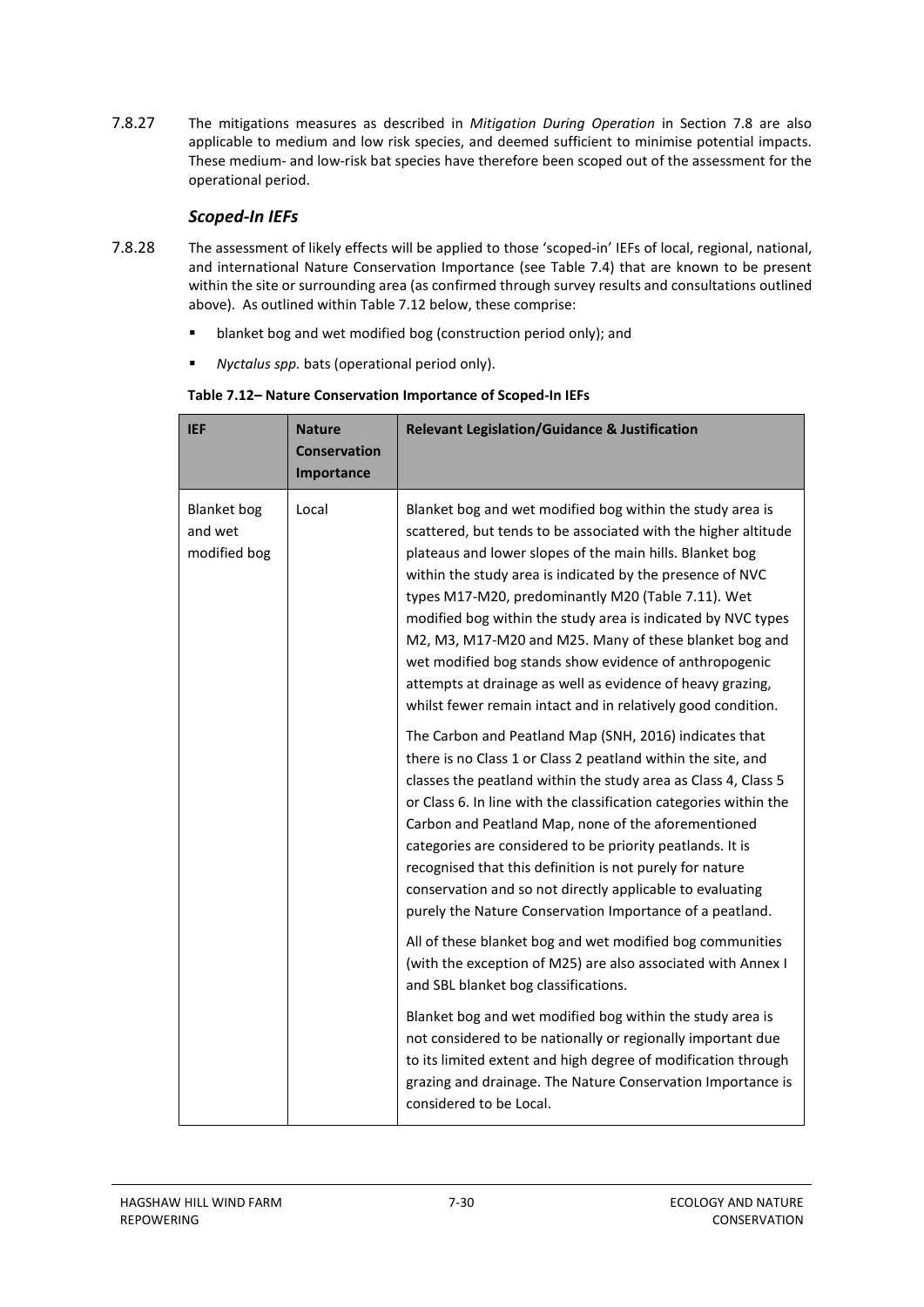7.8.27 The mitigations measures as described in *Mitigation During Operation* in Section 7.8 are also applicable to medium and low risk species, and deemed sufficient to minimise potential impacts. These medium- and low-risk bat species have therefore been scoped out of the assessment for the operational period.

### *Scoped-In IEFs*

7.8.28 The assessment of likely effects will be applied to those 'scoped-in' IEFs of local, regional, national, and international Nature Conservation Importance (see Table 7.4) that are known to be present within the site or surrounding area (as confirmed through survey results and consultations outlined above). As outlined within Table 7.12 below, these comprise:

- blanket bog and wet modified bog (construction period only); and
- *Nyctalus spp.* bats (operational period only).

**Table 7.12– Nature Conservation Importance of Scoped-In IEFs**

| IEF | Nature Conservation Importance | Relevant Legislation/Guidance & Justification |
|---|---|---|
| Blanket bog and wet modified bog | Local | Blanket bog and wet modified bog within the study area is scattered, but tends to be associated with the higher altitude plateaus and lower slopes of the main hills. Blanket bog within the study area is indicated by the presence of NVC types M17-M20, predominantly M20 (Table 7.11). Wet modified bog within the study area is indicated by NVC types M2, M3, M17-M20 and M25. Many of these blanket bog and wet modified bog stands show evidence of anthropogenic attempts at drainage as well as evidence of heavy grazing, whilst fewer remain intact and in relatively good condition.<br><br>The Carbon and Peatland Map (SNH, 2016) indicates that there is no Class 1 or Class 2 peatland within the site, and classes the peatland within the study area as Class 4, Class 5 or Class 6. In line with the classification categories within the Carbon and Peatland Map, none of the aforementioned categories are considered to be priority peatlands. It is recognised that this definition is not purely for nature conservation and so not directly applicable to evaluating purely the Nature Conservation Importance of a peatland.<br><br>All of these blanket bog and wet modified bog communities (with the exception of M25) are also associated with Annex I and SBL blanket bog classifications.<br><br>Blanket bog and wet modified bog within the study area is not considered to be nationally or regionally important due to its limited extent and high degree of modification through grazing and drainage. The Nature Conservation Importance is considered to be Local. |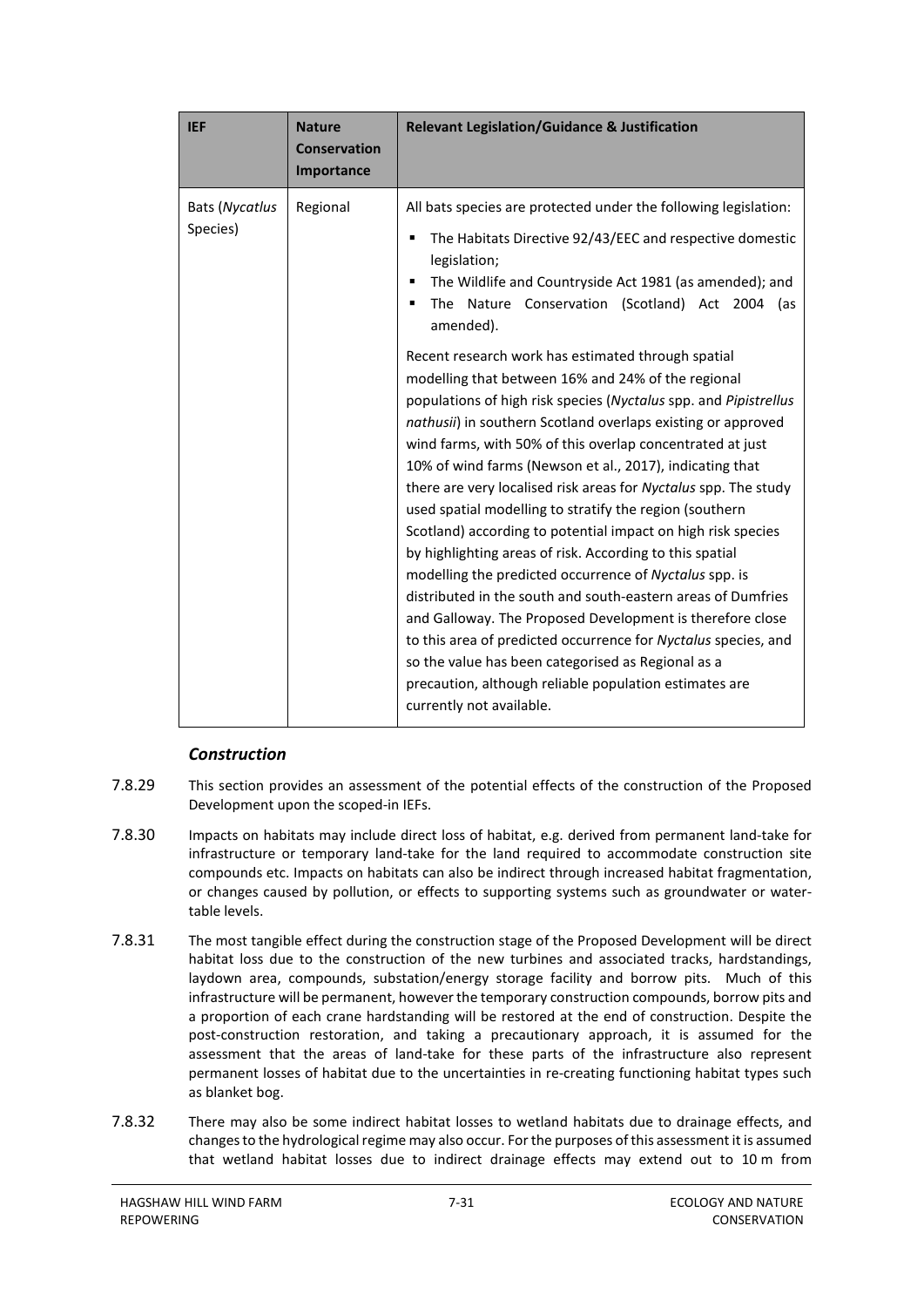| IEF | Nature Conservation Importance | Relevant Legislation/Guidance & Justification |
|---|---|---|
| Bats (*Nycatlus* Species) | Regional | All bats species are protected under the following legislation:<br>▪ The Habitats Directive 92/43/EEC and respective domestic legislation;<br>▪ The Wildlife and Countryside Act 1981 (as amended); and<br>▪ The Nature Conservation (Scotland) Act 2004 (as amended).<br><br>Recent research work has estimated through spatial modelling that between 16% and 24% of the regional populations of high risk species (*Nyctalus* spp. and *Pipistrellus nathusii*) in southern Scotland overlaps existing or approved wind farms, with 50% of this overlap concentrated at just 10% of wind farms (Newson et al., 2017), indicating that there are very localised risk areas for *Nyctalus* spp. The study used spatial modelling to stratify the region (southern Scotland) according to potential impact on high risk species by highlighting areas of risk. According to this spatial modelling the predicted occurrence of *Nyctalus* spp. is distributed in the south and south-eastern areas of Dumfries and Galloway. The Proposed Development is therefore close to this area of predicted occurrence for *Nyctalus* species, and so the value has been categorised as Regional as a precaution, although reliable population estimates are currently not available. |

### *Construction*

7.8.29 This section provides an assessment of the potential effects of the construction of the Proposed Development upon the scoped-in IEFs.

7.8.30 Impacts on habitats may include direct loss of habitat, e.g. derived from permanent land-take for infrastructure or temporary land-take for the land required to accommodate construction site compounds etc. Impacts on habitats can also be indirect through increased habitat fragmentation, or changes caused by pollution, or effects to supporting systems such as groundwater or water-table levels.

7.8.31 The most tangible effect during the construction stage of the Proposed Development will be direct habitat loss due to the construction of the new turbines and associated tracks, hardstandings, laydown area, compounds, substation/energy storage facility and borrow pits. Much of this infrastructure will be permanent, however the temporary construction compounds, borrow pits and a proportion of each crane hardstanding will be restored at the end of construction. Despite the post-construction restoration, and taking a precautionary approach, it is assumed for the assessment that the areas of land-take for these parts of the infrastructure also represent permanent losses of habitat due to the uncertainties in re-creating functioning habitat types such as blanket bog.

7.8.32 There may also be some indirect habitat losses to wetland habitats due to drainage effects, and changes to the hydrological regime may also occur. For the purposes of this assessment it is assumed that wetland habitat losses due to indirect drainage effects may extend out to 10 m from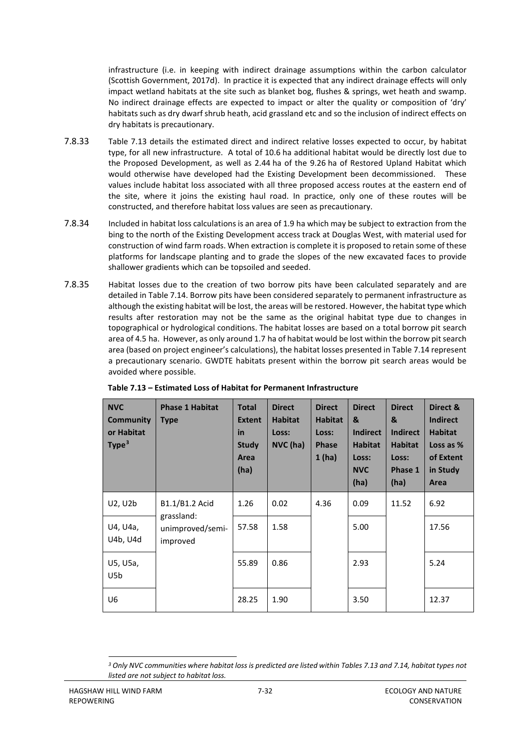infrastructure (i.e. in keeping with indirect drainage assumptions within the carbon calculator (Scottish Government, 2017d). In practice it is expected that any indirect drainage effects will only impact wetland habitats at the site such as blanket bog, flushes & springs, wet heath and swamp. No indirect drainage effects are expected to impact or alter the quality or composition of 'dry' habitats such as dry dwarf shrub heath, acid grassland etc and so the inclusion of indirect effects on dry habitats is precautionary.

7.8.33 Table 7.13 details the estimated direct and indirect relative losses expected to occur, by habitat type, for all new infrastructure. A total of 10.6 ha additional habitat would be directly lost due to the Proposed Development, as well as 2.44 ha of the 9.26 ha of Restored Upland Habitat which would otherwise have developed had the Existing Development been decommissioned. These values include habitat loss associated with all three proposed access routes at the eastern end of the site, where it joins the existing haul road. In practice, only one of these routes will be constructed, and therefore habitat loss values are seen as precautionary.

7.8.34 Included in habitat loss calculations is an area of 1.9 ha which may be subject to extraction from the bing to the north of the Existing Development access track at Douglas West, with material used for construction of wind farm roads. When extraction is complete it is proposed to retain some of these platforms for landscape planting and to grade the slopes of the new excavated faces to provide shallower gradients which can be topsoiled and seeded.

7.8.35 Habitat losses due to the creation of two borrow pits have been calculated separately and are detailed in Table 7.14. Borrow pits have been considered separately to permanent infrastructure as although the existing habitat will be lost, the areas will be restored. However, the habitat type which results after restoration may not be the same as the original habitat type due to changes in topographical or hydrological conditions. The habitat losses are based on a total borrow pit search area of 4.5 ha. However, as only around 1.7 ha of habitat would be lost within the borrow pit search area (based on project engineer's calculations), the habitat losses presented in Table 7.14 represent a precautionary scenario. GWDTE habitats present within the borrow pit search areas would be avoided where possible.

**Table 7.13 – Estimated Loss of Habitat for Permanent Infrastructure**

| NVC Community or Habitat Type[3] | Phase 1 Habitat Type | Total Extent in Study Area (ha) | Direct Habitat Loss: NVC (ha) | Direct Habitat Loss: Phase 1 (ha) | Direct & Indirect Habitat Loss: NVC (ha) | Direct & Indirect Habitat Loss: Phase 1 (ha) | Direct & Indirect Habitat Loss as % of Extent in Study Area |
|---|---|---|---|---|---|---|---|
| U2, U2b | B1.1/B1.2 Acid grassland: unimproved/semi-improved | 1.26 | 0.02 | 4.36 | 0.09 | 11.52 | 6.92 |
| U4, U4a, U4b, U4d | | 57.58 | 1.58 | | 5.00 | | 17.56 |
| U5, U5a, U5b | | 55.89 | 0.86 | | 2.93 | | 5.24 |
| U6 | | 28.25 | 1.90 | | 3.50 | | 12.37 |

*[3] Only NVC communities where habitat loss is predicted are listed within Tables 7.13 and 7.14, habitat types not listed are not subject to habitat loss.*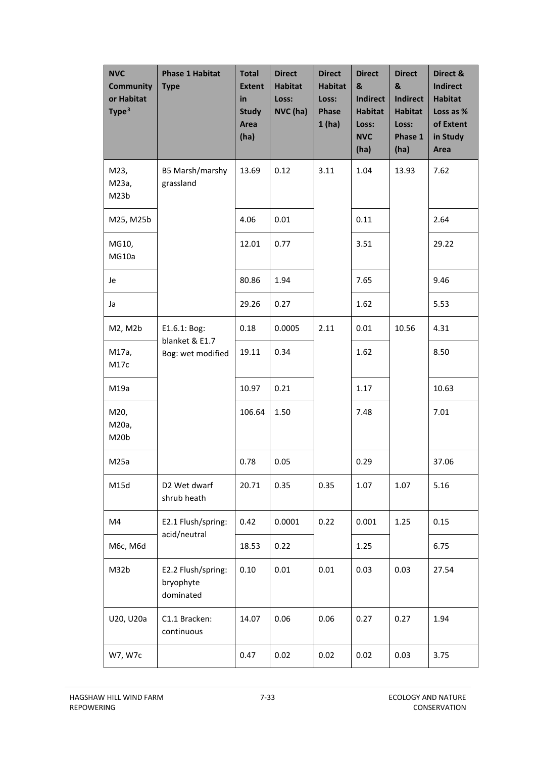| NVC Community or Habitat Type[3] | Phase 1 Habitat Type | Total Extent in Study Area (ha) | Direct Habitat Loss: NVC (ha) | Direct Habitat Loss: Phase 1 (ha) | Direct & Indirect Habitat Loss: NVC (ha) | Direct & Indirect Habitat Loss: Phase 1 (ha) | Direct & Indirect Habitat Loss as % of Extent in Study Area |
|---|---|---|---|---|---|---|---|
| M23, M23a, M23b | B5 Marsh/marshy grassland | 13.69 | 0.12 | 3.11 | 1.04 | 13.93 | 7.62 |
| M25, M25b | | 4.06 | 0.01 | | 0.11 | | 2.64 |
| MG10, MG10a | | 12.01 | 0.77 | | 3.51 | | 29.22 |
| Je | | 80.86 | 1.94 | | 7.65 | | 9.46 |
| Ja | | 29.26 | 0.27 | | 1.62 | | 5.53 |
| M2, M2b | E1.6.1: Bog: blanket & E1.7 Bog: wet modified | 0.18 | 0.0005 | 2.11 | 0.01 | 10.56 | 4.31 |
| M17a, M17c | | 19.11 | 0.34 | | 1.62 | | 8.50 |
| M19a | | 10.97 | 0.21 | | 1.17 | | 10.63 |
| M20, M20a, M20b | | 106.64 | 1.50 | | 7.48 | | 7.01 |
| M25a | | 0.78 | 0.05 | | 0.29 | | 37.06 |
| M15d | D2 Wet dwarf shrub heath | 20.71 | 0.35 | 0.35 | 1.07 | 1.07 | 5.16 |
| M4 | E2.1 Flush/spring: acid/neutral | 0.42 | 0.0001 | 0.22 | 0.001 | 1.25 | 0.15 |
| M6c, M6d | | 18.53 | 0.22 | | 1.25 | | 6.75 |
| M32b | E2.2 Flush/spring: bryophyte dominated | 0.10 | 0.01 | 0.01 | 0.03 | 0.03 | 27.54 |
| U20, U20a | C1.1 Bracken: continuous | 14.07 | 0.06 | 0.06 | 0.27 | 0.27 | 1.94 |
| W7, W7c | | 0.47 | 0.02 | 0.02 | 0.02 | 0.03 | 3.75 |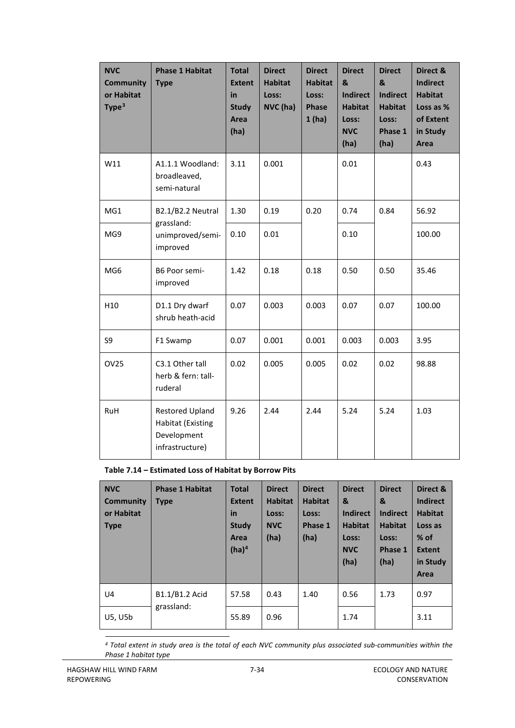| NVC Community or Habitat Type[3] | Phase 1 Habitat Type | Total Extent in Study Area (ha) | Direct Habitat Loss: NVC (ha) | Direct Habitat Loss: Phase 1 (ha) | Direct & Indirect Habitat Loss: NVC (ha) | Direct & Indirect Habitat Loss: Phase 1 (ha) | Direct & Indirect Habitat Loss as % of Extent in Study Area |
|---|---|---|---|---|---|---|---|
| W11 | A1.1.1 Woodland: broadleaved, semi-natural | 3.11 | 0.001 | | 0.01 | | 0.43 |
| MG1 | B2.1/B2.2 Neutral grassland: unimproved/semi-improved | 1.30 | 0.19 | 0.20 | 0.74 | 0.84 | 56.92 |
| MG9 | | 0.10 | 0.01 | | 0.10 | | 100.00 |
| MG6 | B6 Poor semi-improved | 1.42 | 0.18 | 0.18 | 0.50 | 0.50 | 35.46 |
| H10 | D1.1 Dry dwarf shrub heath-acid | 0.07 | 0.003 | 0.003 | 0.07 | 0.07 | 100.00 |
| S9 | F1 Swamp | 0.07 | 0.001 | 0.001 | 0.003 | 0.003 | 3.95 |
| OV25 | C3.1 Other tall herb & fern: tall-ruderal | 0.02 | 0.005 | 0.005 | 0.02 | 0.02 | 98.88 |
| RuH | Restored Upland Habitat (Existing Development infrastructure) | 9.26 | 2.44 | 2.44 | 5.24 | 5.24 | 1.03 |

**Table 7.14 – Estimated Loss of Habitat by Borrow Pits**

| NVC Community or Habitat Type | Phase 1 Habitat Type | Total Extent in Study Area (ha)[4] | Direct Habitat Loss: NVC (ha) | Direct Habitat Loss: Phase 1 (ha) | Direct & Indirect Habitat Loss: NVC (ha) | Direct & Indirect Habitat Loss: Phase 1 (ha) | Direct & Indirect Habitat Loss as % of Extent in Study Area |
|---|---|---|---|---|---|---|---|
| U4 | B1.1/B1.2 Acid grassland: | 57.58 | 0.43 | 1.40 | 0.56 | 1.73 | 0.97 |
| U5, U5b | | 55.89 | 0.96 | | 1.74 | | 3.11 |

*[4] Total extent in study area is the total of each NVC community plus associated sub-communities within the Phase 1 habitat type*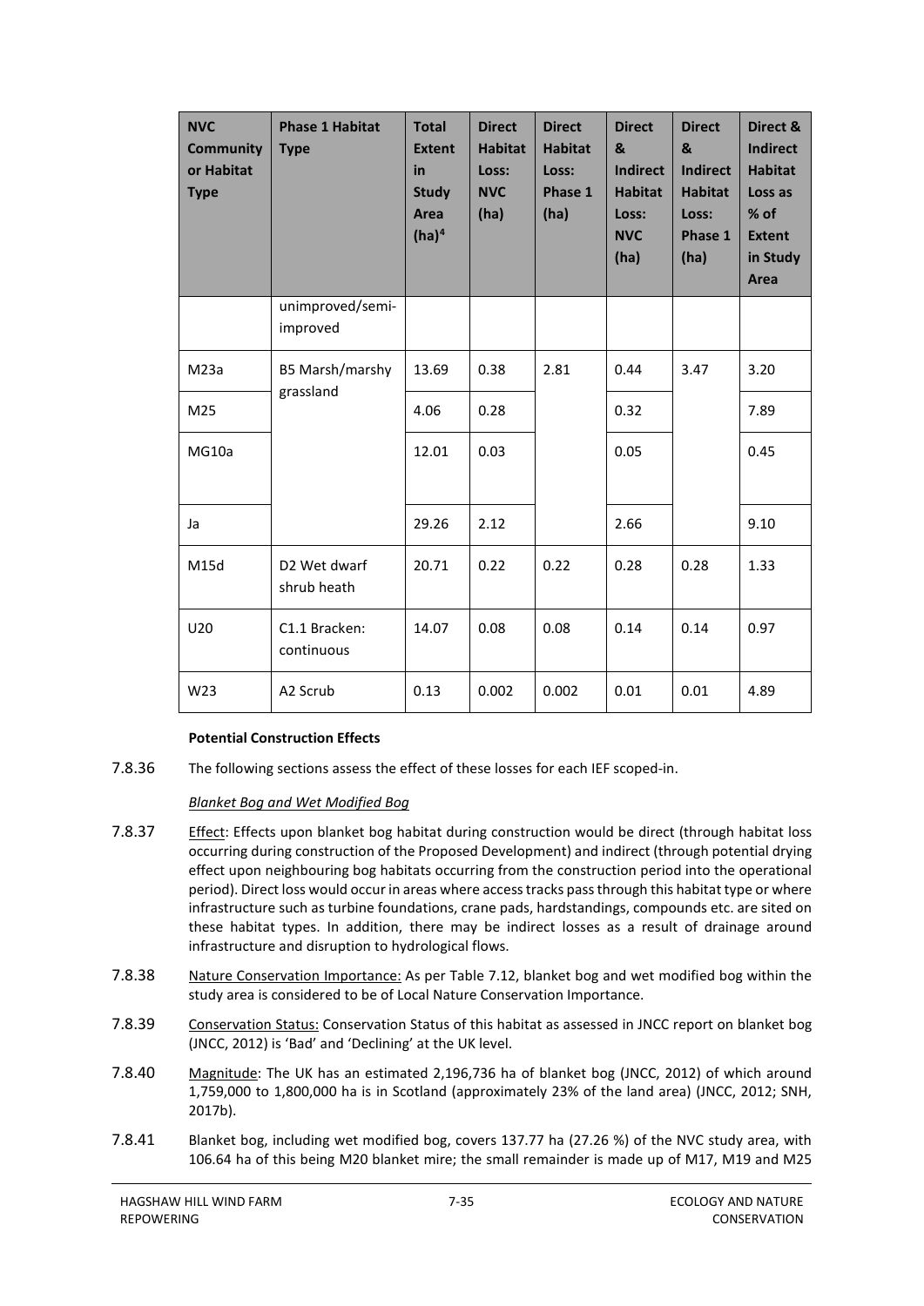| NVC Community or Habitat Type | Phase 1 Habitat Type | Total Extent in Study Area (ha)[4] | Direct Habitat Loss: NVC (ha) | Direct Habitat Loss: Phase 1 (ha) | Direct & Indirect Habitat Loss: NVC (ha) | Direct & Indirect Habitat Loss: Phase 1 (ha) | Direct & Indirect Habitat Loss as % of Extent in Study Area |
|---|---|---|---|---|---|---|---|
| | unimproved/semi-improved | | | | | | |
| M23a | B5 Marsh/marshy grassland | 13.69 | 0.38 | 2.81 | 0.44 | 3.47 | 3.20 |
| M25 | | 4.06 | 0.28 | | 0.32 | | 7.89 |
| MG10a | | 12.01 | 0.03 | | 0.05 | | 0.45 |
| Ja | | 29.26 | 2.12 | | 2.66 | | 9.10 |
| M15d | D2 Wet dwarf shrub heath | 20.71 | 0.22 | 0.22 | 0.28 | 0.28 | 1.33 |
| U20 | C1.1 Bracken: continuous | 14.07 | 0.08 | 0.08 | 0.14 | 0.14 | 0.97 |
| W23 | A2 Scrub | 0.13 | 0.002 | 0.002 | 0.01 | 0.01 | 4.89 |

**Potential Construction Effects**

7.8.36 The following sections assess the effect of these losses for each IEF scoped-in.

*Blanket Bog and Wet Modified Bog*

7.8.37 Effect: Effects upon blanket bog habitat during construction would be direct (through habitat loss occurring during construction of the Proposed Development) and indirect (through potential drying effect upon neighbouring bog habitats occurring from the construction period into the operational period). Direct loss would occur in areas where access tracks pass through this habitat type or where infrastructure such as turbine foundations, crane pads, hardstandings, compounds etc. are sited on these habitat types. In addition, there may be indirect losses as a result of drainage around infrastructure and disruption to hydrological flows.

7.8.38 Nature Conservation Importance: As per Table 7.12, blanket bog and wet modified bog within the study area is considered to be of Local Nature Conservation Importance.

7.8.39 Conservation Status: Conservation Status of this habitat as assessed in JNCC report on blanket bog (JNCC, 2012) is 'Bad' and 'Declining' at the UK level.

7.8.40 Magnitude: The UK has an estimated 2,196,736 ha of blanket bog (JNCC, 2012) of which around 1,759,000 to 1,800,000 ha is in Scotland (approximately 23% of the land area) (JNCC, 2012; SNH, 2017b).

7.8.41 Blanket bog, including wet modified bog, covers 137.77 ha (27.26 %) of the NVC study area, with 106.64 ha of this being M20 blanket mire; the small remainder is made up of M17, M19 and M25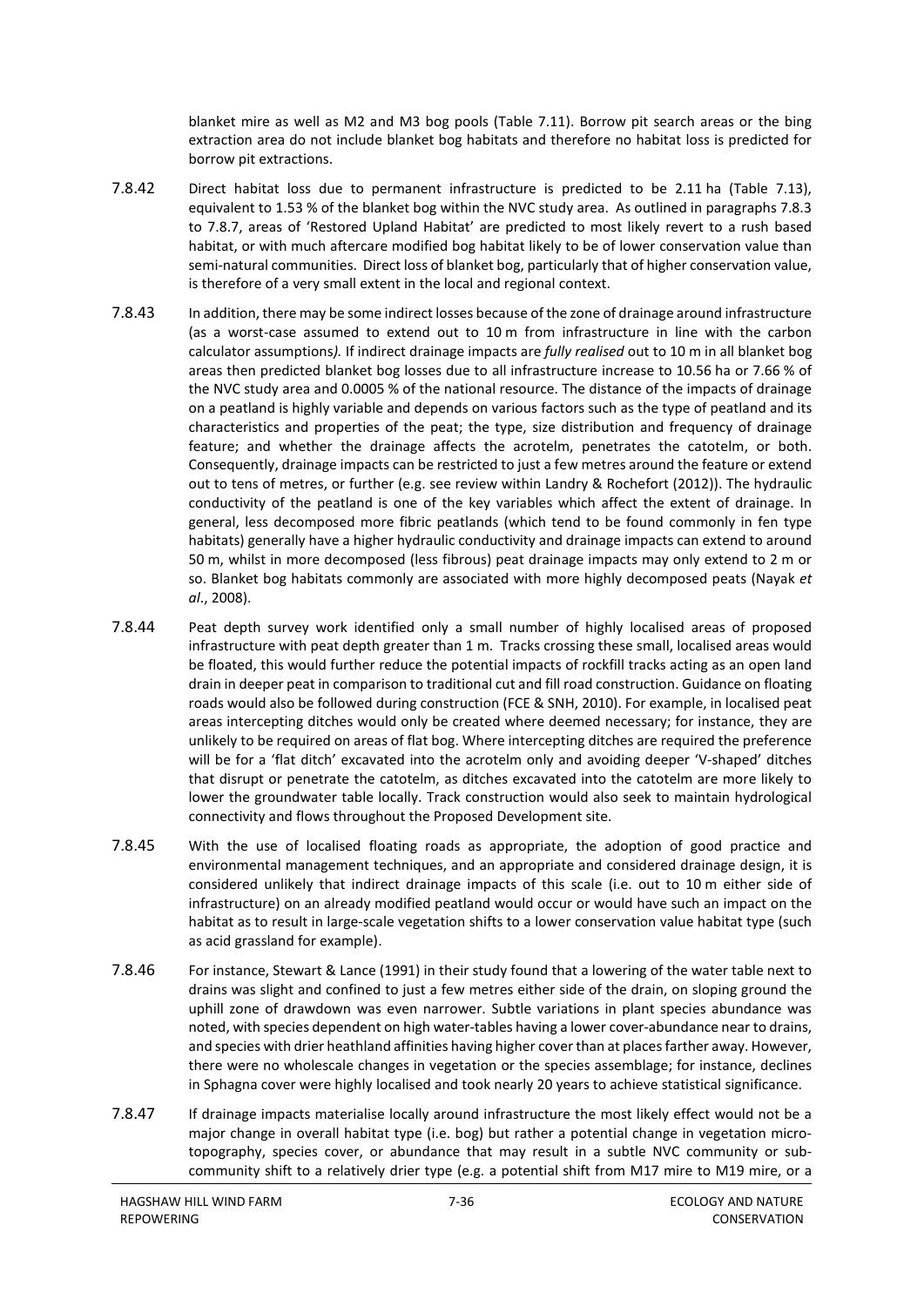blanket mire as well as M2 and M3 bog pools (Table 7.11). Borrow pit search areas or the bing extraction area do not include blanket bog habitats and therefore no habitat loss is predicted for borrow pit extractions.

7.8.42 Direct habitat loss due to permanent infrastructure is predicted to be 2.11 ha (Table 7.13), equivalent to 1.53 % of the blanket bog within the NVC study area. As outlined in paragraphs 7.8.3 to 7.8.7, areas of 'Restored Upland Habitat' are predicted to most likely revert to a rush based habitat, or with much aftercare modified bog habitat likely to be of lower conservation value than semi-natural communities. Direct loss of blanket bog, particularly that of higher conservation value, is therefore of a very small extent in the local and regional context.

7.8.43 In addition, there may be some indirect losses because of the zone of drainage around infrastructure (as a worst-case assumed to extend out to 10 m from infrastructure in line with the carbon calculator assumptions*).* If indirect drainage impacts are *fully realised* out to 10 m in all blanket bog areas then predicted blanket bog losses due to all infrastructure increase to 10.56 ha or 7.66 % of the NVC study area and 0.0005 % of the national resource. The distance of the impacts of drainage on a peatland is highly variable and depends on various factors such as the type of peatland and its characteristics and properties of the peat; the type, size distribution and frequency of drainage feature; and whether the drainage affects the acrotelm, penetrates the catotelm, or both. Consequently, drainage impacts can be restricted to just a few metres around the feature or extend out to tens of metres, or further (e.g. see review within Landry & Rochefort (2012)). The hydraulic conductivity of the peatland is one of the key variables which affect the extent of drainage. In general, less decomposed more fibric peatlands (which tend to be found commonly in fen type habitats) generally have a higher hydraulic conductivity and drainage impacts can extend to around 50 m, whilst in more decomposed (less fibrous) peat drainage impacts may only extend to 2 m or so. Blanket bog habitats commonly are associated with more highly decomposed peats (Nayak *et al*., 2008).

7.8.44 Peat depth survey work identified only a small number of highly localised areas of proposed infrastructure with peat depth greater than 1 m. Tracks crossing these small, localised areas would be floated, this would further reduce the potential impacts of rockfill tracks acting as an open land drain in deeper peat in comparison to traditional cut and fill road construction. Guidance on floating roads would also be followed during construction (FCE & SNH, 2010). For example, in localised peat areas intercepting ditches would only be created where deemed necessary; for instance, they are unlikely to be required on areas of flat bog. Where intercepting ditches are required the preference will be for a 'flat ditch' excavated into the acrotelm only and avoiding deeper 'V-shaped' ditches that disrupt or penetrate the catotelm, as ditches excavated into the catotelm are more likely to lower the groundwater table locally. Track construction would also seek to maintain hydrological connectivity and flows throughout the Proposed Development site.

7.8.45 With the use of localised floating roads as appropriate, the adoption of good practice and environmental management techniques, and an appropriate and considered drainage design, it is considered unlikely that indirect drainage impacts of this scale (i.e. out to 10 m either side of infrastructure) on an already modified peatland would occur or would have such an impact on the habitat as to result in large-scale vegetation shifts to a lower conservation value habitat type (such as acid grassland for example).

7.8.46 For instance, Stewart & Lance (1991) in their study found that a lowering of the water table next to drains was slight and confined to just a few metres either side of the drain, on sloping ground the uphill zone of drawdown was even narrower. Subtle variations in plant species abundance was noted, with species dependent on high water-tables having a lower cover-abundance near to drains, and species with drier heathland affinities having higher cover than at places farther away. However, there were no wholescale changes in vegetation or the species assemblage; for instance, declines in Sphagna cover were highly localised and took nearly 20 years to achieve statistical significance.

7.8.47 If drainage impacts materialise locally around infrastructure the most likely effect would not be a major change in overall habitat type (i.e. bog) but rather a potential change in vegetation micro-topography, species cover, or abundance that may result in a subtle NVC community or sub-community shift to a relatively drier type (e.g. a potential shift from M17 mire to M19 mire, or a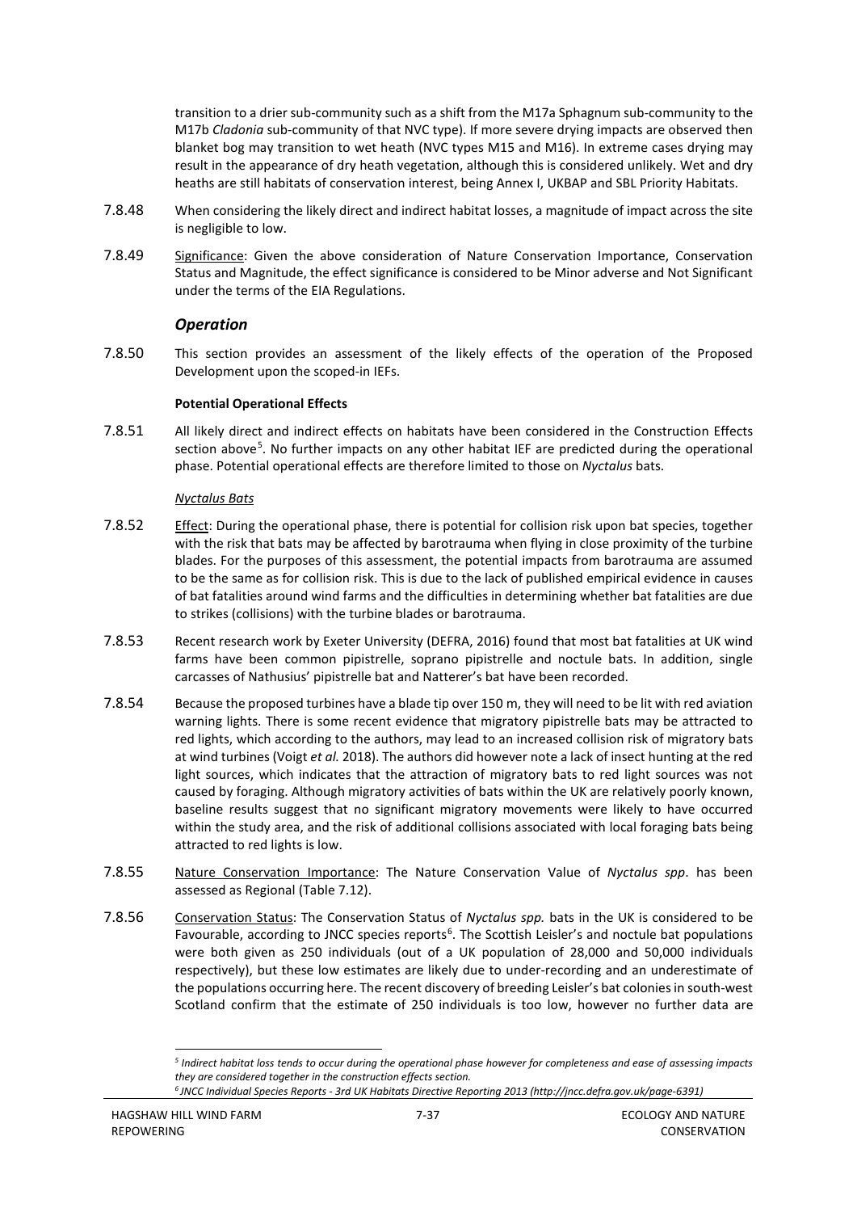transition to a drier sub-community such as a shift from the M17a Sphagnum sub-community to the M17b *Cladonia* sub-community of that NVC type). If more severe drying impacts are observed then blanket bog may transition to wet heath (NVC types M15 and M16). In extreme cases drying may result in the appearance of dry heath vegetation, although this is considered unlikely. Wet and dry heaths are still habitats of conservation interest, being Annex I, UKBAP and SBL Priority Habitats.

7.8.48 When considering the likely direct and indirect habitat losses, a magnitude of impact across the site is negligible to low.

7.8.49 Significance: Given the above consideration of Nature Conservation Importance, Conservation Status and Magnitude, the effect significance is considered to be Minor adverse and Not Significant under the terms of the EIA Regulations.

### *Operation*

7.8.50 This section provides an assessment of the likely effects of the operation of the Proposed Development upon the scoped-in IEFs.

**Potential Operational Effects**

7.8.51 All likely direct and indirect effects on habitats have been considered in the Construction Effects section above[5]. No further impacts on any other habitat IEF are predicted during the operational phase. Potential operational effects are therefore limited to those on *Nyctalus* bats.

*Nyctalus Bats*

7.8.52 Effect: During the operational phase, there is potential for collision risk upon bat species, together with the risk that bats may be affected by barotrauma when flying in close proximity of the turbine blades. For the purposes of this assessment, the potential impacts from barotrauma are assumed to be the same as for collision risk. This is due to the lack of published empirical evidence in causes of bat fatalities around wind farms and the difficulties in determining whether bat fatalities are due to strikes (collisions) with the turbine blades or barotrauma.

7.8.53 Recent research work by Exeter University (DEFRA, 2016) found that most bat fatalities at UK wind farms have been common pipistrelle, soprano pipistrelle and noctule bats. In addition, single carcasses of Nathusius' pipistrelle bat and Natterer's bat have been recorded.

7.8.54 Because the proposed turbines have a blade tip over 150 m, they will need to be lit with red aviation warning lights. There is some recent evidence that migratory pipistrelle bats may be attracted to red lights, which according to the authors, may lead to an increased collision risk of migratory bats at wind turbines (Voigt *et al.* 2018). The authors did however note a lack of insect hunting at the red light sources, which indicates that the attraction of migratory bats to red light sources was not caused by foraging. Although migratory activities of bats within the UK are relatively poorly known, baseline results suggest that no significant migratory movements were likely to have occurred within the study area, and the risk of additional collisions associated with local foraging bats being attracted to red lights is low.

7.8.55 Nature Conservation Importance: The Nature Conservation Value of *Nyctalus spp*. has been assessed as Regional (Table 7.12).

7.8.56 Conservation Status: The Conservation Status of *Nyctalus spp.* bats in the UK is considered to be Favourable, according to JNCC species reports[6]. The Scottish Leisler's and noctule bat populations were both given as 250 individuals (out of a UK population of 28,000 and 50,000 individuals respectively), but these low estimates are likely due to under-recording and an underestimate of the populations occurring here. The recent discovery of breeding Leisler's bat colonies in south-west Scotland confirm that the estimate of 250 individuals is too low, however no further data are

*[5] Indirect habitat loss tends to occur during the operational phase however for completeness and ease of assessing impacts they are considered together in the construction effects section.*

*[6] JNCC Individual Species Reports - 3rd UK Habitats Directive Reporting 2013 (http://jncc.defra.gov.uk/page-6391)*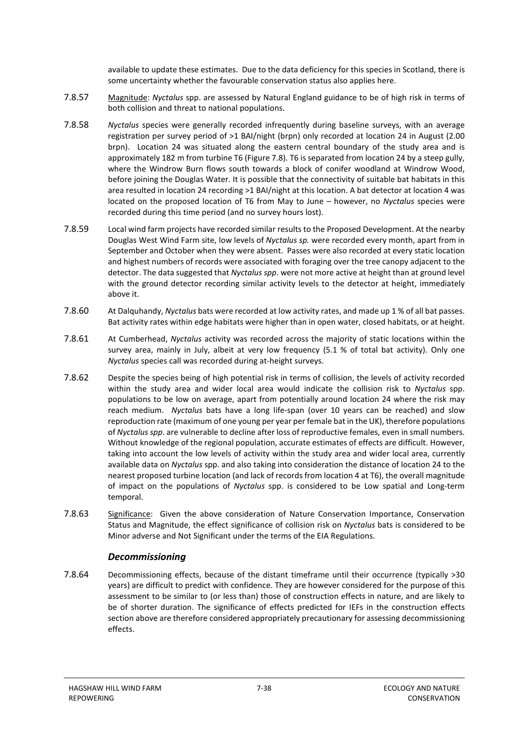available to update these estimates. Due to the data deficiency for this species in Scotland, there is some uncertainty whether the favourable conservation status also applies here.

7.8.57 Magnitude: *Nyctalus* spp. are assessed by Natural England guidance to be of high risk in terms of both collision and threat to national populations.

7.8.58 *Nyctalus* species were generally recorded infrequently during baseline surveys, with an average registration per survey period of >1 BAI/night (brpn) only recorded at location 24 in August (2.00 brpn). Location 24 was situated along the eastern central boundary of the study area and is approximately 182 m from turbine T6 (Figure 7.8). T6 is separated from location 24 by a steep gully, where the Windrow Burn flows south towards a block of conifer woodland at Windrow Wood, before joining the Douglas Water. It is possible that the connectivity of suitable bat habitats in this area resulted in location 24 recording >1 BAI/night at this location. A bat detector at location 4 was located on the proposed location of T6 from May to June – however, no *Nyctalus* species were recorded during this time period (and no survey hours lost).

7.8.59 Local wind farm projects have recorded similar results to the Proposed Development. At the nearby Douglas West Wind Farm site, low levels of *Nyctalus sp.* were recorded every month, apart from in September and October when they were absent. Passes were also recorded at every static location and highest numbers of records were associated with foraging over the tree canopy adjacent to the detector. The data suggested that *Nyctalus spp*. were not more active at height than at ground level with the ground detector recording similar activity levels to the detector at height, immediately above it.

7.8.60 At Dalquhandy, *Nyctalus* bats were recorded at low activity rates, and made up 1 % of all bat passes. Bat activity rates within edge habitats were higher than in open water, closed habitats, or at height.

7.8.61 At Cumberhead, *Nyctalus* activity was recorded across the majority of static locations within the survey area, mainly in July, albeit at very low frequency (5.1 % of total bat activity). Only one *Nyctalus* species call was recorded during at-height surveys.

7.8.62 Despite the species being of high potential risk in terms of collision, the levels of activity recorded within the study area and wider local area would indicate the collision risk to *Nyctalus* spp. populations to be low on average, apart from potentially around location 24 where the risk may reach medium. *Nyctalus* bats have a long life-span (over 10 years can be reached) and slow reproduction rate (maximum of one young per year per female bat in the UK), therefore populations of *Nyctalus spp*. are vulnerable to decline after loss of reproductive females, even in small numbers. Without knowledge of the regional population, accurate estimates of effects are difficult. However, taking into account the low levels of activity within the study area and wider local area, currently available data on *Nyctalus* spp. and also taking into consideration the distance of location 24 to the nearest proposed turbine location (and lack of records from location 4 at T6), the overall magnitude of impact on the populations of *Nyctalus* spp. is considered to be Low spatial and Long-term temporal.

7.8.63 Significance: Given the above consideration of Nature Conservation Importance, Conservation Status and Magnitude, the effect significance of collision risk on *Nyctalus* bats is considered to be Minor adverse and Not Significant under the terms of the EIA Regulations.

### *Decommissioning*

7.8.64 Decommissioning effects, because of the distant timeframe until their occurrence (typically >30 years) are difficult to predict with confidence. They are however considered for the purpose of this assessment to be similar to (or less than) those of construction effects in nature, and are likely to be of shorter duration. The significance of effects predicted for IEFs in the construction effects section above are therefore considered appropriately precautionary for assessing decommissioning effects.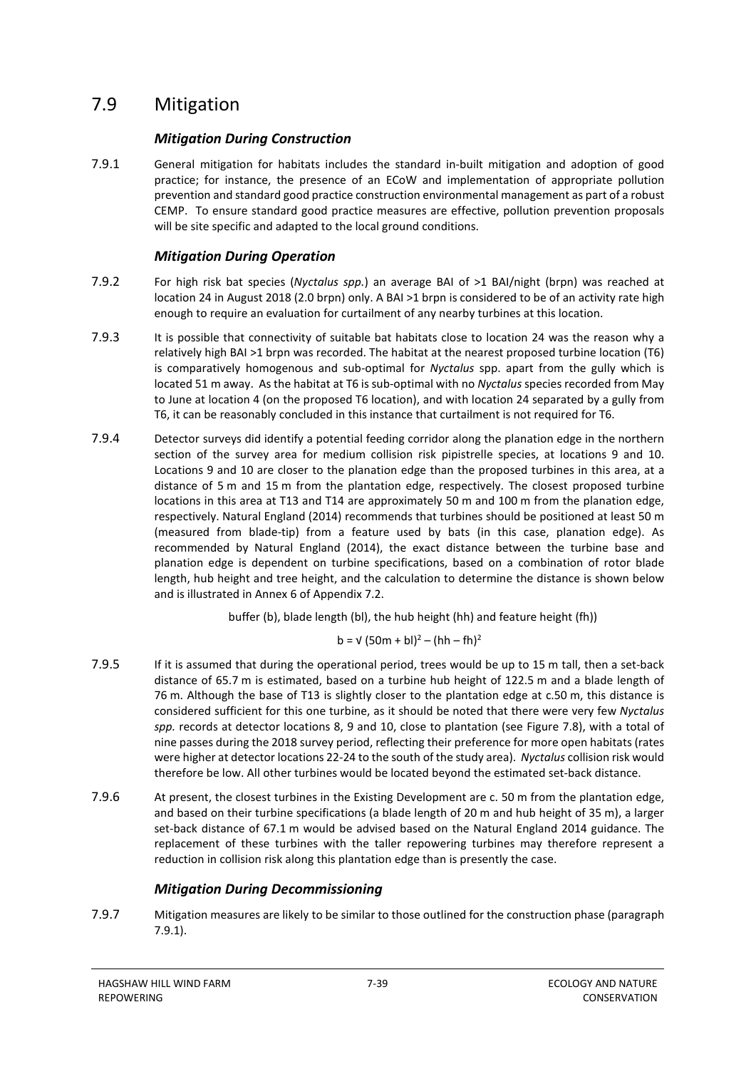# 7.9 Mitigation

### *Mitigation During Construction*

7.9.1 General mitigation for habitats includes the standard in-built mitigation and adoption of good practice; for instance, the presence of an ECoW and implementation of appropriate pollution prevention and standard good practice construction environmental management as part of a robust CEMP. To ensure standard good practice measures are effective, pollution prevention proposals will be site specific and adapted to the local ground conditions.

### *Mitigation During Operation*

7.9.2 For high risk bat species (*Nyctalus spp.*) an average BAI of >1 BAI/night (brpn) was reached at location 24 in August 2018 (2.0 brpn) only. A BAI >1 brpn is considered to be of an activity rate high enough to require an evaluation for curtailment of any nearby turbines at this location.

7.9.3 It is possible that connectivity of suitable bat habitats close to location 24 was the reason why a relatively high BAI >1 brpn was recorded. The habitat at the nearest proposed turbine location (T6) is comparatively homogenous and sub-optimal for *Nyctalus* spp. apart from the gully which is located 51 m away. As the habitat at T6 is sub-optimal with no *Nyctalus* species recorded from May to June at location 4 (on the proposed T6 location), and with location 24 separated by a gully from T6, it can be reasonably concluded in this instance that curtailment is not required for T6.

7.9.4 Detector surveys did identify a potential feeding corridor along the planation edge in the northern section of the survey area for medium collision risk pipistrelle species, at locations 9 and 10. Locations 9 and 10 are closer to the planation edge than the proposed turbines in this area, at a distance of 5 m and 15 m from the plantation edge, respectively. The closest proposed turbine locations in this area at T13 and T14 are approximately 50 m and 100 m from the planation edge, respectively. Natural England (2014) recommends that turbines should be positioned at least 50 m (measured from blade-tip) from a feature used by bats (in this case, planation edge). As recommended by Natural England (2014), the exact distance between the turbine base and planation edge is dependent on turbine specifications, based on a combination of rotor blade length, hub height and tree height, and the calculation to determine the distance is shown below and is illustrated in Annex 6 of Appendix 7.2.

buffer (b), blade length (bl), the hub height (hh) and feature height (fh))

$$b = \sqrt{(50m + bl)^2 - (hh - fh)^2}$$

7.9.5 If it is assumed that during the operational period, trees would be up to 15 m tall, then a set-back distance of 65.7 m is estimated, based on a turbine hub height of 122.5 m and a blade length of 76 m. Although the base of T13 is slightly closer to the plantation edge at c.50 m, this distance is considered sufficient for this one turbine, as it should be noted that there were very few *Nyctalus spp.* records at detector locations 8, 9 and 10, close to plantation (see Figure 7.8), with a total of nine passes during the 2018 survey period, reflecting their preference for more open habitats (rates were higher at detector locations 22-24 to the south of the study area). *Nyctalus* collision risk would therefore be low. All other turbines would be located beyond the estimated set-back distance.

7.9.6 At present, the closest turbines in the Existing Development are c. 50 m from the plantation edge, and based on their turbine specifications (a blade length of 20 m and hub height of 35 m), a larger set-back distance of 67.1 m would be advised based on the Natural England 2014 guidance. The replacement of these turbines with the taller repowering turbines may therefore represent a reduction in collision risk along this plantation edge than is presently the case.

### *Mitigation During Decommissioning*

7.9.7 Mitigation measures are likely to be similar to those outlined for the construction phase (paragraph 7.9.1).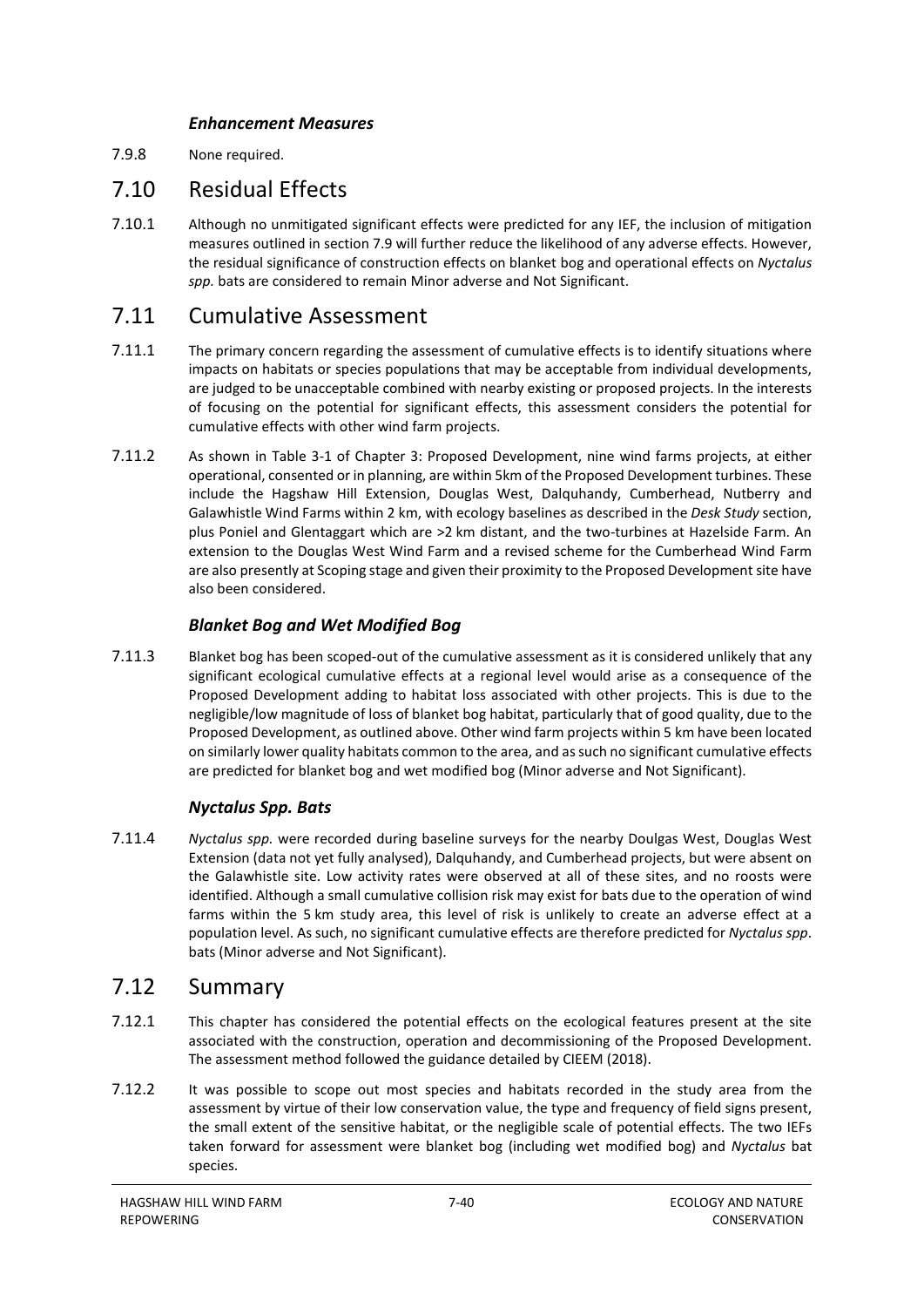### *Enhancement Measures*

7.9.8 None required.

## 7.10 Residual Effects

7.10.1 Although no unmitigated significant effects were predicted for any IEF, the inclusion of mitigation measures outlined in section 7.9 will further reduce the likelihood of any adverse effects. However, the residual significance of construction effects on blanket bog and operational effects on *Nyctalus spp.* bats are considered to remain Minor adverse and Not Significant.

## 7.11 Cumulative Assessment

7.11.1 The primary concern regarding the assessment of cumulative effects is to identify situations where impacts on habitats or species populations that may be acceptable from individual developments, are judged to be unacceptable combined with nearby existing or proposed projects. In the interests of focusing on the potential for significant effects, this assessment considers the potential for cumulative effects with other wind farm projects.

7.11.2 As shown in Table 3-1 of Chapter 3: Proposed Development, nine wind farms projects, at either operational, consented or in planning, are within 5km of the Proposed Development turbines. These include the Hagshaw Hill Extension, Douglas West, Dalquhandy, Cumberhead, Nutberry and Galawhistle Wind Farms within 2 km, with ecology baselines as described in the *Desk Study* section, plus Poniel and Glentaggart which are >2 km distant, and the two-turbines at Hazelside Farm. An extension to the Douglas West Wind Farm and a revised scheme for the Cumberhead Wind Farm are also presently at Scoping stage and given their proximity to the Proposed Development site have also been considered.

### *Blanket Bog and Wet Modified Bog*

7.11.3 Blanket bog has been scoped-out of the cumulative assessment as it is considered unlikely that any significant ecological cumulative effects at a regional level would arise as a consequence of the Proposed Development adding to habitat loss associated with other projects. This is due to the negligible/low magnitude of loss of blanket bog habitat, particularly that of good quality, due to the Proposed Development, as outlined above. Other wind farm projects within 5 km have been located on similarly lower quality habitats common to the area, and as such no significant cumulative effects are predicted for blanket bog and wet modified bog (Minor adverse and Not Significant).

### *Nyctalus Spp. Bats*

7.11.4 *Nyctalus spp.* were recorded during baseline surveys for the nearby Doulgas West, Douglas West Extension (data not yet fully analysed), Dalquhandy, and Cumberhead projects, but were absent on the Galawhistle site. Low activity rates were observed at all of these sites, and no roosts were identified. Although a small cumulative collision risk may exist for bats due to the operation of wind farms within the 5 km study area, this level of risk is unlikely to create an adverse effect at a population level. As such, no significant cumulative effects are therefore predicted for *Nyctalus spp*. bats (Minor adverse and Not Significant).

## 7.12 Summary

7.12.1 This chapter has considered the potential effects on the ecological features present at the site associated with the construction, operation and decommissioning of the Proposed Development. The assessment method followed the guidance detailed by CIEEM (2018).

7.12.2 It was possible to scope out most species and habitats recorded in the study area from the assessment by virtue of their low conservation value, the type and frequency of field signs present, the small extent of the sensitive habitat, or the negligible scale of potential effects. The two IEFs taken forward for assessment were blanket bog (including wet modified bog) and *Nyctalus* bat species.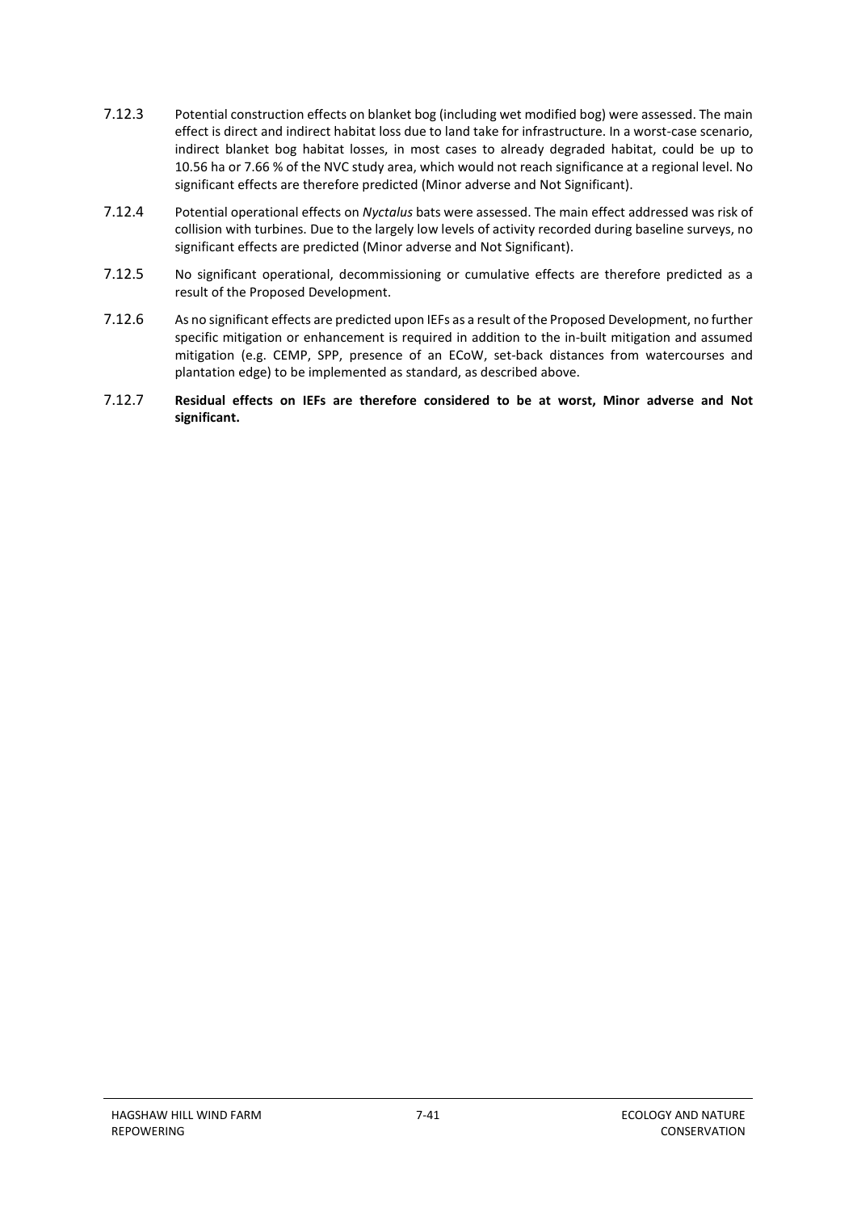7.12.3 Potential construction effects on blanket bog (including wet modified bog) were assessed. The main effect is direct and indirect habitat loss due to land take for infrastructure. In a worst-case scenario, indirect blanket bog habitat losses, in most cases to already degraded habitat, could be up to 10.56 ha or 7.66 % of the NVC study area, which would not reach significance at a regional level. No significant effects are therefore predicted (Minor adverse and Not Significant).

7.12.4 Potential operational effects on *Nyctalus* bats were assessed. The main effect addressed was risk of collision with turbines. Due to the largely low levels of activity recorded during baseline surveys, no significant effects are predicted (Minor adverse and Not Significant).

7.12.5 No significant operational, decommissioning or cumulative effects are therefore predicted as a result of the Proposed Development.

7.12.6 As no significant effects are predicted upon IEFs as a result of the Proposed Development, no further specific mitigation or enhancement is required in addition to the in-built mitigation and assumed mitigation (e.g. CEMP, SPP, presence of an ECoW, set-back distances from watercourses and plantation edge) to be implemented as standard, as described above.

7.12.7 **Residual effects on IEFs are therefore considered to be at worst, Minor adverse and Not significant.**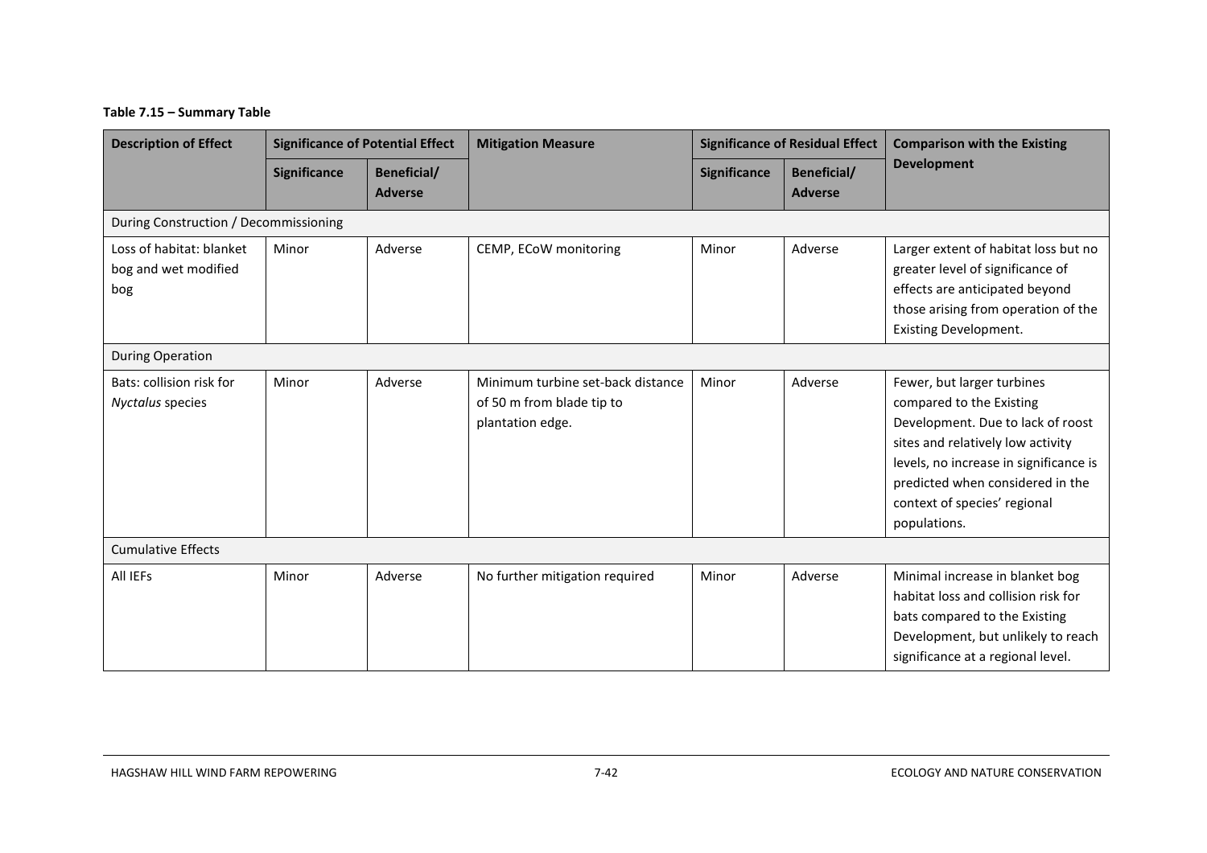**Table 7.15 – Summary Table**

| Description of Effect | Significance of Potential Effect | | Mitigation Measure | Significance of Residual Effect | | Comparison with the Existing Development |
|---|---|---|---|---|---|---|
| | Significance | Beneficial/ Adverse | | Significance | Beneficial/ Adverse | |
| During Construction / Decommissioning | | | | | | |
| Loss of habitat: blanket bog and wet modified bog | Minor | Adverse | CEMP, ECoW monitoring | Minor | Adverse | Larger extent of habitat loss but no greater level of significance of effects are anticipated beyond those arising from operation of the Existing Development. |
| During Operation | | | | | | |
| Bats: collision risk for *Nyctalus* species | Minor | Adverse | Minimum turbine set-back distance of 50 m from blade tip to plantation edge. | Minor | Adverse | Fewer, but larger turbines compared to the Existing Development. Due to lack of roost sites and relatively low activity levels, no increase in significance is predicted when considered in the context of species' regional populations. |
| Cumulative Effects | | | | | | |
| All IEFs | Minor | Adverse | No further mitigation required | Minor | Adverse | Minimal increase in blanket bog habitat loss and collision risk for bats compared to the Existing Development, but unlikely to reach significance at a regional level. |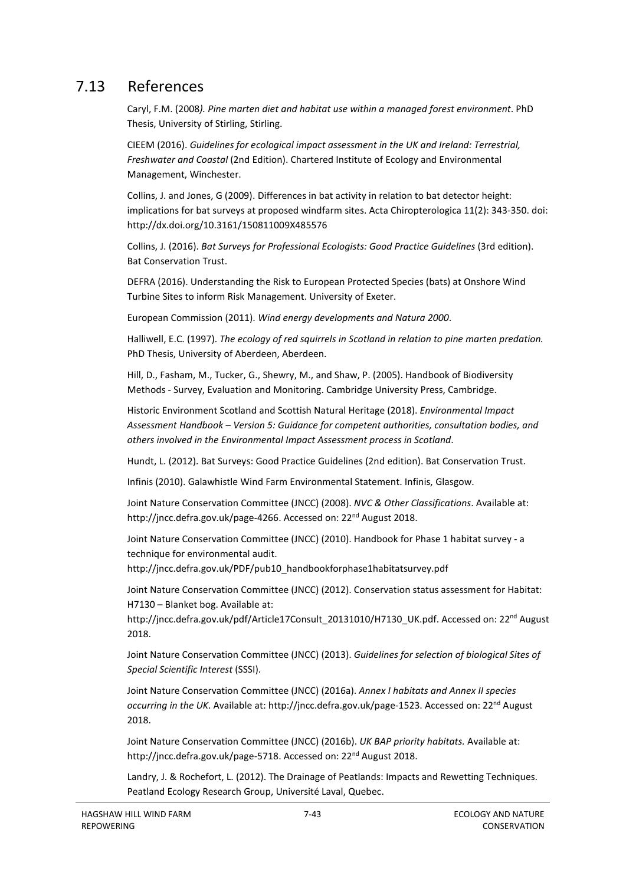## 7.13 References

Caryl, F.M. (2008*). Pine marten diet and habitat use within a managed forest environment*. PhD Thesis, University of Stirling, Stirling.

CIEEM (2016). *Guidelines for ecological impact assessment in the UK and Ireland: Terrestrial, Freshwater and Coastal* (2nd Edition). Chartered Institute of Ecology and Environmental Management, Winchester.

Collins, J. and Jones, G (2009). Differences in bat activity in relation to bat detector height: implications for bat surveys at proposed windfarm sites. Acta Chiropterologica 11(2): 343-350. doi: http://dx.doi.org/10.3161/150811009X485576

Collins, J. (2016). *Bat Surveys for Professional Ecologists: Good Practice Guidelines* (3rd edition). Bat Conservation Trust.

DEFRA (2016). Understanding the Risk to European Protected Species (bats) at Onshore Wind Turbine Sites to inform Risk Management. University of Exeter.

European Commission (2011). *Wind energy developments and Natura 2000*.

Halliwell, E.C. (1997). *The ecology of red squirrels in Scotland in relation to pine marten predation.* PhD Thesis, University of Aberdeen, Aberdeen.

Hill, D., Fasham, M., Tucker, G., Shewry, M., and Shaw, P. (2005). Handbook of Biodiversity Methods - Survey, Evaluation and Monitoring. Cambridge University Press, Cambridge.

Historic Environment Scotland and Scottish Natural Heritage (2018). *Environmental Impact Assessment Handbook – Version 5: Guidance for competent authorities, consultation bodies, and others involved in the Environmental Impact Assessment process in Scotland*.

Hundt, L. (2012). Bat Surveys: Good Practice Guidelines (2nd edition). Bat Conservation Trust.

Infinis (2010). Galawhistle Wind Farm Environmental Statement. Infinis, Glasgow.

Joint Nature Conservation Committee (JNCC) (2008). *NVC & Other Classifications*. Available at: http://jncc.defra.gov.uk/page-4266. Accessed on: 22nd August 2018.

Joint Nature Conservation Committee (JNCC) (2010). Handbook for Phase 1 habitat survey - a technique for environmental audit. http://jncc.defra.gov.uk/PDF/pub10_handbookforphase1habitatsurvey.pdf

Joint Nature Conservation Committee (JNCC) (2012). Conservation status assessment for Habitat: H7130 – Blanket bog. Available at: http://jncc.defra.gov.uk/pdf/Article17Consult_20131010/H7130_UK.pdf. Accessed on: 22nd August 2018.

Joint Nature Conservation Committee (JNCC) (2013). *Guidelines for selection of biological Sites of Special Scientific Interest* (SSSI).

Joint Nature Conservation Committee (JNCC) (2016a). *Annex I habitats and Annex II species occurring in the UK*. Available at: http://jncc.defra.gov.uk/page-1523. Accessed on: 22nd August 2018.

Joint Nature Conservation Committee (JNCC) (2016b). *UK BAP priority habitats.* Available at: http://jncc.defra.gov.uk/page-5718. Accessed on: 22nd August 2018.

Landry, J. & Rochefort, L. (2012). The Drainage of Peatlands: Impacts and Rewetting Techniques. Peatland Ecology Research Group, Université Laval, Quebec.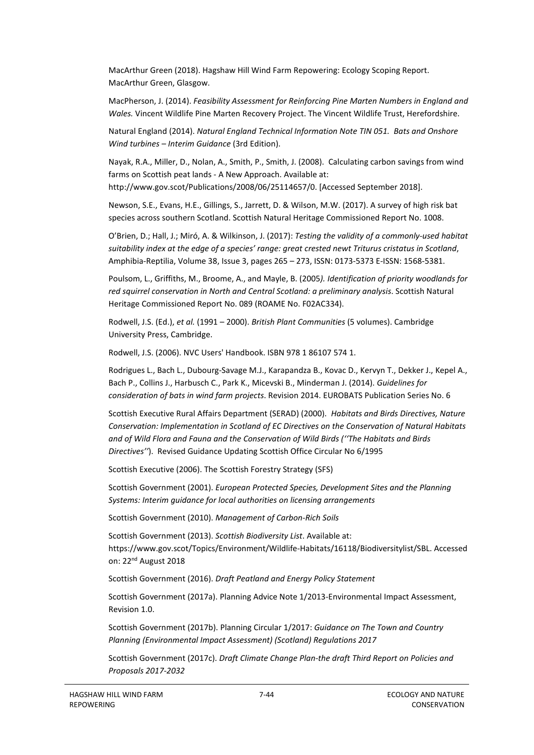MacArthur Green (2018). Hagshaw Hill Wind Farm Repowering: Ecology Scoping Report. MacArthur Green, Glasgow.

MacPherson, J. (2014). *Feasibility Assessment for Reinforcing Pine Marten Numbers in England and Wales.* Vincent Wildlife Pine Marten Recovery Project. The Vincent Wildlife Trust, Herefordshire.

Natural England (2014). *Natural England Technical Information Note TIN 051. Bats and Onshore Wind turbines – Interim Guidance* (3rd Edition).

Nayak, R.A., Miller, D., Nolan, A., Smith, P., Smith, J. (2008). Calculating carbon savings from wind farms on Scottish peat lands - A New Approach. Available at: http://www.gov.scot/Publications/2008/06/25114657/0. [Accessed September 2018].

Newson, S.E., Evans, H.E., Gillings, S., Jarrett, D. & Wilson, M.W. (2017). A survey of high risk bat species across southern Scotland. Scottish Natural Heritage Commissioned Report No. 1008.

O'Brien, D.; Hall, J.; Miró, A. & Wilkinson, J. (2017): *Testing the validity of a commonly-used habitat suitability index at the edge of a species' range: great crested newt Triturus cristatus in Scotland*, Amphibia-Reptilia, Volume 38, Issue 3, pages 265 – 273, ISSN: 0173-5373 E-ISSN: 1568-5381.

Poulsom, L., Griffiths, M., Broome, A., and Mayle, B. (2005*). Identification of priority woodlands for red squirrel conservation in North and Central Scotland: a preliminary analysis*. Scottish Natural Heritage Commissioned Report No. 089 (ROAME No. F02AC334).

Rodwell, J.S. (Ed.), *et al.* (1991 – 2000). *British Plant Communities* (5 volumes). Cambridge University Press, Cambridge.

Rodwell, J.S. (2006). NVC Users' Handbook. ISBN 978 1 86107 574 1.

Rodrigues L., Bach L., Dubourg-Savage M.J., Karapandza B., Kovac D., Kervyn T., Dekker J., Kepel A., Bach P., Collins J., Harbusch C., Park K., Micevski B., Minderman J. (2014). *Guidelines for consideration of bats in wind farm projects*. Revision 2014. EUROBATS Publication Series No. 6

Scottish Executive Rural Affairs Department (SERAD) (2000). *Habitats and Birds Directives, Nature Conservation: Implementation in Scotland of EC Directives on the Conservation of Natural Habitats and of Wild Flora and Fauna and the Conservation of Wild Birds (''The Habitats and Birds Directives''*). Revised Guidance Updating Scottish Office Circular No 6/1995

Scottish Executive (2006). The Scottish Forestry Strategy (SFS)

Scottish Government (2001). *European Protected Species, Development Sites and the Planning Systems: Interim guidance for local authorities on licensing arrangements*

Scottish Government (2010). *Management of Carbon-Rich Soils*

Scottish Government (2013). *Scottish Biodiversity List*. Available at: https://www.gov.scot/Topics/Environment/Wildlife-Habitats/16118/Biodiversitylist/SBL. Accessed on: 22nd August 2018

Scottish Government (2016). *Draft Peatland and Energy Policy Statement*

Scottish Government (2017a). Planning Advice Note 1/2013-Environmental Impact Assessment, Revision 1.0.

Scottish Government (2017b). Planning Circular 1/2017: *Guidance on The Town and Country Planning (Environmental Impact Assessment) (Scotland) Regulations 2017*

Scottish Government (2017c). *Draft Climate Change Plan-the draft Third Report on Policies and Proposals 2017-2032*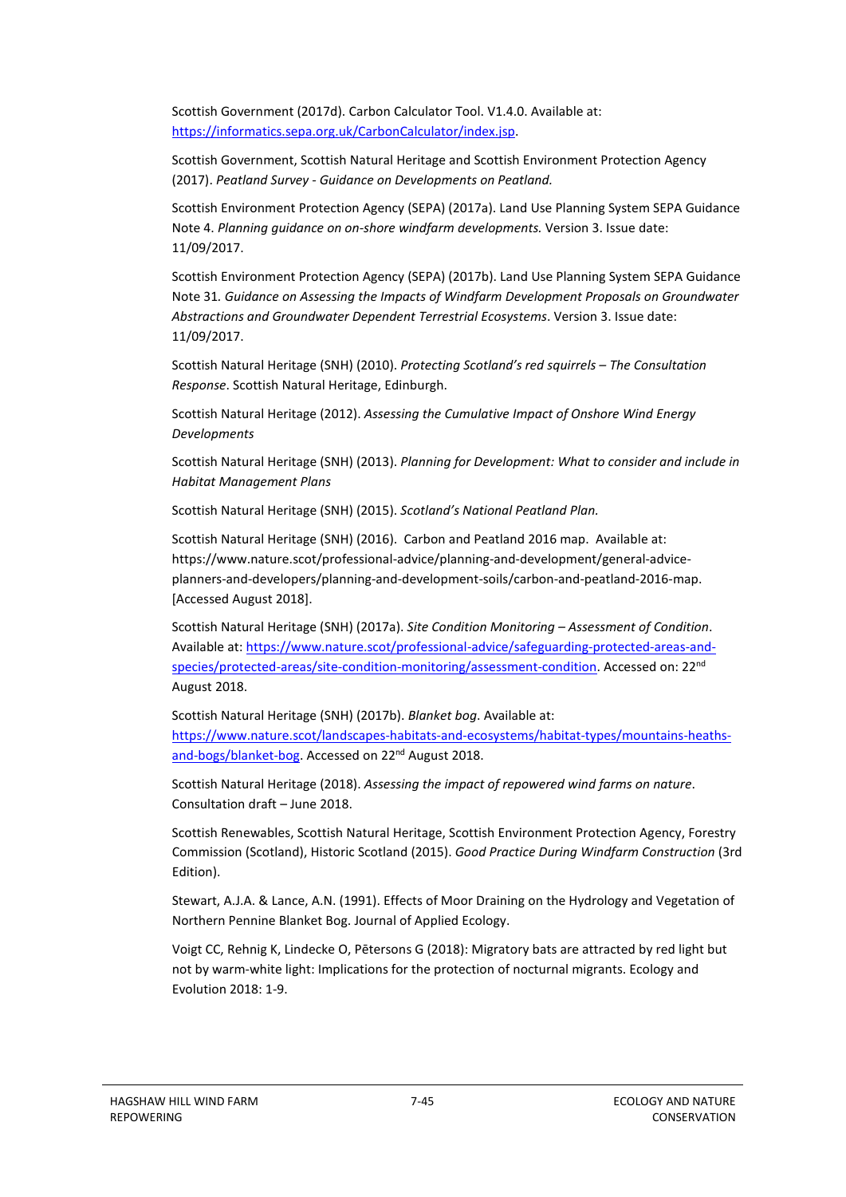Scottish Government (2017d). Carbon Calculator Tool. V1.4.0. Available at: https://informatics.sepa.org.uk/CarbonCalculator/index.jsp.

Scottish Government, Scottish Natural Heritage and Scottish Environment Protection Agency (2017). *Peatland Survey - Guidance on Developments on Peatland.*

Scottish Environment Protection Agency (SEPA) (2017a). Land Use Planning System SEPA Guidance Note 4. *Planning guidance on on-shore windfarm developments.* Version 3. Issue date: 11/09/2017.

Scottish Environment Protection Agency (SEPA) (2017b). Land Use Planning System SEPA Guidance Note 31. *Guidance on Assessing the Impacts of Windfarm Development Proposals on Groundwater Abstractions and Groundwater Dependent Terrestrial Ecosystems*. Version 3. Issue date: 11/09/2017.

Scottish Natural Heritage (SNH) (2010). *Protecting Scotland's red squirrels – The Consultation Response*. Scottish Natural Heritage, Edinburgh.

Scottish Natural Heritage (2012). *Assessing the Cumulative Impact of Onshore Wind Energy Developments*

Scottish Natural Heritage (SNH) (2013). *Planning for Development: What to consider and include in Habitat Management Plans*

Scottish Natural Heritage (SNH) (2015). *Scotland's National Peatland Plan.*

Scottish Natural Heritage (SNH) (2016). Carbon and Peatland 2016 map. Available at: https://www.nature.scot/professional-advice/planning-and-development/general-advice-planners-and-developers/planning-and-development-soils/carbon-and-peatland-2016-map. [Accessed August 2018].

Scottish Natural Heritage (SNH) (2017a). *Site Condition Monitoring – Assessment of Condition*. Available at: https://www.nature.scot/professional-advice/safeguarding-protected-areas-and-species/protected-areas/site-condition-monitoring/assessment-condition. Accessed on: 22nd August 2018.

Scottish Natural Heritage (SNH) (2017b). *Blanket bog*. Available at: https://www.nature.scot/landscapes-habitats-and-ecosystems/habitat-types/mountains-heaths-and-bogs/blanket-bog. Accessed on 22nd August 2018.

Scottish Natural Heritage (2018). *Assessing the impact of repowered wind farms on nature*. Consultation draft – June 2018.

Scottish Renewables, Scottish Natural Heritage, Scottish Environment Protection Agency, Forestry Commission (Scotland), Historic Scotland (2015). *Good Practice During Windfarm Construction* (3rd Edition).

Stewart, A.J.A. & Lance, A.N. (1991). Effects of Moor Draining on the Hydrology and Vegetation of Northern Pennine Blanket Bog. Journal of Applied Ecology.

Voigt CC, Rehnig K, Lindecke O, Pētersons G (2018): Migratory bats are attracted by red light but not by warm-white light: Implications for the protection of nocturnal migrants. Ecology and Evolution 2018: 1-9.